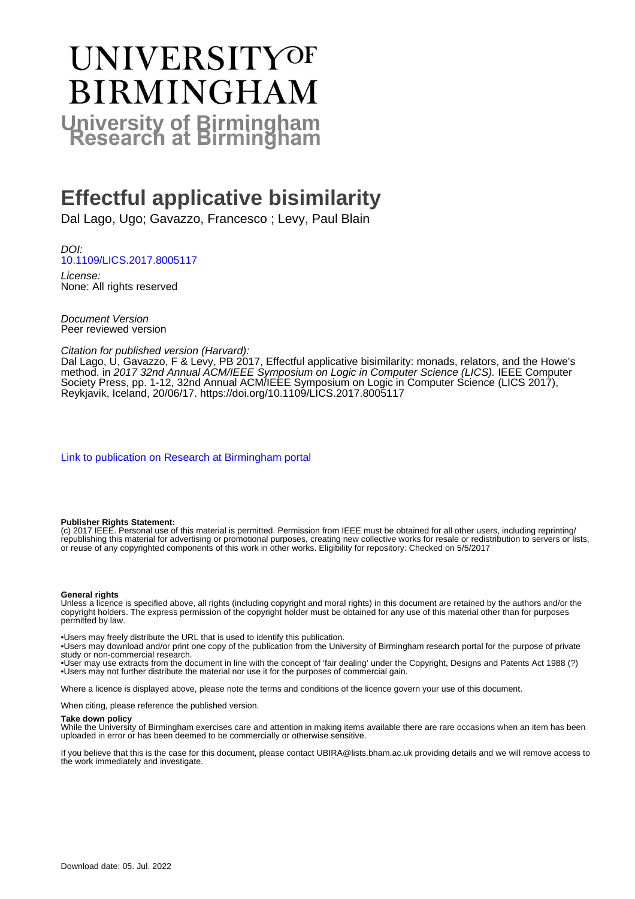# UNIVERSITY OF BIRMINGHAM

## University of Birmingham Research at Birmingham

# Effectful applicative bisimilarity

Dal Lago, Ugo; Gavazzo, Francesco ; Levy, Paul Blain

*DOI:*
10.1109/LICS.2017.8005117

*License:*
None: All rights reserved

*Document Version*
Peer reviewed version

*Citation for published version (Harvard):*
Dal Lago, U, Gavazzo, F & Levy, PB 2017, Effectful applicative bisimilarity: monads, relators, and the Howe's method. in *2017 32nd Annual ACM/IEEE Symposium on Logic in Computer Science (LICS)*. IEEE Computer Society Press, pp. 1-12, 32nd Annual ACM/IEEE Symposium on Logic in Computer Science (LICS 2017), Reykjavik, Iceland, 20/06/17. https://doi.org/10.1109/LICS.2017.8005117

Link to publication on Research at Birmingham portal

**Publisher Rights Statement:**
(c) 2017 IEEE. Personal use of this material is permitted. Permission from IEEE must be obtained for all other users, including reprinting/ republishing this material for advertising or promotional purposes, creating new collective works for resale or redistribution to servers or lists, or reuse of any copyrighted components of this work in other works. Eligibility for repository: Checked on 5/5/2017

**General rights**
Unless a licence is specified above, all rights (including copyright and moral rights) in this document are retained by the authors and/or the copyright holders. The express permission of the copyright holder must be obtained for any use of this material other than for purposes permitted by law.

•Users may freely distribute the URL that is used to identify this publication.
•Users may download and/or print one copy of the publication from the University of Birmingham research portal for the purpose of private study or non-commercial research.
•User may use extracts from the document in line with the concept of 'fair dealing' under the Copyright, Designs and Patents Act 1988 (?)
•Users may not further distribute the material nor use it for the purposes of commercial gain.

Where a licence is displayed above, please note the terms and conditions of the licence govern your use of this document.

When citing, please reference the published version.

**Take down policy**
While the University of Birmingham exercises care and attention in making items available there are rare occasions when an item has been uploaded in error or has been deemed to be commercially or otherwise sensitive.

If you believe that this is the case for this document, please contact UBIRA@lists.bham.ac.uk providing details and we will remove access to the work immediately and investigate.

Download date: 05. Jul. 2022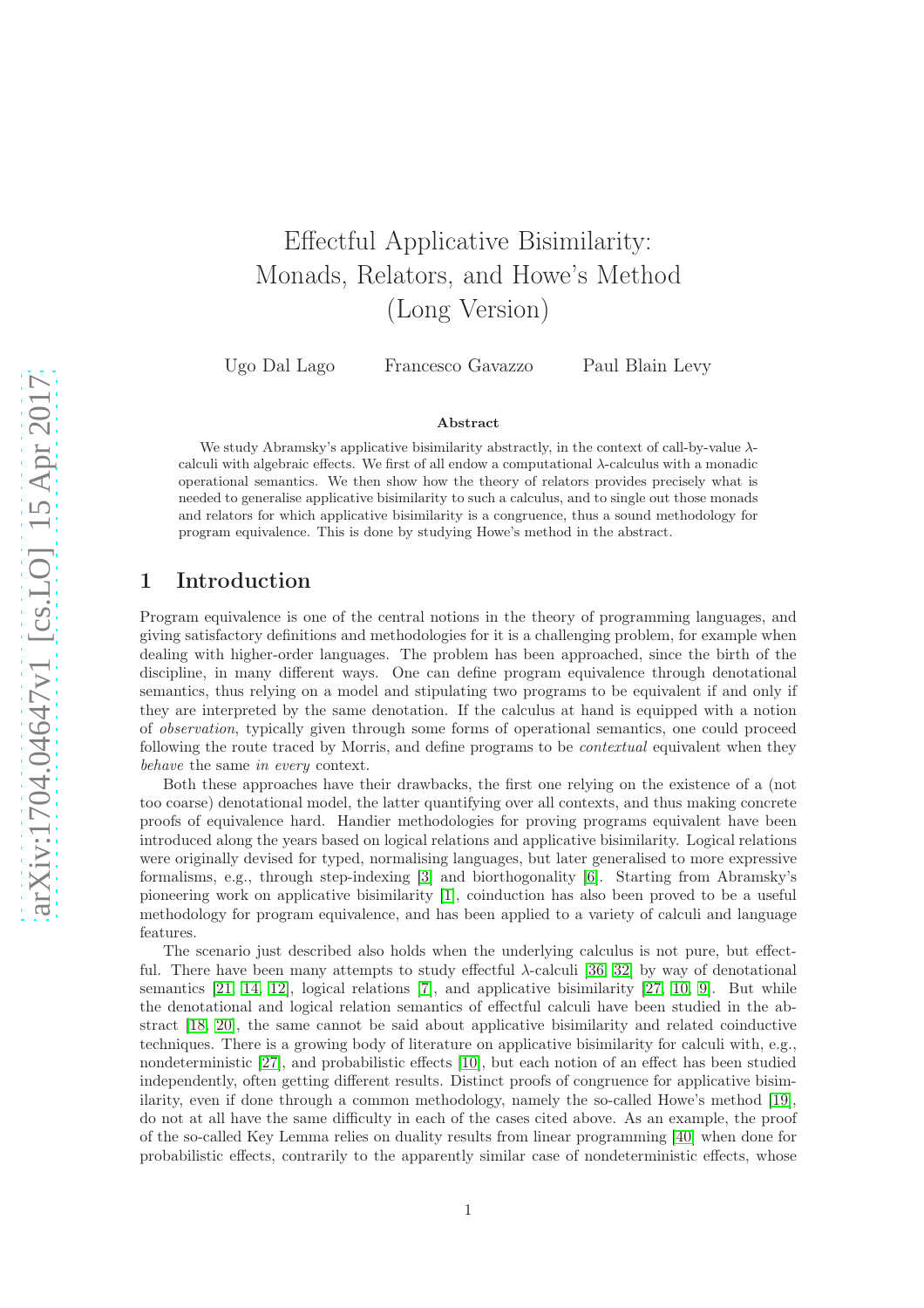# Effectful Applicative Bisimilarity: Monads, Relators, and Howe's Method (Long Version)

Ugo Dal Lago Francesco Gavazzo Paul Blain Levy

### Abstract

We study Abramsky's applicative bisimilarity abstractly, in the context of call-by-value $\lambda$-calculi with algebraic effects. We first of all endow a computational $\lambda$-calculus with a monadic operational semantics. We then show how the theory of relators provides precisely what is needed to generalise applicative bisimilarity to such a calculus, and to single out those monads and relators for which applicative bisimilarity is a congruence, thus a sound methodology for program equivalence. This is done by studying Howe's method in the abstract.

## 1 Introduction

Program equivalence is one of the central notions in the theory of programming languages, and giving satisfactory definitions and methodologies for it is a challenging problem, for example when dealing with higher-order languages. The problem has been approached, since the birth of the discipline, in many different ways. One can define program equivalence through denotational semantics, thus relying on a model and stipulating two programs to be equivalent if and only if they are interpreted by the same denotation. If the calculus at hand is equipped with a notion of *observation*, typically given through some forms of operational semantics, one could proceed following the route traced by Morris, and define programs to be *contextual* equivalent when they *behave* the same *in every* context.

Both these approaches have their drawbacks, the first one relying on the existence of a (not too coarse) denotational model, the latter quantifying over all contexts, and thus making concrete proofs of equivalence hard. Handier methodologies for proving programs equivalent have been introduced along the years based on logical relations and applicative bisimilarity. Logical relations were originally devised for typed, normalising languages, but later generalised to more expressive formalisms, e.g., through step-indexing [3] and biorthogonality [6]. Starting from Abramsky's pioneering work on applicative bisimilarity [1], coinduction has also been proved to be a useful methodology for program equivalence, and has been applied to a variety of calculi and language features.

The scenario just described also holds when the underlying calculus is not pure, but effectful. There have been many attempts to study effectful $\lambda$-calculi [36, 32] by way of denotational semantics [21, 14, 12], logical relations [7], and applicative bisimilarity [27, 10, 9]. But while the denotational and logical relation semantics of effectful calculi have been studied in the abstract [18, 20], the same cannot be said about applicative bisimilarity and related coinductive techniques. There is a growing body of literature on applicative bisimilarity for calculi with, e.g., nondeterministic [27], and probabilistic effects [10], but each notion of an effect has been studied independently, often getting different results. Distinct proofs of congruence for applicative bisimilarity, even if done through a common methodology, namely the so-called Howe's method [19], do not at all have the same difficulty in each of the cases cited above. As an example, the proof of the so-called Key Lemma relies on duality results from linear programming [40] when done for probabilistic effects, contrarily to the apparently similar case of nondeterministic effects, whose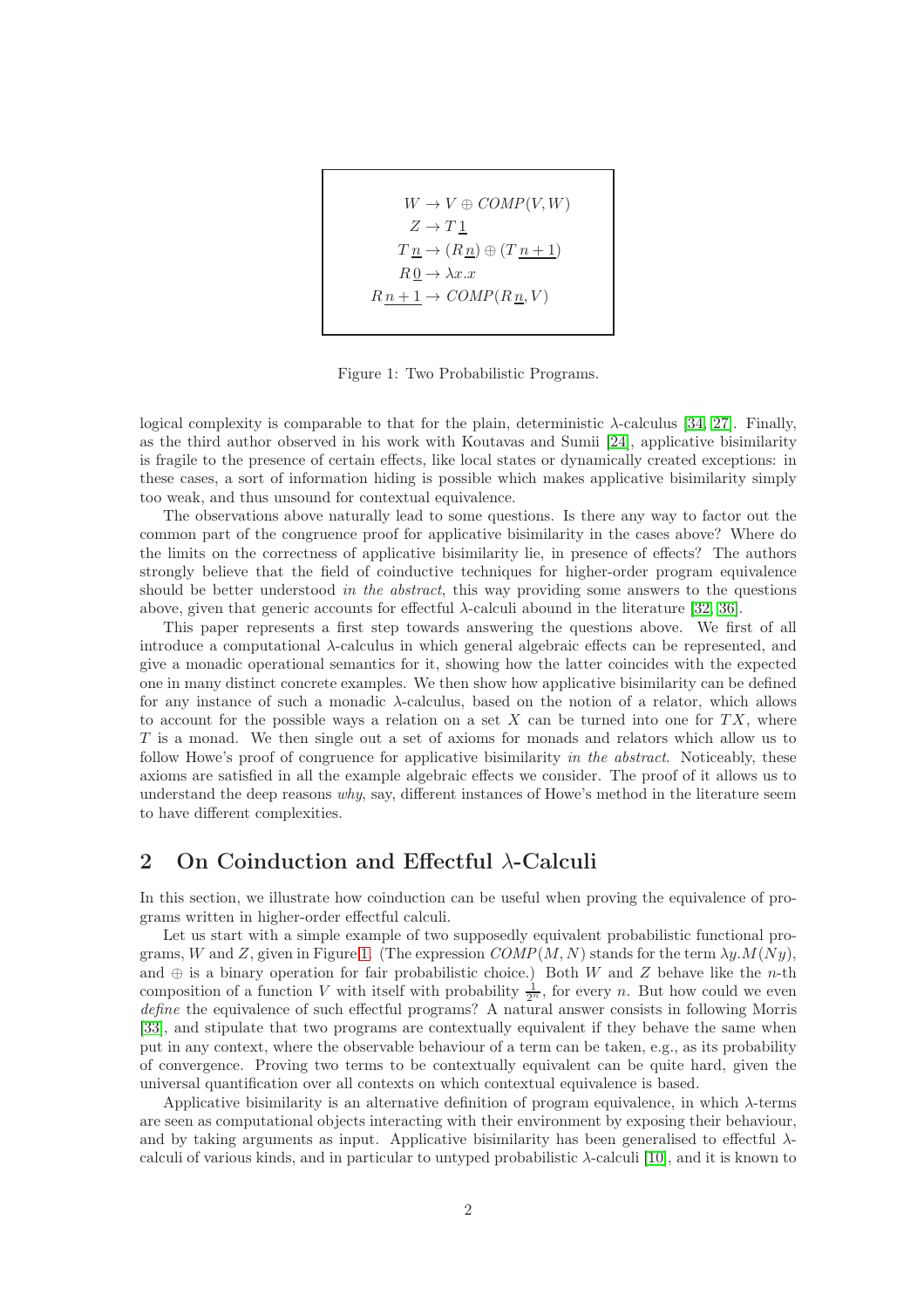$$
\begin{aligned}
W &\to V \oplus COMP(V, W) \\
Z &\to T\,\underline{1} \\
T\,\underline{n} &\to (R\,\underline{n}) \oplus (T\,\underline{n+1}) \\
R\,\underline{0} &\to \lambda x.x \\
R\,\underline{n+1} &\to COMP(R\,\underline{n}, V)
\end{aligned}
$$

Figure 1: Two Probabilistic Programs.

logical complexity is comparable to that for the plain, deterministic $\lambda$-calculus [34, 27]. Finally, as the third author observed in his work with Koutavas and Sumii [24], applicative bisimilarity is fragile to the presence of certain effects, like local states or dynamically created exceptions: in these cases, a sort of information hiding is possible which makes applicative bisimilarity simply too weak, and thus unsound for contextual equivalence.

The observations above naturally lead to some questions. Is there any way to factor out the common part of the congruence proof for applicative bisimilarity in the cases above? Where do the limits on the correctness of applicative bisimilarity lie, in presence of effects? The authors strongly believe that the field of coinductive techniques for higher-order program equivalence should be better understood *in the abstract*, this way providing some answers to the questions above, given that generic accounts for effectful $\lambda$-calculi abound in the literature [32, 36].

This paper represents a first step towards answering the questions above. We first of all introduce a computational $\lambda$-calculus in which general algebraic effects can be represented, and give a monadic operational semantics for it, showing how the latter coincides with the expected one in many distinct concrete examples. We then show how applicative bisimilarity can be defined for any instance of such a monadic $\lambda$-calculus, based on the notion of a relator, which allows to account for the possible ways a relation on a set $X$ can be turned into one for $TX$, where $T$ is a monad. We then single out a set of axioms for monads and relators which allow us to follow Howe's proof of congruence for applicative bisimilarity *in the abstract*. Noticeably, these axioms are satisfied in all the example algebraic effects we consider. The proof of it allows us to understand the deep reasons *why*, say, different instances of Howe's method in the literature seem to have different complexities.

## 2 On Coinduction and Effectful $\lambda$-Calculi

In this section, we illustrate how coinduction can be useful when proving the equivalence of programs written in higher-order effectful calculi.

Let us start with a simple example of two supposedly equivalent probabilistic functional programs, $W$ and $Z$, given in Figure 1. (The expression $COMP(M, N)$ stands for the term $\lambda y.M(Ny)$, and $\oplus$ is a binary operation for fair probabilistic choice.) Both $W$ and $Z$ behave like the $n$-th composition of a function $V$ with itself with probability $\frac{1}{2^n}$, for every $n$. But how could we even *define* the equivalence of such effectful programs? A natural answer consists in following Morris [33], and stipulate that two programs are contextually equivalent if they behave the same when put in any context, where the observable behaviour of a term can be taken, e.g., as its probability of convergence. Proving two terms to be contextually equivalent can be quite hard, given the universal quantification over all contexts on which contextual equivalence is based.

Applicative bisimilarity is an alternative definition of program equivalence, in which $\lambda$-terms are seen as computational objects interacting with their environment by exposing their behaviour, and by taking arguments as input. Applicative bisimilarity has been generalised to effectful $\lambda$-calculi of various kinds, and in particular to untyped probabilistic $\lambda$-calculi [10], and it is known to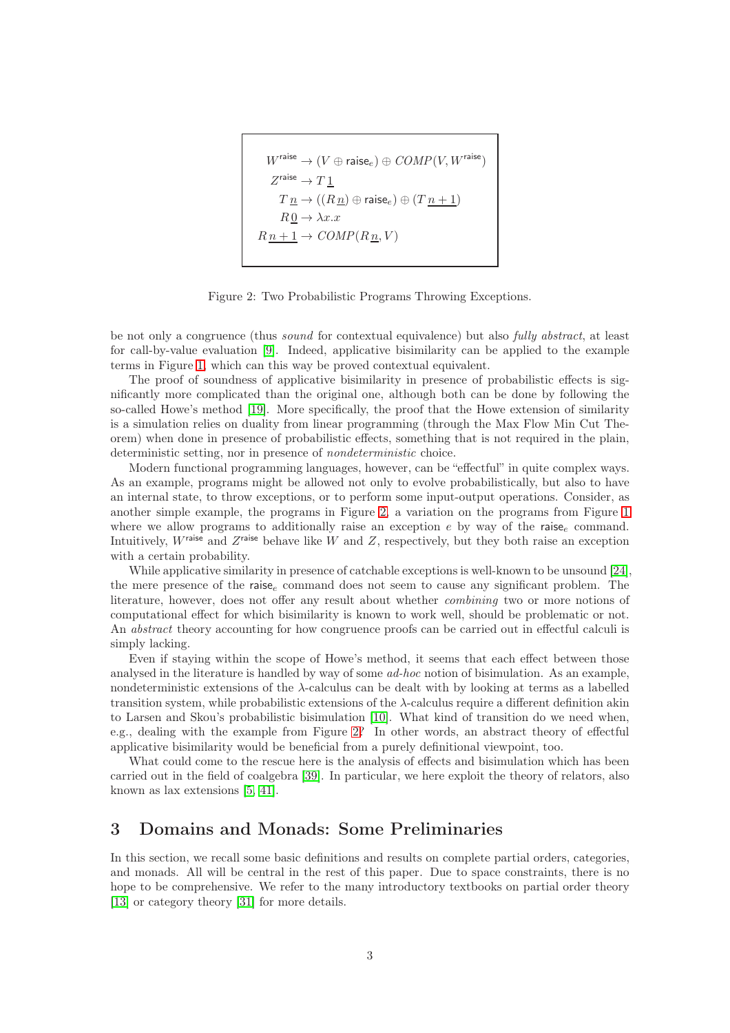$$
\begin{aligned}
W^{\mathsf{raise}} &\to (V \oplus \mathsf{raise}_e) \oplus \mathit{COMP}(V, W^{\mathsf{raise}}) \\
Z^{\mathsf{raise}} &\to T\,\underline{1} \\
T\,\underline{n} &\to ((R\,\underline{n}) \oplus \mathsf{raise}_e) \oplus (T\,\underline{n+1}) \\
R\,\underline{0} &\to \lambda x.x \\
R\,\underline{n+1} &\to \mathit{COMP}(R\,\underline{n}, V)
\end{aligned}
$$

Figure 2: Two Probabilistic Programs Throwing Exceptions.

be not only a congruence (thus *sound* for contextual equivalence) but also *fully abstract*, at least for call-by-value evaluation [9]. Indeed, applicative bisimilarity can be applied to the example terms in Figure 1, which can this way be proved contextual equivalent.

The proof of soundness of applicative bisimilarity in presence of probabilistic effects is significantly more complicated than the original one, although both can be done by following the so-called Howe's method [19]. More specifically, the proof that the Howe extension of similarity is a simulation relies on duality from linear programming (through the Max Flow Min Cut Theorem) when done in presence of probabilistic effects, something that is not required in the plain, deterministic setting, nor in presence of *nondeterministic* choice.

Modern functional programming languages, however, can be "effectful" in quite complex ways. As an example, programs might be allowed not only to evolve probabilistically, but also to have an internal state, to throw exceptions, or to perform some input-output operations. Consider, as another simple example, the programs in Figure 2, a variation on the programs from Figure 1 where we allow programs to additionally raise an exception $e$ by way of the $\mathsf{raise}_e$ command. Intuitively, $W^{\mathsf{raise}}$ and $Z^{\mathsf{raise}}$ behave like $W$ and $Z$, respectively, but they both raise an exception with a certain probability.

While applicative similarity in presence of catchable exceptions is well-known to be unsound [24], the mere presence of the $\mathsf{raise}_e$ command does not seem to cause any significant problem. The literature, however, does not offer any result about whether *combining* two or more notions of computational effect for which bisimilarity is known to work well, should be problematic or not. An *abstract* theory accounting for how congruence proofs can be carried out in effectful calculi is simply lacking.

Even if staying within the scope of Howe's method, it seems that each effect between those analysed in the literature is handled by way of some *ad-hoc* notion of bisimulation. As an example, nondeterministic extensions of the $\lambda$-calculus can be dealt with by looking at terms as a labelled transition system, while probabilistic extensions of the $\lambda$-calculus require a different definition akin to Larsen and Skou's probabilistic bisimulation [10]. What kind of transition do we need when, e.g., dealing with the example from Figure 2? In other words, an abstract theory of effectful applicative bisimilarity would be beneficial from a purely definitional viewpoint, too.

What could come to the rescue here is the analysis of effects and bisimulation which has been carried out in the field of coalgebra [39]. In particular, we here exploit the theory of relators, also known as lax extensions [5, 41].

## 3 Domains and Monads: Some Preliminaries

In this section, we recall some basic definitions and results on complete partial orders, categories, and monads. All will be central in the rest of this paper. Due to space constraints, there is no hope to be comprehensive. We refer to the many introductory textbooks on partial order theory [13] or category theory [31] for more details.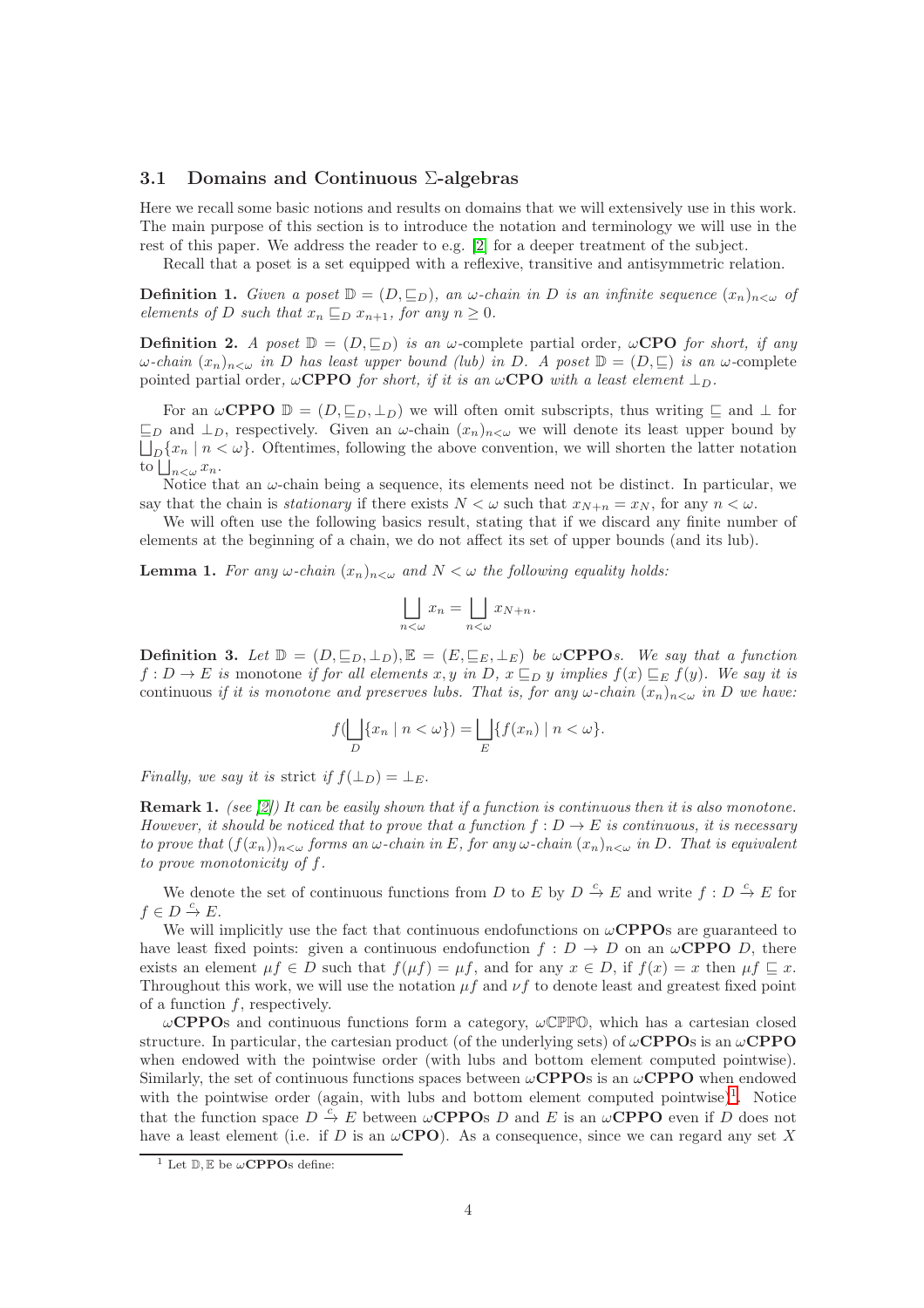### 3.1 Domains and Continuous Σ-algebras

Here we recall some basic notions and results on domains that we will extensively use in this work. The main purpose of this section is to introduce the notation and terminology we will use in the rest of this paper. We address the reader to e.g. [2] for a deeper treatment of the subject.

Recall that a poset is a set equipped with a reflexive, transitive and antisymmetric relation.

**Definition 1.** *Given a poset $\mathbb{D} = (D, \sqsubseteq_D)$, an $\omega$-chain in $D$ is an infinite sequence $(x_n)_{n<\omega}$ of elements of $D$ such that $x_n \sqsubseteq_D x_{n+1}$, for any $n \geq 0$.*

**Definition 2.** *A poset $\mathbb{D} = (D, \sqsubseteq_D)$ is an $\omega$-complete partial order, $\omega$**CPO** for short, if any $\omega$-chain $(x_n)_{n<\omega}$ in $D$ has least upper bound (lub) in $D$. A poset $\mathbb{D} = (D, \sqsubseteq)$ is an $\omega$-complete pointed partial order, $\omega$**CPPO** for short, if it is an $\omega$**CPO** with a least element $\bot_D$.*

For an $\omega$**CPPO** $\mathbb{D} = (D, \sqsubseteq_D, \bot_D)$ we will often omit subscripts, thus writing $\sqsubseteq$ and $\bot$ for $\sqsubseteq_D$ and $\bot_D$, respectively. Given an $\omega$-chain $(x_n)_{n<\omega}$ we will denote its least upper bound by $\bigsqcup_D\{x_n \mid n < \omega\}$. Oftentimes, following the above convention, we will shorten the latter notation to $\bigsqcup_{n<\omega} x_n$.

Notice that an $\omega$-chain being a sequence, its elements need not be distinct. In particular, we say that the chain is *stationary* if there exists $N < \omega$ such that $x_{N+n} = x_N$, for any $n < \omega$.

We will often use the following basics result, stating that if we discard any finite number of elements at the beginning of a chain, we do not affect its set of upper bounds (and its lub).

**Lemma 1.** *For any $\omega$-chain $(x_n)_{n<\omega}$ and $N < \omega$ the following equality holds:*

$$\bigsqcup_{n<\omega} x_n = \bigsqcup_{n<\omega} x_{N+n}.$$

**Definition 3.** *Let $\mathbb{D} = (D, \sqsubseteq_D, \bot_D), \mathbb{E} = (E, \sqsubseteq_E, \bot_E)$ be $\omega$**CPPO**s. We say that a function $f : D \to E$ is* monotone *if for all elements $x, y$ in $D$, $x \sqsubseteq_D y$ implies $f(x) \sqsubseteq_E f(y)$. We say it is* continuous *if it is monotone and preserves lubs. That is, for any $\omega$-chain $(x_n)_{n<\omega}$ in $D$ we have:*

$$f(\bigsqcup_D\{x_n \mid n < \omega\}) = \bigsqcup_E\{f(x_n) \mid n < \omega\}.$$

*Finally, we say it is* strict *if $f(\bot_D) = \bot_E$.*

**Remark 1.** *(see [2]) It can be easily shown that if a function is continuous then it is also monotone. However, it should be noticed that to prove that a function $f : D \to E$ is continuous, it is necessary to prove that $(f(x_n))_{n<\omega}$ forms an $\omega$-chain in $E$, for any $\omega$-chain $(x_n)_{n<\omega}$ in $D$. That is equivalent to prove monotonicity of $f$.*

We denote the set of continuous functions from $D$ to $E$ by $D \xrightarrow{c} E$ and write $f : D \xrightarrow{c} E$ for $f \in D \xrightarrow{c} E$.

We will implicitly use the fact that continuous endofunctions on $\omega$**CPPO**s are guaranteed to have least fixed points: given a continuous endofunction $f : D \to D$ on an $\omega$**CPPO** $D$, there exists an element $\mu f \in D$ such that $f(\mu f) = \mu f$, and for any $x \in D$, if $f(x) = x$ then $\mu f \sqsubseteq x$. Throughout this work, we will use the notation $\mu f$ and $\nu f$ to denote least and greatest fixed point of a function $f$, respectively.

$\omega$**CPPO**s and continuous functions form a category, $\omega\mathbb{CPPO}$, which has a cartesian closed structure. In particular, the cartesian product (of the underlying sets) of $\omega$**CPPO**s is an $\omega$**CPPO** when endowed with the pointwise order (with lubs and bottom element computed pointwise). Similarly, the set of continuous functions spaces between $\omega$**CPPO**s is an $\omega$**CPPO** when endowed with the pointwise order (again, with lubs and bottom element computed pointwise)[1]. Notice that the function space $D \xrightarrow{c} E$ between $\omega$**CPPO**s $D$ and $E$ is an $\omega$**CPPO** even if $D$ does not have a least element (i.e. if $D$ is an $\omega$**CPO**). As a consequence, since we can regard any set $X$

[1] Let $\mathbb{D}, \mathbb{E}$ be $\omega$**CPPO**s define: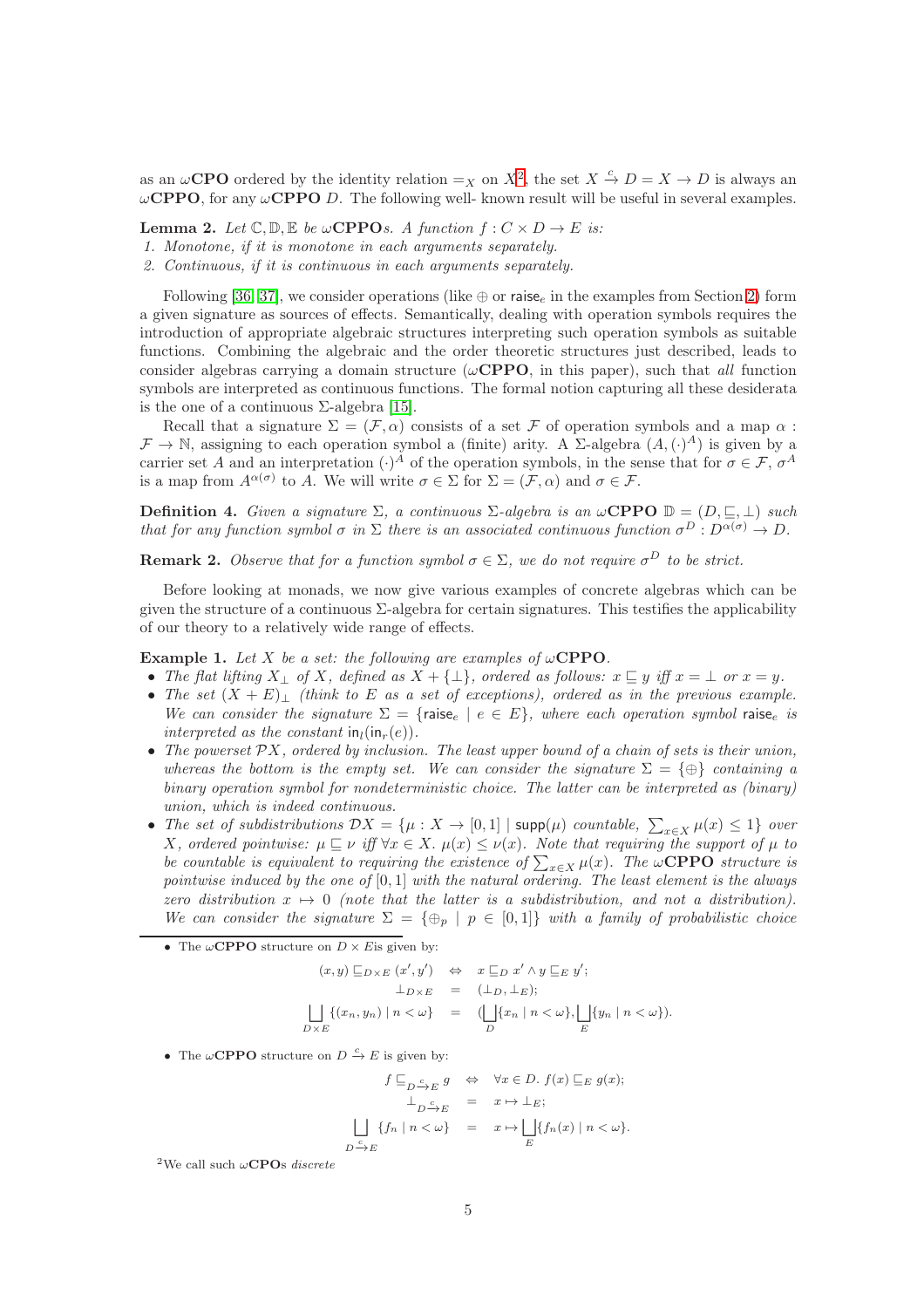as an $\omega$**CPO** ordered by the identity relation $=_X$ on $X$[2], the set $X \xrightarrow{c} D = X \to D$ is always an $\omega$**CPPO**, for any $\omega$**CPPO** $D$. The following well- known result will be useful in several examples.

**Lemma 2.** *Let $\mathbb{C}, \mathbb{D}, \mathbb{E}$ be $\omega$**CPPO**s. A function $f : C \times D \to E$ is:*

1. *Monotone, if it is monotone in each arguments separately.*
2. *Continuous, if it is continuous in each arguments separately.*

Following [36, 37], we consider operations (like $\oplus$ or $\mathsf{raise}_e$ in the examples from Section 2) form a given signature as sources of effects. Semantically, dealing with operation symbols requires the introduction of appropriate algebraic structures interpreting such operation symbols as suitable functions. Combining the algebraic and the order theoretic structures just described, leads to consider algebras carrying a domain structure ($\omega$**CPPO**, in this paper), such that *all* function symbols are interpreted as continuous functions. The formal notion capturing all these desiderata is the one of a continuous $\Sigma$-algebra [15].

Recall that a signature $\Sigma = (\mathcal{F}, \alpha)$ consists of a set $\mathcal{F}$ of operation symbols and a map $\alpha : \mathcal{F} \to \mathbb{N}$, assigning to each operation symbol a (finite) arity. A $\Sigma$-algebra $(A, (\cdot)^A)$ is given by a carrier set $A$ and an interpretation $(\cdot)^A$ of the operation symbols, in the sense that for $\sigma \in \mathcal{F}$, $\sigma^A$ is a map from $A^{\alpha(\sigma)}$ to $A$. We will write $\sigma \in \Sigma$ for $\Sigma = (\mathcal{F}, \alpha)$ and $\sigma \in \mathcal{F}$.

**Definition 4.** *Given a signature $\Sigma$, a continuous $\Sigma$-algebra is an $\omega$**CPPO** $\mathbb{D} = (D, \sqsubseteq, \bot)$ such that for any function symbol $\sigma$ in $\Sigma$ there is an associated continuous function $\sigma^D : D^{\alpha(\sigma)} \to D$.*

**Remark 2.** *Observe that for a function symbol $\sigma \in \Sigma$, we do not require $\sigma^D$ to be strict.*

Before looking at monads, we now give various examples of concrete algebras which can be given the structure of a continuous $\Sigma$-algebra for certain signatures. This testifies the applicability of our theory to a relatively wide range of effects.

**Example 1.** *Let $X$ be a set: the following are examples of $\omega$**CPPO**.*

- *The flat lifting $X_\bot$ of $X$, defined as $X + \{\bot\}$, ordered as follows: $x \sqsubseteq y$ iff $x = \bot$ or $x = y$.*
- *The set $(X + E)_\bot$ (think to $E$ as a set of exceptions), ordered as in the previous example. We can consider the signature $\Sigma = \{\mathsf{raise}_e \mid e \in E\}$, where each operation symbol $\mathsf{raise}_e$ is interpreted as the constant $\mathsf{in}_l(\mathsf{in}_r(e))$.*
- *The powerset $\mathcal{P}X$, ordered by inclusion. The least upper bound of a chain of sets is their union, whereas the bottom is the empty set. We can consider the signature $\Sigma = \{\oplus\}$ containing a binary operation symbol for nondeterministic choice. The latter can be interpreted as (binary) union, which is indeed continuous.*
- *The set of subdistributions $\mathcal{D}X = \{\mu : X \to [0,1] \mid \mathsf{supp}(\mu)$ countable, $\sum_{x \in X} \mu(x) \leq 1\}$ over $X$, ordered pointwise: $\mu \sqsubseteq \nu$ iff $\forall x \in X.\ \mu(x) \leq \nu(x)$. Note that requiring the support of $\mu$ to be countable is equivalent to requiring the existence of $\sum_{x \in X} \mu(x)$. The $\omega$**CPPO** structure is pointwise induced by the one of $[0,1]$ with the natural ordering. The least element is the always zero distribution $x \mapsto 0$ (note that the latter is a subdistribution, and not a distribution). We can consider the signature $\Sigma = \{\oplus_p \mid p \in [0,1]\}$ with a family of probabilistic choice*

---

- The $\omega$**CPPO** structure on $D \times E$is given by:

$$
\begin{aligned}
(x, y) \sqsubseteq_{D \times E} (x', y') \quad &\Leftrightarrow \quad x \sqsubseteq_D x' \wedge y \sqsubseteq_E y'; \\
\bot_{D \times E} \quad &= \quad (\bot_D, \bot_E); \\
\bigsqcup_{D \times E} \{(x_n, y_n) \mid n < \omega\} \quad &= \quad (\bigsqcup_D \{x_n \mid n < \omega\}, \bigsqcup_E \{y_n \mid n < \omega\}).
\end{aligned}
$$

- The $\omega$**CPPO** structure on $D \xrightarrow{c} E$ is given by:

$$
\begin{aligned}
f \sqsubseteq_{D \xrightarrow{c} E} g \quad &\Leftrightarrow \quad \forall x \in D.\ f(x) \sqsubseteq_E g(x); \\
\bot_{D \xrightarrow{c} E} \quad &= \quad x \mapsto \bot_E; \\
\bigsqcup_{D \xrightarrow{c} E} \{f_n \mid n < \omega\} \quad &= \quad x \mapsto \bigsqcup_E \{f_n(x) \mid n < \omega\}.
\end{aligned}
$$

[2] We call such $\omega$**CPO**s *discrete*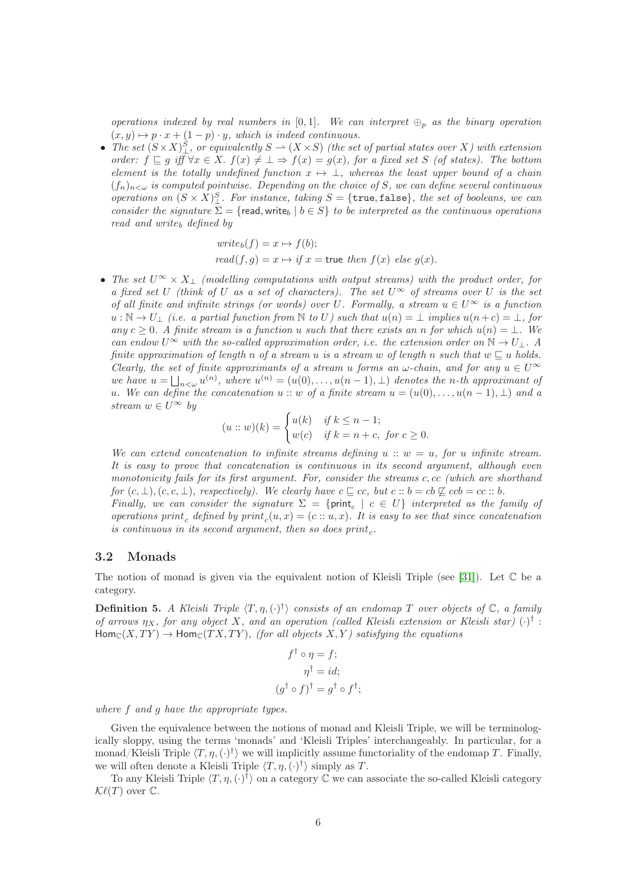*operations indexed by real numbers in $[0, 1]$. We can interpret $\oplus_p$ as the binary operation $(x, y) \mapsto p \cdot x + (1 - p) \cdot y$, which is indeed continuous.*

- *The set $(S \times X)^S_\perp$, or equivalently $S \rightharpoonup (X \times S)$ (the set of partial states over $X$) with extension order: $f \sqsubseteq g$ iff $\forall x \in X.\ f(x) \neq \perp \Rightarrow f(x) = g(x)$, for a fixed set $S$ (of states). The bottom element is the totally undefined function $x \mapsto \perp$, whereas the least upper bound of a chain $(f_n)_{n<\omega}$ is computed pointwise. Depending on the choice of $S$, we can define several continuous operations on $(S \times X)^S_\perp$. For instance, taking $S = \{\mathtt{true}, \mathtt{false}\}$, the set of booleans, we can consider the signature $\Sigma = \{\mathsf{read}, \mathsf{write}_b \mid b \in S\}$ to be interpreted as the continuous operations read and write$_b$ defined by*

$$
\begin{aligned}
write_b(f) &= x \mapsto f(b);\\
read(f, g) &= x \mapsto \mathit{if}\ x = \mathsf{true}\ \mathit{then}\ f(x)\ \mathit{else}\ g(x).
\end{aligned}
$$

- *The set $U^\infty \times X_\perp$ (modelling computations with output streams) with the product order, for a fixed set $U$ (think of $U$ as a set of characters). The set $U^\infty$ of streams over $U$ is the set of all finite and infinite strings (or words) over $U$. Formally, a stream $u \in U^\infty$ is a function $u : \mathbb{N} \to U_\perp$ (i.e. a partial function from $\mathbb{N}$ to $U$) such that $u(n) = \perp$ implies $u(n+c) = \perp$, for any $c \geq 0$. A finite stream is a function $u$ such that there exists an $n$ for which $u(n) = \perp$. We can endow $U^\infty$ with the so-called approximation order, i.e. the extension order on $\mathbb{N} \to U_\perp$. A finite approximation of length $n$ of a stream $u$ is a stream $w$ of length $n$ such that $w \sqsubseteq u$ holds. Clearly, the set of finite approximants of a stream $u$ forms an $\omega$-chain, and for any $u \in U^\infty$ we have $u = \bigsqcup_{n<\omega} u^{(n)}$, where $u^{(n)} = (u(0), \ldots, u(n-1), \perp)$ denotes the $n$-th approximant of $u$. We can define the concatenation $u :: w$ of a finite stream $u = (u(0), \ldots, u(n-1), \perp)$ and a stream $w \in U^\infty$ by*

$$
(u :: w)(k) = \begin{cases} u(k) & \text{if } k \leq n-1;\\ w(c) & \text{if } k = n + c,\ \text{for } c \geq 0. \end{cases}
$$

*We can extend concatenation to infinite streams defining $u :: w = u$, for $u$ infinite stream. It is easy to prove that concatenation is continuous in its second argument, although even monotonicity fails for its first argument. For, consider the streams $c, cc$ (which are shorthand for $(c, \perp), (c, c, \perp)$, respectively). We clearly have $c \sqsubseteq cc$, but $c :: b = cb \not\sqsubseteq ccb = cc :: b$.*
*Finally, we can consider the signature $\Sigma = \{\mathsf{print}_c \mid c \in U\}$ interpreted as the family of operations $print_c$ defined by $print_c(u, x) = (c :: u, x)$. It is easy to see that since concatenation is continuous in its second argument, then so does $print_c$.*

### 3.2 Monads

The notion of monad is given via the equivalent notion of Kleisli Triple (see [31]). Let $\mathbb{C}$ be a category.

**Definition 5.** *A Kleisli Triple $\langle T, \eta, (\cdot)^\dagger \rangle$ consists of an endomap $T$ over objects of $\mathbb{C}$, a family of arrows $\eta_X$, for any object $X$, and an operation (called Kleisli extension or Kleisli star) $(\cdot)^\dagger : \mathsf{Hom}_{\mathbb{C}}(X, TY) \to \mathsf{Hom}_{\mathbb{C}}(TX, TY)$, (for all objects $X, Y$) satisfying the equations*

$$
\begin{aligned}
f^\dagger \circ \eta &= f;\\
\eta^\dagger &= id;\\
(g^\dagger \circ f)^\dagger &= g^\dagger \circ f^\dagger;
\end{aligned}
$$

*where $f$ and $g$ have the appropriate types.*

Given the equivalence between the notions of monad and Kleisli Triple, we will be terminologically sloppy, using the terms 'monads' and 'Kleisli Triples' interchangeably. In particular, for a monad/Kleisli Triple $\langle T, \eta, (\cdot)^\dagger \rangle$ we will implicitly assume functoriality of the endomap $T$. Finally, we will often denote a Kleisli Triple $\langle T, \eta, (\cdot)^\dagger \rangle$ simply as $T$.

To any Kleisli Triple $\langle T, \eta, (\cdot)^\dagger \rangle$ on a category $\mathbb{C}$ we can associate the so-called Kleisli category $\mathcal{K}\ell(T)$ over $\mathbb{C}$.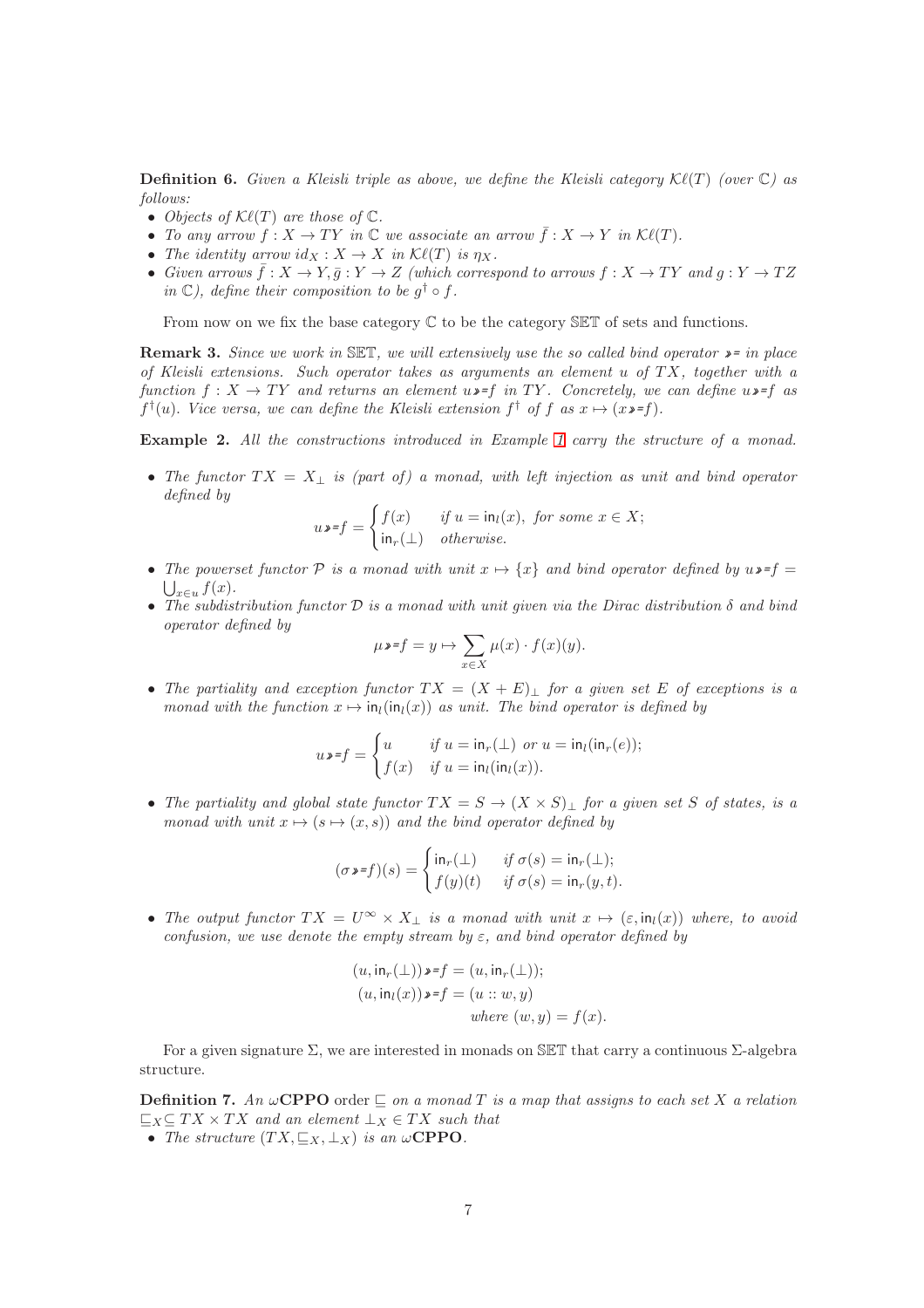**Definition 6.** *Given a Kleisli triple as above, we define the Kleisli category $\mathcal{K}\ell(T)$ (over $\mathbb{C}$) as follows:*

- *Objects of $\mathcal{K}\ell(T)$ are those of $\mathbb{C}$.*
- *To any arrow $f : X \to TY$ in $\mathbb{C}$ we associate an arrow $\bar{f} : X \to Y$ in $\mathcal{K}\ell(T)$.*
- *The identity arrow $id_X : X \to X$ in $\mathcal{K}\ell(T)$ is $\eta_X$.*
- *Given arrows $\bar{f} : X \to Y, \bar{g} : Y \to Z$ (which correspond to arrows $f : X \to TY$ and $g : Y \to TZ$ in $\mathbb{C}$), define their composition to be $g^\dagger \circ f$.*

From now on we fix the base category $\mathbb{C}$ to be the category $\mathbb{SET}$ of sets and functions.

**Remark 3.** *Since we work in $\mathbb{SET}$, we will extensively use the so called bind operator $\gg\!=$ in place of Kleisli extensions. Such operator takes as arguments an element $u$ of $TX$, together with a function $f : X \to TY$ and returns an element $u \gg\!= f$ in $TY$. Concretely, we can define $u \gg\!= f$ as $f^\dagger(u)$. Vice versa, we can define the Kleisli extension $f^\dagger$ of $f$ as $x \mapsto (x \gg\!= f)$.*

**Example 2.** *All the constructions introduced in Example 1 carry the structure of a monad.*

- *The functor $TX = X_\bot$ is (part of) a monad, with left injection as unit and bind operator defined by*

$$u \gg\!= f = \begin{cases} f(x) & \text{if } u = \mathsf{in}_l(x), \text{ for some } x \in X; \\ \mathsf{in}_r(\bot) & \text{otherwise.} \end{cases}$$

- *The powerset functor $\mathcal{P}$ is a monad with unit $x \mapsto \{x\}$ and bind operator defined by $u \gg\!= f = \bigcup_{x \in u} f(x)$.*
- *The subdistribution functor $\mathcal{D}$ is a monad with unit given via the Dirac distribution $\delta$ and bind operator defined by*

$$\mu \gg\!= f = y \mapsto \sum_{x \in X} \mu(x) \cdot f(x)(y).$$

- *The partiality and exception functor $TX = (X + E)_\bot$ for a given set $E$ of exceptions is a monad with the function $x \mapsto \mathsf{in}_l(\mathsf{in}_l(x))$ as unit. The bind operator is defined by*

$$u \gg\!= f = \begin{cases} u & \text{if } u = \mathsf{in}_r(\bot) \text{ or } u = \mathsf{in}_l(\mathsf{in}_r(e)); \\ f(x) & \text{if } u = \mathsf{in}_l(\mathsf{in}_l(x)). \end{cases}$$

- *The partiality and global state functor $TX = S \to (X \times S)_\bot$ for a given set $S$ of states, is a monad with unit $x \mapsto (s \mapsto (x, s))$ and the bind operator defined by*

$$(\sigma \gg\!= f)(s) = \begin{cases} \mathsf{in}_r(\bot) & \text{if } \sigma(s) = \mathsf{in}_r(\bot); \\ f(y)(t) & \text{if } \sigma(s) = \mathsf{in}_r(y, t). \end{cases}$$

- *The output functor $TX = U^\infty \times X_\bot$ is a monad with unit $x \mapsto (\varepsilon, \mathsf{in}_l(x))$ where, to avoid confusion, we use denote the empty stream by $\varepsilon$, and bind operator defined by*

$$\begin{aligned} (u, \mathsf{in}_r(\bot)) \gg\!= f &= (u, \mathsf{in}_r(\bot)); \\ (u, \mathsf{in}_l(x)) \gg\!= f &= (u :: w, y) \\ &\qquad \text{where } (w, y) = f(x). \end{aligned}$$

For a given signature $\Sigma$, we are interested in monads on $\mathbb{SET}$ that carry a continuous $\Sigma$-algebra structure.

**Definition 7.** *An $\omega$**CPPO** order $\sqsubseteq$ on a monad $T$ is a map that assigns to each set $X$ a relation $\sqsubseteq_X \subseteq TX \times TX$ and an element $\bot_X \in TX$ such that*

- *The structure $(TX, \sqsubseteq_X, \bot_X)$ is an $\omega$**CPPO**.*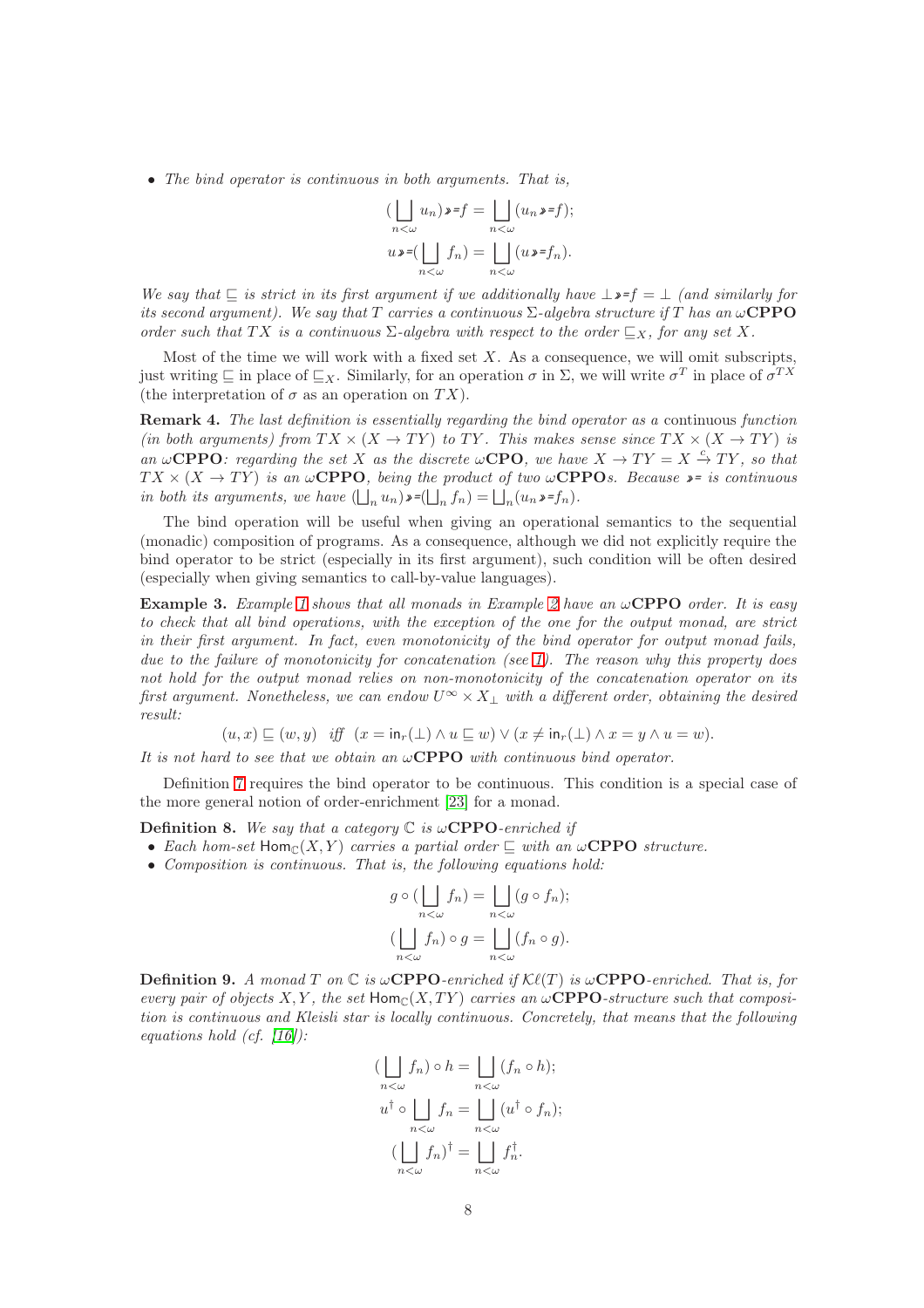- *The bind operator is continuous in both arguments. That is,*

$$(\bigsqcup_{n<\omega} u_n) \gg\!= f = \bigsqcup_{n<\omega} (u_n \gg\!= f);$$

$$u \gg\!= (\bigsqcup_{n<\omega} f_n) = \bigsqcup_{n<\omega} (u \gg\!= f_n).$$

*We say that $\sqsubseteq$ is strict in its first argument if we additionally have $\bot \gg\!= f = \bot$ (and similarly for its second argument). We say that $T$ carries a continuous $\Sigma$-algebra structure if $T$ has an $\omega$***CPPO** *order such that $TX$ is a continuous $\Sigma$-algebra with respect to the order $\sqsubseteq_X$, for any set $X$.*

Most of the time we will work with a fixed set $X$. As a consequence, we will omit subscripts, just writing $\sqsubseteq$ in place of $\sqsubseteq_X$. Similarly, for an operation $\sigma$ in $\Sigma$, we will write $\sigma^T$ in place of $\sigma^{TX}$ (the interpretation of $\sigma$ as an operation on $TX$).

**Remark 4.** *The last definition is essentially regarding the bind operator as a* continuous *function (in both arguments) from $TX \times (X \to TY)$ to $TY$. This makes sense since $TX \times (X \to TY)$ is an $\omega$***CPPO***: regarding the set $X$ as the discrete $\omega$***CPO***, we have $X \to TY = X \xrightarrow{c} TY$, so that $TX \times (X \to TY)$ is an $\omega$***CPPO***, being the product of two $\omega$***CPPO***s. Because $\gg\!=$ is continuous in both its arguments, we have $(\bigsqcup_n u_n) \gg\!= (\bigsqcup_n f_n) = \bigsqcup_n (u_n \gg\!= f_n)$.*

The bind operation will be useful when giving an operational semantics to the sequential (monadic) composition of programs. As a consequence, although we did not explicitly require the bind operator to be strict (especially in its first argument), such condition will be often desired (especially when giving semantics to call-by-value languages).

**Example 3.** *Example 1 shows that all monads in Example 2 have an $\omega$***CPPO** *order. It is easy to check that all bind operations, with the exception of the one for the output monad, are strict in their first argument. In fact, even monotonicity of the bind operator for output monad fails, due to the failure of monotonicity for concatenation (see 1). The reason why this property does not hold for the output monad relies on non-monotonicity of the concatenation operator on its first argument. Nonetheless, we can endow $U^\infty \times X_\bot$ with a different order, obtaining the desired result:*

$$(u, x) \sqsubseteq (w, y) \quad \text{iff} \quad (x = \mathsf{in}_r(\bot) \wedge u \sqsubseteq w) \vee (x \neq \mathsf{in}_r(\bot) \wedge x = y \wedge u = w).$$

*It is not hard to see that we obtain an $\omega$***CPPO** *with continuous bind operator.*

Definition 7 requires the bind operator to be continuous. This condition is a special case of the more general notion of order-enrichment [23] for a monad.

**Definition 8.** *We say that a category $\mathbb{C}$ is $\omega$***CPPO***-enriched if*
- *Each hom-set $\mathsf{Hom}_{\mathbb{C}}(X, Y)$ carries a partial order $\sqsubseteq$ with an $\omega$***CPPO** *structure.*
- *Composition is continuous. That is, the following equations hold:*

$$g \circ (\bigsqcup_{n<\omega} f_n) = \bigsqcup_{n<\omega} (g \circ f_n);$$

$$(\bigsqcup_{n<\omega} f_n) \circ g = \bigsqcup_{n<\omega} (f_n \circ g).$$

**Definition 9.** *A monad $T$ on $\mathbb{C}$ is $\omega$***CPPO***-enriched if $\mathcal{K}\ell(T)$ is $\omega$***CPPO***-enriched. That is, for every pair of objects $X, Y$, the set $\mathsf{Hom}_{\mathbb{C}}(X, TY)$ carries an $\omega$***CPPO***-structure such that composition is continuous and Kleisli star is locally continuous. Concretely, that means that the following equations hold (cf. [16]):*

$$(\bigsqcup_{n<\omega} f_n) \circ h = \bigsqcup_{n<\omega} (f_n \circ h);$$

$$u^\dagger \circ \bigsqcup_{n<\omega} f_n = \bigsqcup_{n<\omega} (u^\dagger \circ f_n);$$

$$(\bigsqcup_{n<\omega} f_n)^\dagger = \bigsqcup_{n<\omega} f_n^\dagger.$$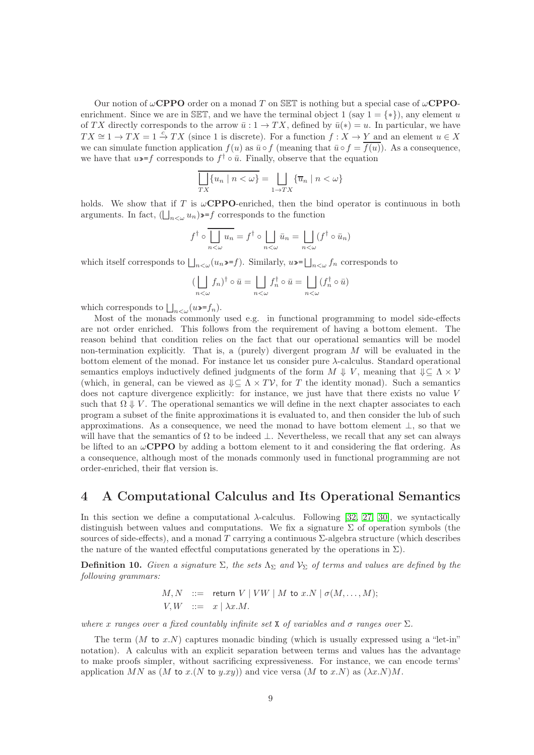Our notion of $\omega$**CPPO** order on a monad $T$ on $\mathbb{SET}$ is nothing but a special case of $\omega$**CPPO**-enrichment. Since we are in $\mathbb{SET}$, and we have the terminal object 1 (say $1 = \{*\}$), any element $u$ of $TX$ directly corresponds to the arrow $\bar{u} : 1 \to TX$, defined by $\bar{u}(*) = u$. In particular, we have $TX \cong 1 \to TX = 1 \xrightarrow{c} TX$ (since 1 is discrete). For a function $f : X \to Y$ and an element $u \in X$ we can simulate function application $f(u)$ as $\bar{u} \circ f$ (meaning that $\bar{u} \circ f = \overline{f(u)}$). As a consequence, we have that $u \gg\!= f$ corresponds to $f^\dagger \circ \bar{u}$. Finally, observe that the equation

$$\overline{\bigsqcup_{TX} \{u_n \mid n < \omega\}} = \bigsqcup_{1 \to TX} \{\overline{u}_n \mid n < \omega\}$$

holds. We show that if $T$ is $\omega$**CPPO**-enriched, then the bind operator is continuous in both arguments. In fact, $(\bigsqcup_{n<\omega} u_n) \gg\!= f$ corresponds to the function

$$f^\dagger \circ \overline{\bigsqcup_{n<\omega} u_n} = f^\dagger \circ \bigsqcup_{n<\omega} \bar{u}_n = \bigsqcup_{n<\omega} (f^\dagger \circ \bar{u}_n)$$

which itself corresponds to $\bigsqcup_{n<\omega} (u_n \gg\!= f)$. Similarly, $u \gg\!= \bigsqcup_{n<\omega} f_n$ corresponds to

$$(\bigsqcup_{n<\omega} f_n)^\dagger \circ \bar{u} = \bigsqcup_{n<\omega} f_n^\dagger \circ \bar{u} = \bigsqcup_{n<\omega} (f_n^\dagger \circ \bar{u})$$

which corresponds to $\bigsqcup_{n<\omega} (u \gg\!= f_n)$.

Most of the monads commonly used e.g. in functional programming to model side-effects are not order enriched. This follows from the requirement of having a bottom element. The reason behind that condition relies on the fact that our operational semantics will be model non-termination explicitly. That is, a (purely) divergent program $M$ will be evaluated in the bottom element of the monad. For instance let us consider pure $\lambda$-calculus. Standard operational semantics employs inductively defined judgments of the form $M \Downarrow V$, meaning that $\Downarrow \subseteq \Lambda \times \mathcal{V}$ (which, in general, can be viewed as $\Downarrow \subseteq \Lambda \times T\mathcal{V}$, for $T$ the identity monad). Such a semantics does not capture divergence explicitly: for instance, we just have that there exists no value $V$ such that $\Omega \Downarrow V$. The operational semantics we will define in the next chapter associates to each program a subset of the finite approximations it is evaluated to, and then consider the lub of such approximations. As a consequence, we need the monad to have bottom element $\bot$, so that we will have that the semantics of $\Omega$ to be indeed $\bot$. Nevertheless, we recall that any set can always be lifted to an $\omega$**CPPO** by adding a bottom element to it and considering the flat ordering. As a consequence, although most of the monads commonly used in functional programming are not order-enriched, their flat version is.

# 4 A Computational Calculus and Its Operational Semantics

In this section we define a computational $\lambda$-calculus. Following [32, 27, 30], we syntactically distinguish between values and computations. We fix a signature $\Sigma$ of operation symbols (the sources of side-effects), and a monad $T$ carrying a continuous $\Sigma$-algebra structure (which describes the nature of the wanted effectful computations generated by the operations in $\Sigma$).

**Definition 10.** *Given a signature $\Sigma$, the sets $\Lambda_\Sigma$ and $\mathcal{V}_\Sigma$ of terms and values are defined by the following grammars:*

$$\begin{aligned} M, N &::= \ \mathsf{return}\ V \mid VW \mid M \ \mathsf{to}\ x.N \mid \sigma(M, \ldots, M); \\ V, W &::= \ x \mid \lambda x.M. \end{aligned}$$

*where $x$ ranges over a fixed countably infinite set $\mathtt{X}$ of variables and $\sigma$ ranges over $\Sigma$.*

The term $(M \ \mathsf{to}\ x.N)$ captures monadic binding (which is usually expressed using a "let-in" notation). A calculus with an explicit separation between terms and values has the advantage to make proofs simpler, without sacrificing expressiveness. For instance, we can encode terms' application $MN$ as $(M \ \mathsf{to}\ x.(N \ \mathsf{to}\ y.xy))$ and vice versa $(M \ \mathsf{to}\ x.N)$ as $(\lambda x.N)M$.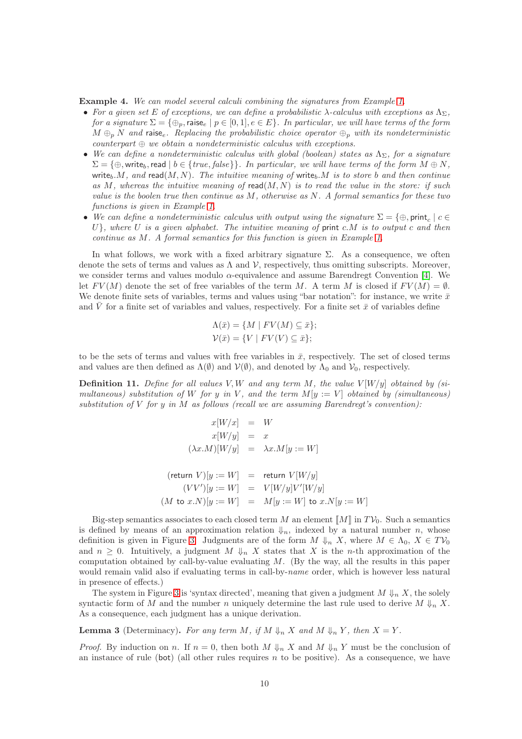**Example 4.** *We can model several calculi combining the signatures from Example 1.*

- *For a given set $E$ of exceptions, we can define a probabilistic $\lambda$-calculus with exceptions as $\Lambda_\Sigma$, for a signature $\Sigma = \{\oplus_p, \mathsf{raise}_e \mid p \in [0,1], e \in E\}$. In particular, we will have terms of the form $M \oplus_p N$ and $\mathsf{raise}_e$. Replacing the probabilistic choice operator $\oplus_p$ with its nondeterministic counterpart $\oplus$ we obtain a nondeterministic calculus with exceptions.*
- *We can define a nondeterministic calculus with global (boolean) states as $\Lambda_\Sigma$, for a signature $\Sigma = \{\oplus, \mathsf{write}_b, \mathsf{read} \mid b \in \{true, false\}\}$. In particular, we will have terms of the form $M \oplus N$, $\mathsf{write}_b.M$, and $\mathsf{read}(M, N)$. The intuitive meaning of $\mathsf{write}_b.M$ is to store $b$ and then continue as $M$, whereas the intuitive meaning of $\mathsf{read}(M, N)$ is to read the value in the store: if such value is the boolen true then continue as $M$, otherwise as $N$. A formal semantics for these two functions is given in Example 1.*
- *We can define a nondeterministic calculus with output using the signature $\Sigma = \{\oplus, \mathsf{print}_c \mid c \in U\}$, where $U$ is a given alphabet. The intuitive meaning of $\mathsf{print}\ c.M$ is to output $c$ and then continue as $M$. A formal semantics for this function is given in Example 1.*

In what follows, we work with a fixed arbitrary signature $\Sigma$. As a consequence, we often denote the sets of terms and values as $\Lambda$ and $\mathcal{V}$, respectively, thus omitting subscripts. Moreover, we consider terms and values modulo $\alpha$-equivalence and assume Barendregt Convention [4]. We let $FV(M)$ denote the set of free variables of the term $M$. A term $M$ is closed if $FV(M) = \emptyset$. We denote finite sets of variables, terms and values using "bar notation": for instance, we write $\bar{x}$ and $\bar{V}$ for a finite set of variables and values, respectively. For a finite set $\bar{x}$ of variables define

$$
\begin{aligned}
\Lambda(\bar{x}) &= \{M \mid FV(M) \subseteq \bar{x}\};\\
\mathcal{V}(\bar{x}) &= \{V \mid FV(V) \subseteq \bar{x}\};
\end{aligned}
$$

to be the sets of terms and values with free variables in $\bar{x}$, respectively. The set of closed terms and values are then defined as $\Lambda(\emptyset)$ and $\mathcal{V}(\emptyset)$, and denoted by $\Lambda_0$ and $\mathcal{V}_0$, respectively.

**Definition 11.** *Define for all values $V, W$ and any term $M$, the value $V[W/y]$ obtained by (simultaneous) substitution of $W$ for $y$ in $V$, and the term $M[y := V]$ obtained by (simultaneous) substitution of $V$ for $y$ in $M$ as follows (recall we are assuming Barendregt's convention):*

$$
\begin{aligned}
x[W/x] &= W\\
x[W/y] &= x\\
(\lambda x.M)[W/y] &= \lambda x.M[y := W]\\
\\
(\mathsf{return}\ V)[y := W] &= \mathsf{return}\ V[W/y]\\
(VV')[y := W] &= V[W/y]V'[W/y]\\
(M\ \mathsf{to}\ x.N)[y := W] &= M[y := W]\ \mathsf{to}\ x.N[y := W]
\end{aligned}
$$

Big-step semantics associates to each closed term $M$ an element $[\![M]\!]$ in $T\mathcal{V}_0$. Such a semantics is defined by means of an approximation relation $\Downarrow_n$, indexed by a natural number $n$, whose definition is given in Figure 3. Judgments are of the form $M \Downarrow_n X$, where $M \in \Lambda_0$, $X \in T\mathcal{V}_0$ and $n \geq 0$. Intuitively, a judgment $M \Downarrow_n X$ states that $X$ is the $n$-th approximation of the computation obtained by call-by-value evaluating $M$. (By the way, all the results in this paper would remain valid also if evaluating terms in call-by-*name* order, which is however less natural in presence of effects.)

The system in Figure 3 is 'syntax directed', meaning that given a judgment $M \Downarrow_n X$, the solely syntactic form of $M$ and the number $n$ uniquely determine the last rule used to derive $M \Downarrow_n X$. As a consequence, each judgment has a unique derivation.

**Lemma 3** (Determinacy). *For any term $M$, if $M \Downarrow_n X$ and $M \Downarrow_n Y$, then $X = Y$.*

*Proof.* By induction on $n$. If $n = 0$, then both $M \Downarrow_n X$ and $M \Downarrow_n Y$ must be the conclusion of an instance of rule (bot) (all other rules requires $n$ to be positive). As a consequence, we have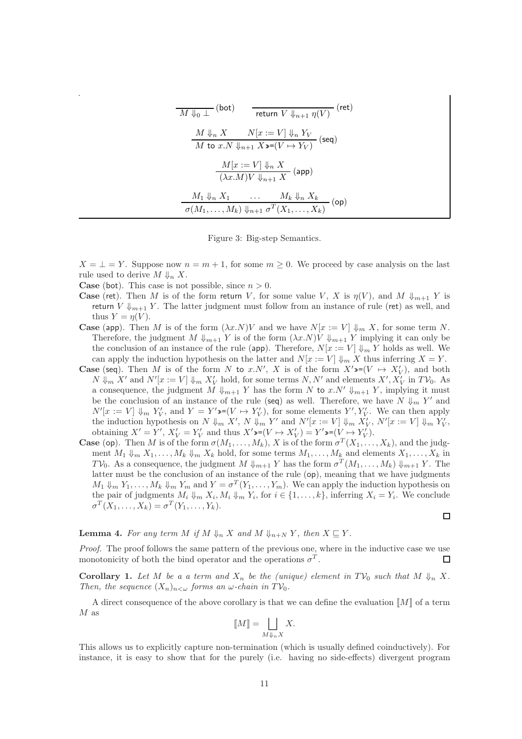$$\frac{}{M \Downarrow_0 \bot}\ (\mathsf{bot}) \qquad \frac{}{\mathsf{return}\ V \Downarrow_{n+1} \eta(V)}\ (\mathsf{ret})$$

$$\frac{M \Downarrow_n X \qquad N[x := V] \Downarrow_n Y_V}{M\ \mathsf{to}\ x.N \Downarrow_{n+1} X \gg\!= (V \mapsto Y_V)}\ (\mathsf{seq})$$

$$\frac{M[x := V] \Downarrow_n X}{(\lambda x.M)V \Downarrow_{n+1} X}\ (\mathsf{app})$$

$$\frac{M_1 \Downarrow_n X_1 \qquad \ldots \qquad M_k \Downarrow_n X_k}{\sigma(M_1, \ldots, M_k) \Downarrow_{n+1} \sigma^T(X_1, \ldots, X_k)}\ (\mathsf{op})$$

Figure 3: Big-step Semantics.

$X = \bot = Y$. Suppose now $n = m + 1$, for some $m \geq 0$. We proceed by case analysis on the last rule used to derive $M \Downarrow_n X$.

**Case** (bot). This case is not possible, since $n > 0$.

**Case** (ret). Then $M$ is of the form return $V$, for some value $V$, $X$ is $\eta(V)$, and $M \Downarrow_{m+1} Y$ is return $V \Downarrow_{m+1} Y$. The latter judgment must follow from an instance of rule (ret) as well, and thus $Y = \eta(V)$.

**Case** (app). Then $M$ is of the form $(\lambda x.N)V$ and we have $N[x := V] \Downarrow_m X$, for some term $N$. Therefore, the judgment $M \Downarrow_{m+1} Y$ is of the form $(\lambda x.N)V \Downarrow_{m+1} Y$ implying it can only be the conclusion of an instance of the rule (app). Therefore, $N[x := V] \Downarrow_m Y$ holds as well. We can apply the induction hypothesis on the latter and $N[x := V] \Downarrow_m X$ thus inferring $X = Y$.

**Case** (seq). Then $M$ is of the form $N$ to $x.N'$, $X$ is of the form $X' \gg\!= (V \mapsto X'_V)$, and both $N \Downarrow_m X'$ and $N'[x := V] \Downarrow_m X'_V$ hold, for some terms $N, N'$ and elements $X', X'_V$ in $T\mathcal{V}_0$. As a consequence, the judgment $M \Downarrow_{m+1} Y$ has the form $N$ to $x.N' \Downarrow_{m+1} Y$, implying it must be the conclusion of an instance of the rule (seq) as well. Therefore, we have $N \Downarrow_m Y'$ and $N'[x := V] \Downarrow_m Y'_V$, and $Y = Y' \gg\!= (V \mapsto Y'_V)$, for some elements $Y', Y'_V$. We can then apply the induction hypothesis on $N \Downarrow_m X'$, $N \Downarrow_m Y'$ and $N'[x := V] \Downarrow_m X'_V$, $N'[x := V] \Downarrow_m Y'_V$, obtaining $X' = Y'$, $X'_V = Y'_V$ and thus $X' \gg\!= (V \mapsto X'_V) = Y' \gg\!= (V \mapsto Y'_V)$.

**Case** (op). Then $M$ is of the form $\sigma(M_1, \ldots, M_k)$, $X$ is of the form $\sigma^T(X_1, \ldots, X_k)$, and the judgment $M_1 \Downarrow_m X_1, \ldots, M_k \Downarrow_m X_k$ hold, for some terms $M_1, \ldots, M_k$ and elements $X_1, \ldots, X_k$ in $T\mathcal{V}_0$. As a consequence, the judgment $M \Downarrow_{m+1} Y$ has the form $\sigma^T(M_1, \ldots, M_k) \Downarrow_{m+1} Y$. The latter must be the conclusion of an instance of the rule (op), meaning that we have judgments $M_1 \Downarrow_m Y_1, \ldots, M_k \Downarrow_m Y_m$ and $Y = \sigma^T(Y_1, \ldots, Y_m)$. We can apply the induction hypothesis on the pair of judgments $M_i \Downarrow_m X_i, M_i \Downarrow_m Y_i$, for $i \in \{1, \ldots, k\}$, inferring $X_i = Y_i$. We conclude $\sigma^T(X_1, \ldots, X_k) = \sigma^T(Y_1, \ldots, Y_k)$. $\square$

**Lemma 4.** *For any term $M$ if $M \Downarrow_n X$ and $M \Downarrow_{n+N} Y$, then $X \sqsubseteq Y$.*

*Proof.* The proof follows the same pattern of the previous one, where in the inductive case we use monotonicity of both the bind operator and the operations $\sigma^T$. $\square$

**Corollary 1.** *Let $M$ be a a term and $X_n$ be the (unique) element in $T\mathcal{V}_0$ such that $M \Downarrow_n X$. Then, the sequence $(X_n)_{n<\omega}$ forms an $\omega$-chain in $T\mathcal{V}_0$.*

A direct consequence of the above corollary is that we can define the evaluation $[\![M]\!]$ of a term $M$ as

$$[\![M]\!] = \bigsqcup_{M \Downarrow_n X} X.$$

This allows us to explicitly capture non-termination (which is usually defined coinductively). For instance, it is easy to show that for the purely (i.e. having no side-effects) divergent program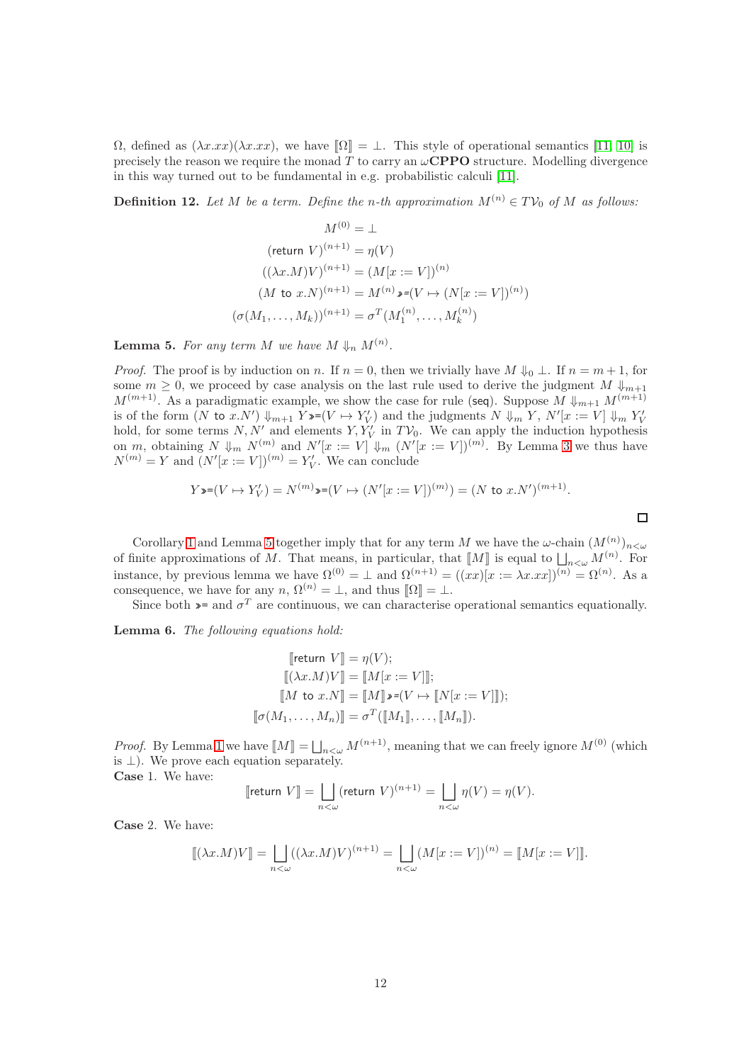$\Omega$, defined as $(\lambda x.xx)(\lambda x.xx)$, we have $[\![\Omega]\!] = \bot$. This style of operational semantics [11, 10] is precisely the reason we require the monad $T$ to carry an $\omega$**CPPO** structure. Modelling divergence in this way turned out to be fundamental in e.g. probabilistic calculi [11].

**Definition 12.** *Let $M$ be a term. Define the $n$-th approximation $M^{(n)} \in T\mathcal{V}_0$ of $M$ as follows:*

$$
\begin{aligned}
M^{(0)} &= \bot \\
(\mathsf{return}\ V)^{(n+1)} &= \eta(V) \\
((\lambda x.M)V)^{(n+1)} &= (M[x := V])^{(n)} \\
(M\ \mathsf{to}\ x.N)^{(n+1)} &= M^{(n)} \gg\!= (V \mapsto (N[x := V])^{(n)}) \\
(\sigma(M_1, \ldots, M_k))^{(n+1)} &= \sigma^T(M_1^{(n)}, \ldots, M_k^{(n)})
\end{aligned}
$$

**Lemma 5.** *For any term $M$ we have $M \Downarrow_n M^{(n)}$.*

*Proof.* The proof is by induction on $n$. If $n = 0$, then we trivially have $M \Downarrow_0 \bot$. If $n = m+1$, for some $m \geq 0$, we proceed by case analysis on the last rule used to derive the judgment $M \Downarrow_{m+1} M^{(m+1)}$. As a paradigmatic example, we show the case for rule $(\mathsf{seq})$. Suppose $M \Downarrow_{m+1} M^{(m+1)}$ is of the form $(N\ \mathsf{to}\ x.N') \Downarrow_{m+1} Y \gg\!= (V \mapsto Y'_V)$ and the judgments $N \Downarrow_m Y$, $N'[x := V] \Downarrow_m Y'_V$ hold, for some terms $N, N'$ and elements $Y, Y'_V$ in $T\mathcal{V}_0$. We can apply the induction hypothesis on $m$, obtaining $N \Downarrow_m N^{(m)}$ and $N'[x := V] \Downarrow_m (N'[x := V])^{(m)}$. By Lemma 3 we thus have $N^{(m)} = Y$ and $(N'[x := V])^{(m)} = Y'_V$. We can conclude

$$
Y \gg\!= (V \mapsto Y'_V) = N^{(m)} \gg\!= (V \mapsto (N'[x := V])^{(m)}) = (N\ \mathsf{to}\ x.N')^{(m+1)}.
$$

□

Corollary 1 and Lemma 5 together imply that for any term $M$ we have the $\omega$-chain $(M^{(n)})_{n<\omega}$ of finite approximations of $M$. That means, in particular, that $[\![M]\!]$ is equal to $\bigsqcup_{n<\omega} M^{(n)}$. For instance, by previous lemma we have $\Omega^{(0)} = \bot$ and $\Omega^{(n+1)} = ((xx)[x := \lambda x.xx])^{(n)} = \Omega^{(n)}$. As a consequence, we have for any $n$, $\Omega^{(n)} = \bot$, and thus $[\![\Omega]\!] = \bot$.

Since both $\gg\!=$ and $\sigma^T$ are continuous, we can characterise operational semantics equationally.

**Lemma 6.** *The following equations hold:*

$$
\begin{aligned}
[\![\mathsf{return}\ V]\!] &= \eta(V); \\
[\![(\lambda x.M)V]\!] &= [\![M[x := V]]\!]; \\
[\![M\ \mathsf{to}\ x.N]\!] &= [\![M]\!] \gg\!= (V \mapsto [\![N[x := V]]\!]); \\
[\![\sigma(M_1, \ldots, M_n)]\!] &= \sigma^T([\![M_1]\!], \ldots, [\![M_n]\!]).
\end{aligned}
$$

*Proof.* By Lemma 1 we have $[\![M]\!] = \bigsqcup_{n<\omega} M^{(n+1)}$, meaning that we can freely ignore $M^{(0)}$ (which is $\bot$). We prove each equation separately.

**Case** 1. We have:

$$
[\![\mathsf{return}\ V]\!] = \bigsqcup_{n<\omega} (\mathsf{return}\ V)^{(n+1)} = \bigsqcup_{n<\omega} \eta(V) = \eta(V).
$$

**Case** 2. We have:

$$
[\![(\lambda x.M)V]\!] = \bigsqcup_{n<\omega} ((\lambda x.M)V)^{(n+1)} = \bigsqcup_{n<\omega} (M[x := V])^{(n)} = [\![M[x := V]]\!].
$$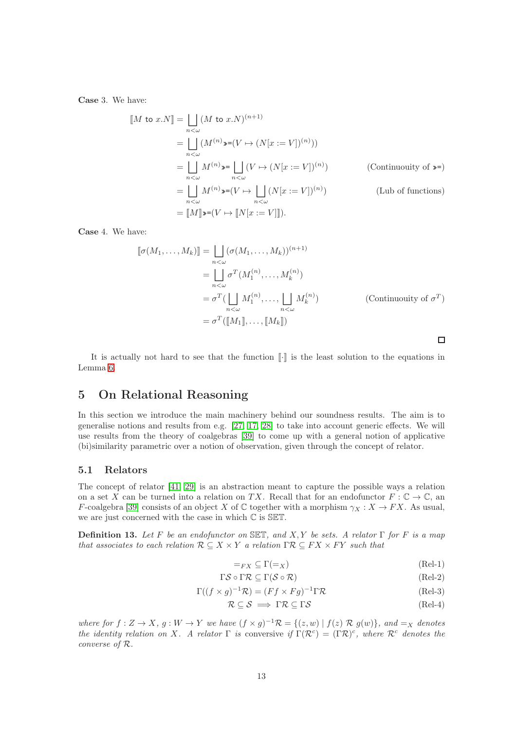**Case** 3. We have:

$$
\begin{aligned}
[\![M \text{ to } x.N]\!] &= \bigsqcup_{n<\omega} (M \text{ to } x.N)^{(n+1)} \\
&= \bigsqcup_{n<\omega} (M^{(n)} \gg\!\!= (V \mapsto (N[x := V])^{(n)})) \\
&= \bigsqcup_{n<\omega} M^{(n)} \gg\!\!= \bigsqcup_{n<\omega} (V \mapsto (N[x := V])^{(n)}) && \text{(Continuouity of } \gg\!\!=\text{)} \\
&= \bigsqcup_{n<\omega} M^{(n)} \gg\!\!= (V \mapsto \bigsqcup_{n<\omega} (N[x := V])^{(n)}) && \text{(Lub of functions)} \\
&= [\![M]\!] \gg\!\!= (V \mapsto [\![N[x := V]]\!]).
\end{aligned}
$$

**Case** 4. We have:

$$
\begin{aligned}
[\![\sigma(M_1, \dots, M_k)]\!] &= \bigsqcup_{n<\omega} (\sigma(M_1, \dots, M_k))^{(n+1)} \\
&= \bigsqcup_{n<\omega} \sigma^T(M_1^{(n)}, \dots, M_k^{(n)}) \\
&= \sigma^T(\bigsqcup_{n<\omega} M_1^{(n)}, \dots, \bigsqcup_{n<\omega} M_k^{(n)}) && \text{(Continuouity of } \sigma^T\text{)} \\
&= \sigma^T([\![M_1]\!], \dots, [\![M_k]\!])
\end{aligned}
$$

□

It is actually not hard to see that the function $[\![\cdot]\!]$ is the least solution to the equations in Lemma 6.

# 5 On Relational Reasoning

In this section we introduce the main machinery behind our soundness results. The aim is to generalise notions and results from e.g. [27, 17, 28] to take into account generic effects. We will use results from the theory of coalgebras [39] to come up with a general notion of applicative (bi)similarity parametric over a notion of observation, given through the concept of relator.

## 5.1 Relators

The concept of relator [41, 29] is an abstraction meant to capture the possible ways a relation on a set $X$ can be turned into a relation on $TX$. Recall that for an endofunctor $F : \mathbb{C} \to \mathbb{C}$, an $F$-coalgebra [39] consists of an object $X$ of $\mathbb{C}$ together with a morphism $\gamma_X : X \to FX$. As usual, we are just concerned with the case in which $\mathbb{C}$ is $\mathbb{SET}$.

**Definition 13.** *Let $F$ be an endofunctor on $\mathbb{SET}$, and $X, Y$ be sets. A relator $\Gamma$ for $F$ is a map that associates to each relation $\mathcal{R} \subseteq X \times Y$ a relation $\Gamma\mathcal{R} \subseteq FX \times FY$ such that*

$$
=_{FX} \subseteq \Gamma(=_X) \tag{Rel-1}
$$

$$
\Gamma\mathcal{S} \circ \Gamma\mathcal{R} \subseteq \Gamma(\mathcal{S} \circ \mathcal{R}) \tag{Rel-2}
$$

$$
\Gamma((f \times g)^{-1}\mathcal{R}) = (Ff \times Fg)^{-1}\Gamma\mathcal{R} \tag{Rel-3}
$$

$$
\mathcal{R} \subseteq \mathcal{S} \implies \Gamma\mathcal{R} \subseteq \Gamma\mathcal{S} \tag{Rel-4}
$$

*where for $f : Z \to X$, $g : W \to Y$ we have $(f \times g)^{-1}\mathcal{R} = \{(z, w) \mid f(z) \; \mathcal{R} \; g(w)\}$, and $=_X$ denotes the identity relation on $X$. A relator $\Gamma$ is* conversive *if $\Gamma(\mathcal{R}^c) = (\Gamma\mathcal{R})^c$, where $\mathcal{R}^c$ denotes the converse of $\mathcal{R}$.*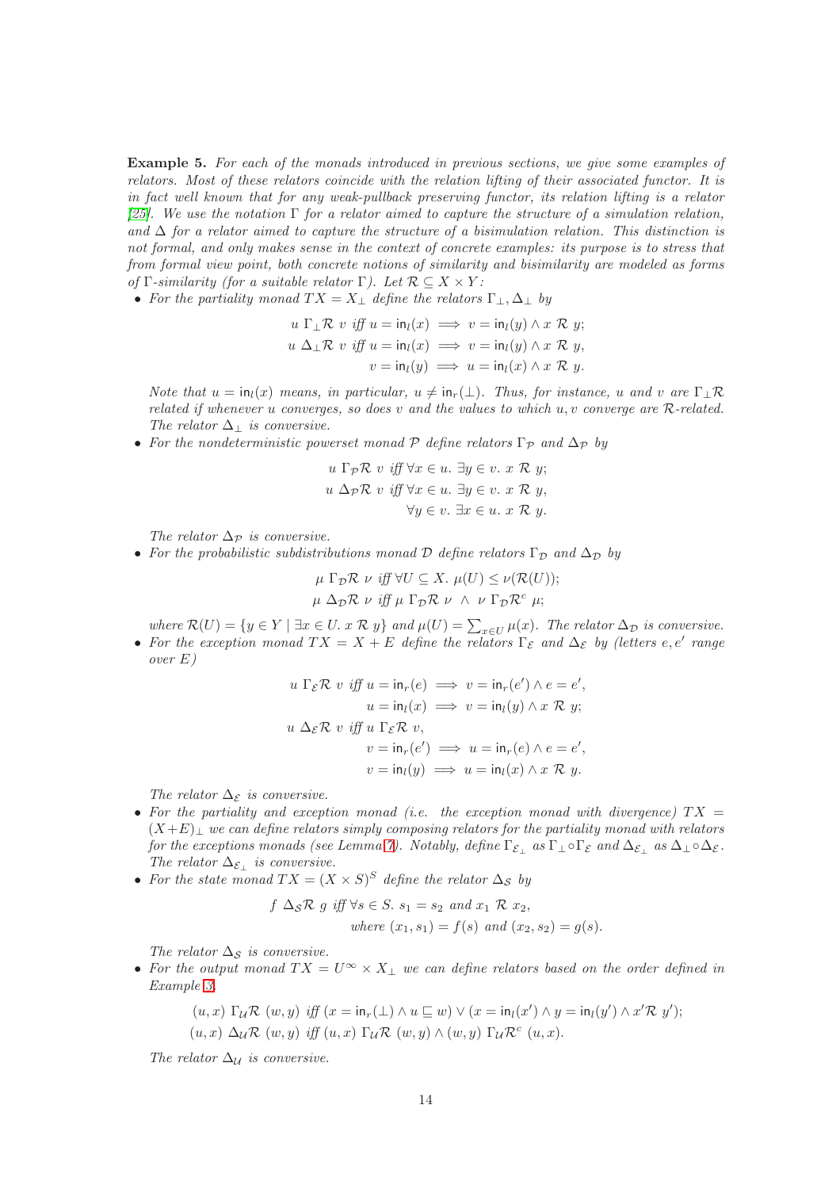**Example 5.** *For each of the monads introduced in previous sections, we give some examples of relators. Most of these relators coincide with the relation lifting of their associated functor. It is in fact well known that for any weak-pullback preserving functor, its relation lifting is a relator [25]. We use the notation $\Gamma$ for a relator aimed to capture the structure of a simulation relation, and $\Delta$ for a relator aimed to capture the structure of a bisimulation relation. This distinction is not formal, and only makes sense in the context of concrete examples: its purpose is to stress that from formal view point, both concrete notions of similarity and bisimilarity are modeled as forms of $\Gamma$-similarity (for a suitable relator $\Gamma$). Let $\mathcal{R} \subseteq X \times Y$:*

- *For the partiality monad $TX = X_\perp$ define the relators $\Gamma_\perp, \Delta_\perp$ by*

$$
\begin{aligned}
u \ \Gamma_\perp \mathcal{R} \ v \ \textit{iff} \ u = \mathsf{in}_l(x) &\implies v = \mathsf{in}_l(y) \wedge x \ \mathcal{R} \ y; \\
u \ \Delta_\perp \mathcal{R} \ v \ \textit{iff} \ u = \mathsf{in}_l(x) &\implies v = \mathsf{in}_l(y) \wedge x \ \mathcal{R} \ y, \\
v = \mathsf{in}_l(y) &\implies u = \mathsf{in}_l(x) \wedge x \ \mathcal{R} \ y.
\end{aligned}
$$

  *Note that $u = \mathsf{in}_l(x)$ means, in particular, $u \neq \mathsf{in}_r(\perp)$. Thus, for instance, $u$ and $v$ are $\Gamma_\perp \mathcal{R}$ related if whenever $u$ converges, so does $v$ and the values to which $u, v$ converge are $\mathcal{R}$-related. The relator $\Delta_\perp$ is conversive.*

- *For the nondeterministic powerset monad $\mathcal{P}$ define relators $\Gamma_\mathcal{P}$ and $\Delta_\mathcal{P}$ by*

$$
\begin{aligned}
u \ \Gamma_\mathcal{P} \mathcal{R} \ v \ \textit{iff} \ &\forall x \in u. \ \exists y \in v. \ x \ \mathcal{R} \ y; \\
u \ \Delta_\mathcal{P} \mathcal{R} \ v \ \textit{iff} \ &\forall x \in u. \ \exists y \in v. \ x \ \mathcal{R} \ y, \\
&\forall y \in v. \ \exists x \in u. \ x \ \mathcal{R} \ y.
\end{aligned}
$$

  *The relator $\Delta_\mathcal{P}$ is conversive.*

- *For the probabilistic subdistributions monad $\mathcal{D}$ define relators $\Gamma_\mathcal{D}$ and $\Delta_\mathcal{D}$ by*

$$
\begin{aligned}
&\mu \ \Gamma_\mathcal{D} \mathcal{R} \ \nu \ \textit{iff} \ \forall U \subseteq X. \ \mu(U) \leq \nu(\mathcal{R}(U)); \\
&\mu \ \Delta_\mathcal{D} \mathcal{R} \ \nu \ \textit{iff} \ \mu \ \Gamma_\mathcal{D} \mathcal{R} \ \nu \ \wedge \ \nu \ \Gamma_\mathcal{D} \mathcal{R}^c \ \mu;
\end{aligned}
$$

  *where $\mathcal{R}(U) = \{y \in Y \mid \exists x \in U. \ x \ \mathcal{R} \ y\}$ and $\mu(U) = \sum_{x \in U} \mu(x)$. The relator $\Delta_\mathcal{D}$ is conversive.*

- *For the exception monad $TX = X + E$ define the relators $\Gamma_\mathcal{E}$ and $\Delta_\mathcal{E}$ by (letters $e, e'$ range over $E$)*

$$
\begin{aligned}
u \ \Gamma_\mathcal{E} \mathcal{R} \ v \ \textit{iff} \ u = \mathsf{in}_r(e) &\implies v = \mathsf{in}_r(e') \wedge e = e', \\
u = \mathsf{in}_l(x) &\implies v = \mathsf{in}_l(y) \wedge x \ \mathcal{R} \ y; \\
u \ \Delta_\mathcal{E} \mathcal{R} \ v \ \textit{iff} \ &u \ \Gamma_\mathcal{E} \mathcal{R} \ v, \\
v = \mathsf{in}_r(e') &\implies u = \mathsf{in}_r(e) \wedge e = e', \\
v = \mathsf{in}_l(y) &\implies u = \mathsf{in}_l(x) \wedge x \ \mathcal{R} \ y.
\end{aligned}
$$

  *The relator $\Delta_\mathcal{E}$ is conversive.*

- *For the partiality and exception monad (i.e. the exception monad with divergence) $TX = (X+E)_\perp$ we can define relators simply composing relators for the partiality monad with relators for the exceptions monads (see Lemma 7). Notably, define $\Gamma_{\mathcal{E}_\perp}$ as $\Gamma_\perp \circ \Gamma_\mathcal{E}$ and $\Delta_{\mathcal{E}_\perp}$ as $\Delta_\perp \circ \Delta_\mathcal{E}$. The relator $\Delta_{\mathcal{E}_\perp}$ is conversive.*

- *For the state monad $TX = (X \times S)^S$ define the relator $\Delta_\mathcal{S}$ by*

$$
\begin{aligned}
f \ \Delta_\mathcal{S} \mathcal{R} \ g \ \textit{iff} \ &\forall s \in S. \ s_1 = s_2 \textit{ and } x_1 \ \mathcal{R} \ x_2, \\
&\textit{where } (x_1, s_1) = f(s) \textit{ and } (x_2, s_2) = g(s).
\end{aligned}
$$

  *The relator $\Delta_\mathcal{S}$ is conversive.*

- *For the output monad $TX = U^\infty \times X_\perp$ we can define relators based on the order defined in Example 3:*

$$
\begin{aligned}
&(u, x) \ \Gamma_\mathcal{U} \mathcal{R} \ (w, y) \ \textit{iff} \ (x = \mathsf{in}_r(\perp) \wedge u \sqsubseteq w) \vee (x = \mathsf{in}_l(x') \wedge y = \mathsf{in}_l(y') \wedge x' \mathcal{R} \ y'); \\
&(u, x) \ \Delta_\mathcal{U} \mathcal{R} \ (w, y) \ \textit{iff} \ (u, x) \ \Gamma_\mathcal{U} \mathcal{R} \ (w, y) \wedge (w, y) \ \Gamma_\mathcal{U} \mathcal{R}^c \ (u, x).
\end{aligned}
$$

  *The relator $\Delta_\mathcal{U}$ is conversive.*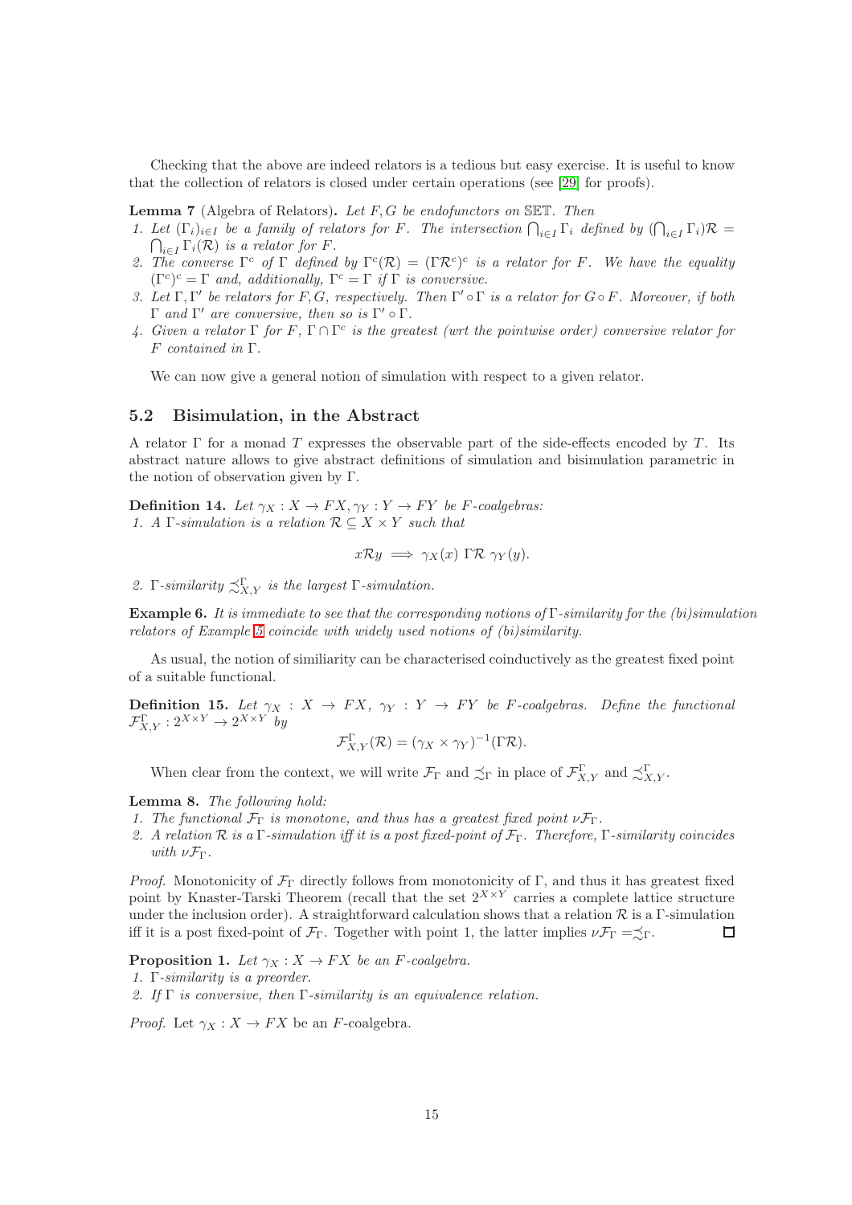Checking that the above are indeed relators is a tedious but easy exercise. It is useful to know that the collection of relators is closed under certain operations (see [29] for proofs).

**Lemma 7** (Algebra of Relators)**.** *Let $F, G$ be endofunctors on $\mathbb{SET}$. Then*

1. *Let $(\Gamma_i)_{i \in I}$ be a family of relators for $F$. The intersection $\bigcap_{i \in I} \Gamma_i$ defined by $(\bigcap_{i \in I} \Gamma_i)\mathcal{R} = \bigcap_{i \in I} \Gamma_i(\mathcal{R})$ is a relator for $F$.*
2. *The converse $\Gamma^c$ of $\Gamma$ defined by $\Gamma^c(\mathcal{R}) = (\Gamma \mathcal{R}^c)^c$ is a relator for $F$. We have the equality $(\Gamma^c)^c = \Gamma$ and, additionally, $\Gamma^c = \Gamma$ if $\Gamma$ is conversive.*
3. *Let $\Gamma, \Gamma'$ be relators for $F, G$, respectively. Then $\Gamma' \circ \Gamma$ is a relator for $G \circ F$. Moreover, if both $\Gamma$ and $\Gamma'$ are conversive, then so is $\Gamma' \circ \Gamma$.*
4. *Given a relator $\Gamma$ for $F$, $\Gamma \cap \Gamma^c$ is the greatest (wrt the pointwise order) conversive relator for $F$ contained in $\Gamma$.*

We can now give a general notion of simulation with respect to a given relator.

## 5.2 Bisimulation, in the Abstract

A relator $\Gamma$ for a monad $T$ expresses the observable part of the side-effects encoded by $T$. Its abstract nature allows to give abstract definitions of simulation and bisimulation parametric in the notion of observation given by $\Gamma$.

**Definition 14.** *Let $\gamma_X : X \to FX, \gamma_Y : Y \to FY$ be $F$-coalgebras:*

1. *A $\Gamma$-simulation is a relation $\mathcal{R} \subseteq X \times Y$ such that*

$$x \mathcal{R} y \implies \gamma_X(x) \ \Gamma\mathcal{R} \ \gamma_Y(y).$$

2. *$\Gamma$-similarity $\precsim^{\Gamma}_{X,Y}$ is the largest $\Gamma$-simulation.*

**Example 6.** *It is immediate to see that the corresponding notions of $\Gamma$-similarity for the (bi)simulation relators of Example 5 coincide with widely used notions of (bi)similarity.*

As usual, the notion of similiarity can be characterised coinductively as the greatest fixed point of a suitable functional.

**Definition 15.** *Let $\gamma_X : X \to FX$, $\gamma_Y : Y \to FY$ be $F$-coalgebras. Define the functional $\mathcal{F}^{\Gamma}_{X,Y} : 2^{X \times Y} \to 2^{X \times Y}$ by*

$$\mathcal{F}^{\Gamma}_{X,Y}(\mathcal{R}) = (\gamma_X \times \gamma_Y)^{-1}(\Gamma \mathcal{R}).$$

When clear from the context, we will write $\mathcal{F}_{\Gamma}$ and $\precsim_{\Gamma}$ in place of $\mathcal{F}^{\Gamma}_{X,Y}$ and $\precsim^{\Gamma}_{X,Y}$.

**Lemma 8.** *The following hold:*

1. *The functional $\mathcal{F}_{\Gamma}$ is monotone, and thus has a greatest fixed point $\nu\mathcal{F}_{\Gamma}$.*
2. *A relation $\mathcal{R}$ is a $\Gamma$-simulation iff it is a post fixed-point of $\mathcal{F}_{\Gamma}$. Therefore, $\Gamma$-similarity coincides with $\nu\mathcal{F}_{\Gamma}$.*

*Proof.* Monotonicity of $\mathcal{F}_{\Gamma}$ directly follows from monotonicity of $\Gamma$, and thus it has greatest fixed point by Knaster-Tarski Theorem (recall that the set $2^{X \times Y}$ carries a complete lattice structure under the inclusion order). A straightforward calculation shows that a relation $\mathcal{R}$ is a $\Gamma$-simulation iff it is a post fixed-point of $\mathcal{F}_{\Gamma}$. Together with point 1, the latter implies $\nu\mathcal{F}_{\Gamma} = \precsim_{\Gamma}$. ◻

**Proposition 1.** *Let $\gamma_X : X \to FX$ be an $F$-coalgebra.*

1. *$\Gamma$-similarity is a preorder.*
2. *If $\Gamma$ is conversive, then $\Gamma$-similarity is an equivalence relation.*

*Proof.* Let $\gamma_X : X \to FX$ be an $F$-coalgebra.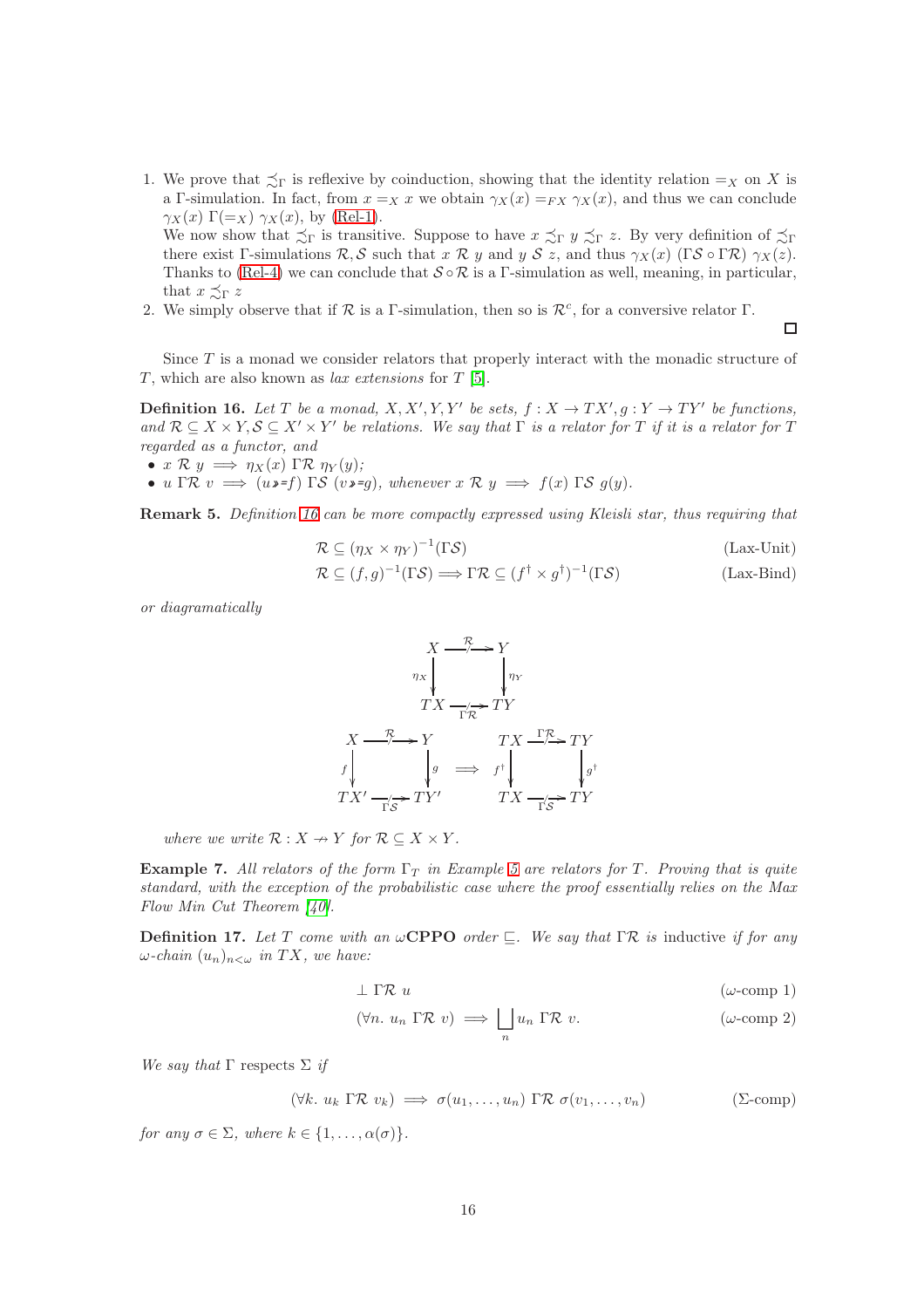1. We prove that $\precsim_\Gamma$ is reflexive by coinduction, showing that the identity relation $=_X$ on $X$ is a $\Gamma$-simulation. In fact, from $x =_X x$ we obtain $\gamma_X(x) =_{FX} \gamma_X(x)$, and thus we can conclude $\gamma_X(x)\ \Gamma(=_X)\ \gamma_X(x)$, by (Rel-1).
   We now show that $\precsim_\Gamma$ is transitive. Suppose to have $x \precsim_\Gamma y \precsim_\Gamma z$. By very definition of $\precsim_\Gamma$ there exist $\Gamma$-simulations $\mathcal{R}, \mathcal{S}$ such that $x\ \mathcal{R}\ y$ and $y\ \mathcal{S}\ z$, and thus $\gamma_X(x)\ (\Gamma\mathcal{S} \circ \Gamma\mathcal{R})\ \gamma_X(z)$. Thanks to (Rel-4) we can conclude that $\mathcal{S} \circ \mathcal{R}$ is a $\Gamma$-simulation as well, meaning, in particular, that $x \precsim_\Gamma z$
2. We simply observe that if $\mathcal{R}$ is a $\Gamma$-simulation, then so is $\mathcal{R}^c$, for a conversive relator $\Gamma$.

□

Since $T$ is a monad we consider relators that properly interact with the monadic structure of $T$, which are also known as *lax extensions* for $T$ [5].

**Definition 16.** *Let $T$ be a monad, $X, X', Y, Y'$ be sets, $f : X \to TX', g : Y \to TY'$ be functions, and $\mathcal{R} \subseteq X \times Y, \mathcal{S} \subseteq X' \times Y'$ be relations. We say that $\Gamma$ is a relator for $T$ if it is a relator for $T$ regarded as a functor, and*

- $x\ \mathcal{R}\ y \implies \eta_X(x)\ \Gamma\mathcal{R}\ \eta_Y(y)$;
- $u\ \Gamma\mathcal{R}\ v \implies (u \gg= f)\ \Gamma\mathcal{S}\ (v \gg= g)$*, whenever* $x\ \mathcal{R}\ y \implies f(x)\ \Gamma\mathcal{S}\ g(y)$.

**Remark 5.** *Definition 16 can be more compactly expressed using Kleisli star, thus requiring that*

$$\mathcal{R} \subseteq (\eta_X \times \eta_Y)^{-1}(\Gamma\mathcal{S}) \tag{Lax-Unit}$$

$$\mathcal{R} \subseteq (f, g)^{-1}(\Gamma\mathcal{S}) \implies \Gamma\mathcal{R} \subseteq (f^\dagger \times g^\dagger)^{-1}(\Gamma\mathcal{S}) \tag{Lax-Bind}$$

*or diagramatically*

$$\begin{array}{ccc} X & \overset{\mathcal{R}}{\longrightarrow} & Y \\ {\scriptstyle \eta_X}\downarrow & & \downarrow{\scriptstyle \eta_Y} \\ TX & \underset{\Gamma\mathcal{R}}{\longrightarrow} & TY \end{array}$$

$$\begin{array}{ccc} X & \overset{\mathcal{R}}{\longrightarrow} & Y \\ {\scriptstyle f}\downarrow & & \downarrow{\scriptstyle g} \\ TX' & \underset{\Gamma\mathcal{S}}{\longrightarrow} & TY' \end{array} \implies \begin{array}{ccc} TX & \overset{\Gamma\mathcal{R}}{\longrightarrow} & TY \\ {\scriptstyle f^\dagger}\downarrow & & \downarrow{\scriptstyle g^\dagger} \\ TX & \underset{\Gamma\mathcal{S}}{\longrightarrow} & TY \end{array}$$

*where we write $\mathcal{R} : X \nrightarrow Y$ for $\mathcal{R} \subseteq X \times Y$.*

**Example 7.** *All relators of the form $\Gamma_T$ in Example 5 are relators for $T$. Proving that is quite standard, with the exception of the probabilistic case where the proof essentially relies on the Max Flow Min Cut Theorem [40].*

**Definition 17.** *Let $T$ come with an $\omega$**CPPO** order $\sqsubseteq$. We say that $\Gamma\mathcal{R}$ is* inductive *if for any $\omega$-chain $(u_n)_{n<\omega}$ in $TX$, we have:*

$$\bot\ \Gamma\mathcal{R}\ u \tag{$\omega$-comp 1}$$

$$(\forall n.\ u_n\ \Gamma\mathcal{R}\ v) \implies \bigsqcup_n u_n\ \Gamma\mathcal{R}\ v. \tag{$\omega$-comp 2}$$

*We say that $\Gamma$* respects *$\Sigma$ if*

$$(\forall k.\ u_k\ \Gamma\mathcal{R}\ v_k) \implies \sigma(u_1, \ldots, u_n)\ \Gamma\mathcal{R}\ \sigma(v_1, \ldots, v_n) \tag{$\Sigma$-comp}$$

*for any $\sigma \in \Sigma$, where $k \in \{1, \ldots, \alpha(\sigma)\}$.*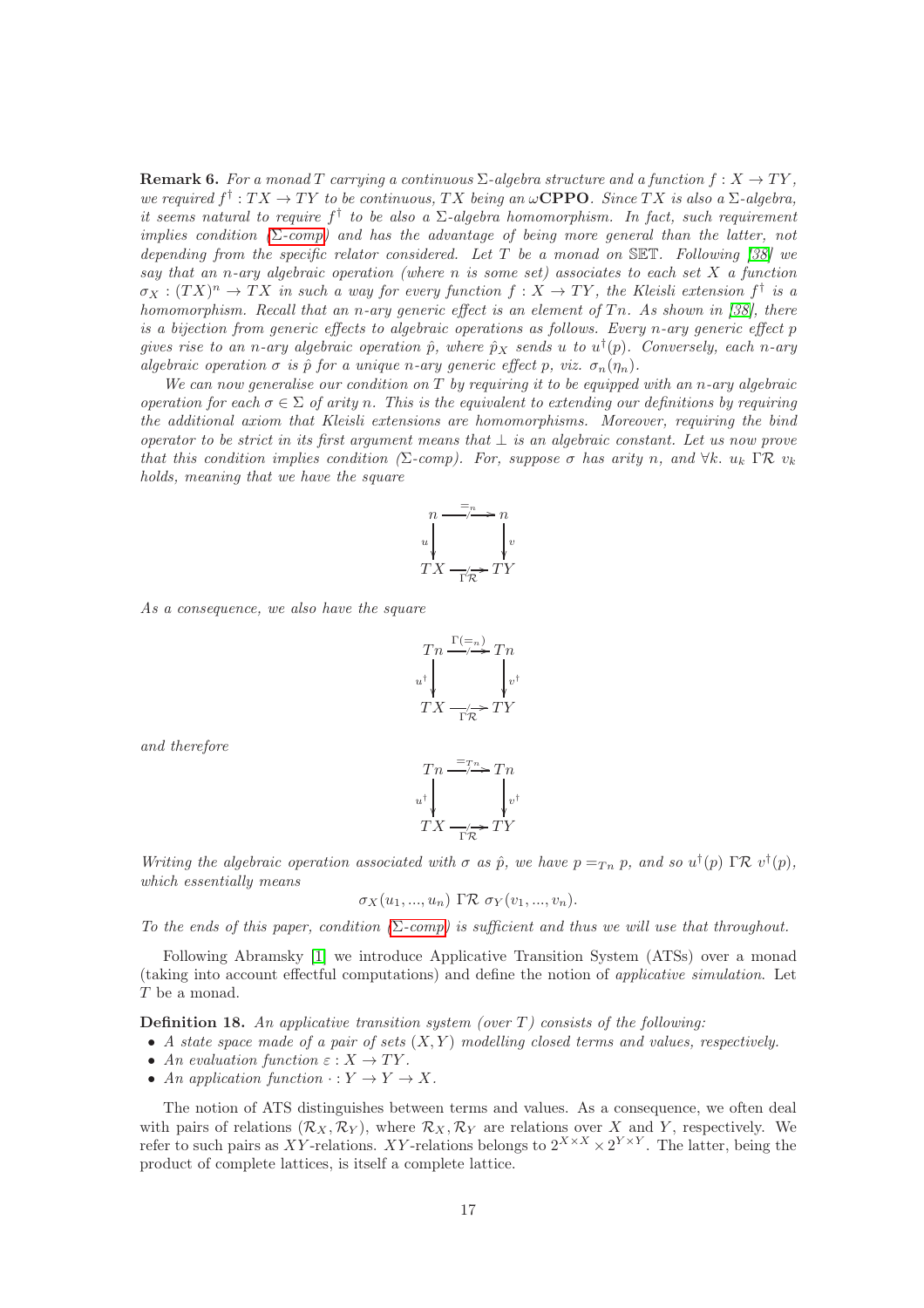**Remark 6.** *For a monad $T$ carrying a continuous $\Sigma$-algebra structure and a function $f : X \to TY$, we required $f^\dagger : TX \to TY$ to be continuous, $TX$ being an $\omega$**CPPO**. Since $TX$ is also a $\Sigma$-algebra, it seems natural to require $f^\dagger$ to be also a $\Sigma$-algebra homomorphism. In fact, such requirement implies condition (Σ-comp) and has the advantage of being more general than the latter, not depending from the specific relator considered. Let $T$ be a monad on $\mathbb{SET}$. Following [38] we say that an $n$-ary algebraic operation (where $n$ is some set) associates to each set $X$ a function $\sigma_X : (TX)^n \to TX$ in such a way for every function $f : X \to TY$, the Kleisli extension $f^\dagger$ is a homomorphism. Recall that an $n$-ary generic effect is an element of $Tn$. As shown in [38], there is a bijection from generic effects to algebraic operations as follows. Every $n$-ary generic effect $p$ gives rise to an $n$-ary algebraic operation $\hat{p}$, where $\hat{p}_X$ sends $u$ to $u^\dagger(p)$. Conversely, each $n$-ary algebraic operation $\sigma$ is $\hat{p}$ for a unique $n$-ary generic effect $p$, viz. $\sigma_n(\eta_n)$.*

*We can now generalise our condition on $T$ by requiring it to be equipped with an $n$-ary algebraic operation for each $\sigma \in \Sigma$ of arity $n$. This is the equivalent to extending our definitions by requiring the additional axiom that Kleisli extensions are homomorphisms. Moreover, requiring the bind operator to be strict in its first argument means that $\bot$ is an algebraic constant. Let us now prove that this condition implies condition (Σ-comp). For, suppose $\sigma$ has arity $n$, and $\forall k.\ u_k\ \Gamma\mathcal{R}\ v_k$ holds, meaning that we have the square*

$$
\begin{array}{ccc}
n & \xrightarrow{=_n} & n \\
{\scriptstyle u}\downarrow & & \downarrow{\scriptstyle v} \\
TX & \xrightarrow[\Gamma\mathcal{R}]{} & TY
\end{array}
$$

*As a consequence, we also have the square*

$$
\begin{array}{ccc}
Tn & \xrightarrow{\Gamma(=_n)} & Tn \\
{\scriptstyle u^\dagger}\downarrow & & \downarrow{\scriptstyle v^\dagger} \\
TX & \xrightarrow[\Gamma\mathcal{R}]{} & TY
\end{array}
$$

*and therefore*

$$
\begin{array}{ccc}
Tn & \xrightarrow{=_{Tn}} & Tn \\
{\scriptstyle u^\dagger}\downarrow & & \downarrow{\scriptstyle v^\dagger} \\
TX & \xrightarrow[\Gamma\mathcal{R}]{} & TY
\end{array}
$$

*Writing the algebraic operation associated with $\sigma$ as $\hat{p}$, we have $p =_{Tn} p$, and so $u^\dagger(p)\ \Gamma\mathcal{R}\ v^\dagger(p)$, which essentially means*

$$\sigma_X(u_1, ..., u_n)\ \Gamma\mathcal{R}\ \sigma_Y(v_1, ..., v_n).$$

*To the ends of this paper, condition (Σ-comp) is sufficient and thus we will use that throughout.*

Following Abramsky [1] we introduce Applicative Transition System (ATSs) over a monad (taking into account effectful computations) and define the notion of *applicative simulation*. Let $T$ be a monad.

**Definition 18.** *An applicative transition system (over $T$) consists of the following:*

- *A state space made of a pair of sets $(X, Y)$ modelling closed terms and values, respectively.*
- *An evaluation function $\varepsilon : X \to TY$.*
- *An application function $\cdot : Y \to Y \to X$.*

The notion of ATS distinguishes between terms and values. As a consequence, we often deal with pairs of relations $(\mathcal{R}_X, \mathcal{R}_Y)$, where $\mathcal{R}_X, \mathcal{R}_Y$ are relations over $X$ and $Y$, respectively. We refer to such pairs as $XY$-relations. $XY$-relations belongs to $2^{X \times X} \times 2^{Y \times Y}$. The latter, being the product of complete lattices, is itself a complete lattice.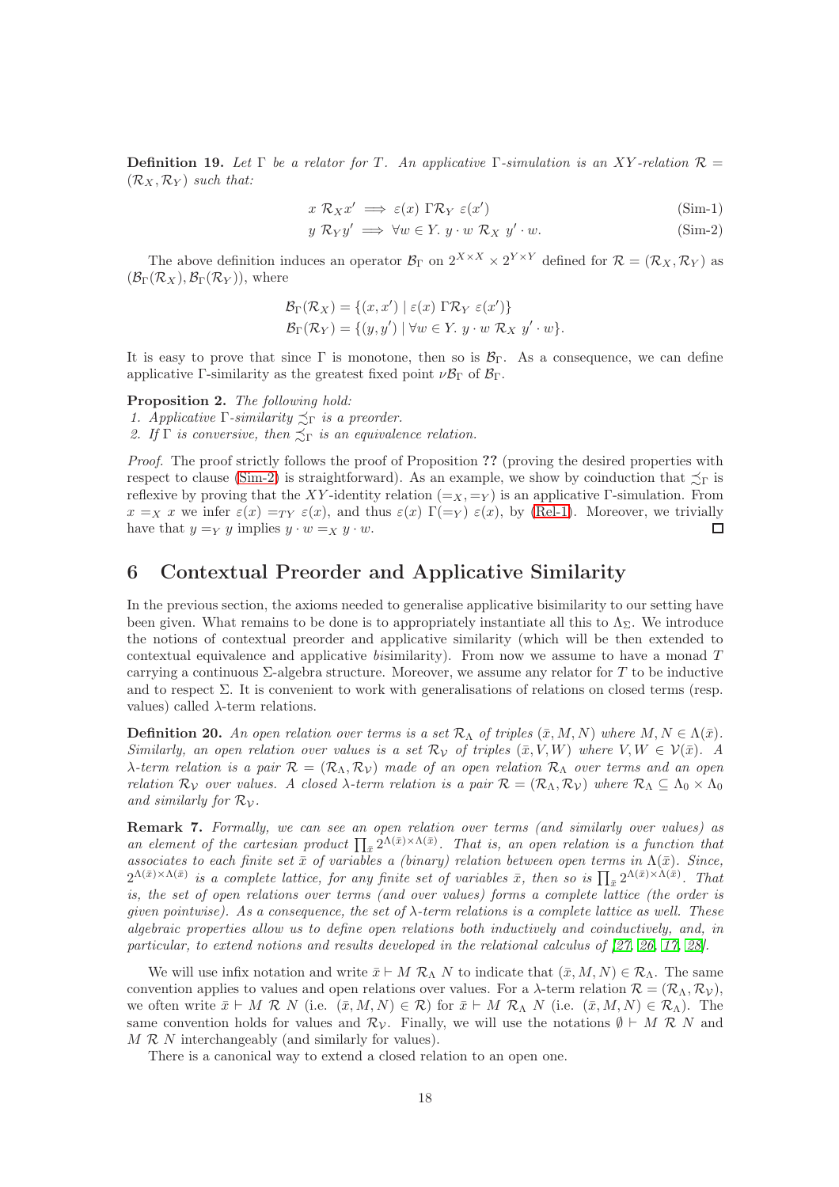**Definition 19.** *Let $\Gamma$ be a relator for $T$. An applicative $\Gamma$-simulation is an $XY$-relation $\mathcal{R} = (\mathcal{R}_X, \mathcal{R}_Y)$ such that:*

$$x \ \mathcal{R}_X x' \implies \varepsilon(x) \ \Gamma\mathcal{R}_Y \ \varepsilon(x') \tag{Sim-1}$$

$$y \ \mathcal{R}_Y y' \implies \forall w \in Y. \ y \cdot w \ \mathcal{R}_X \ y' \cdot w. \tag{Sim-2}$$

The above definition induces an operator $\mathcal{B}_\Gamma$ on $2^{X \times X} \times 2^{Y \times Y}$ defined for $\mathcal{R} = (\mathcal{R}_X, \mathcal{R}_Y)$ as $(\mathcal{B}_\Gamma(\mathcal{R}_X), \mathcal{B}_\Gamma(\mathcal{R}_Y))$, where

$$\mathcal{B}_\Gamma(\mathcal{R}_X) = \{(x, x') \mid \varepsilon(x) \ \Gamma\mathcal{R}_Y \ \varepsilon(x')\}$$
$$\mathcal{B}_\Gamma(\mathcal{R}_Y) = \{(y, y') \mid \forall w \in Y. \ y \cdot w \ \mathcal{R}_X \ y' \cdot w\}.$$

It is easy to prove that since $\Gamma$ is monotone, then so is $\mathcal{B}_\Gamma$. As a consequence, we can define applicative $\Gamma$-similarity as the greatest fixed point $\nu\mathcal{B}_\Gamma$ of $\mathcal{B}_\Gamma$.

**Proposition 2.** *The following hold:*
1. *Applicative $\Gamma$-similarity $\precsim_\Gamma$ is a preorder.*
2. *If $\Gamma$ is conversive, then $\precsim_\Gamma$ is an equivalence relation.*

*Proof.* The proof strictly follows the proof of Proposition **??** (proving the desired properties with respect to clause (Sim-2) is straightforward). As an example, we show by coinduction that $\precsim_\Gamma$ is reflexive by proving that the $XY$-identity relation $(=_X, =_Y)$ is an applicative $\Gamma$-simulation. From $x =_X x$ we infer $\varepsilon(x) =_{TY} \varepsilon(x)$, and thus $\varepsilon(x) \ \Gamma(=_Y) \ \varepsilon(x)$, by (Rel-1). Moreover, we trivially have that $y =_Y y$ implies $y \cdot w =_X y \cdot w$. □

## 6 Contextual Preorder and Applicative Similarity

In the previous section, the axioms needed to generalise applicative bisimilarity to our setting have been given. What remains to be done is to appropriately instantiate all this to $\Lambda_\Sigma$. We introduce the notions of contextual preorder and applicative similarity (which will be then extended to contextual equivalence and applicative *bi*similarity). From now we assume to have a monad $T$ carrying a continuous $\Sigma$-algebra structure. Moreover, we assume any relator for $T$ to be inductive and to respect $\Sigma$. It is convenient to work with generalisations of relations on closed terms (resp. values) called $\lambda$-term relations.

**Definition 20.** *An open relation over terms is a set $\mathcal{R}_\Lambda$ of triples $(\bar{x}, M, N)$ where $M, N \in \Lambda(\bar{x})$. Similarly, an open relation over values is a set $\mathcal{R}_\mathcal{V}$ of triples $(\bar{x}, V, W)$ where $V, W \in \mathcal{V}(\bar{x})$. A $\lambda$-term relation is a pair $\mathcal{R} = (\mathcal{R}_\Lambda, \mathcal{R}_\mathcal{V})$ made of an open relation $\mathcal{R}_\Lambda$ over terms and an open relation $\mathcal{R}_\mathcal{V}$ over values. A closed $\lambda$-term relation is a pair $\mathcal{R} = (\mathcal{R}_\Lambda, \mathcal{R}_\mathcal{V})$ where $\mathcal{R}_\Lambda \subseteq \Lambda_0 \times \Lambda_0$ and similarly for $\mathcal{R}_\mathcal{V}$.*

**Remark 7.** *Formally, we can see an open relation over terms (and similarly over values) as an element of the cartesian product $\prod_{\bar{x}} 2^{\Lambda(\bar{x}) \times \Lambda(\bar{x})}$. That is, an open relation is a function that associates to each finite set $\bar{x}$ of variables a (binary) relation between open terms in $\Lambda(\bar{x})$. Since, $2^{\Lambda(\bar{x}) \times \Lambda(\bar{x})}$ is a complete lattice, for any finite set of variables $\bar{x}$, then so is $\prod_{\bar{x}} 2^{\Lambda(\bar{x}) \times \Lambda(\bar{x})}$. That is, the set of open relations over terms (and over values) forms a complete lattice (the order is given pointwise). As a consequence, the set of $\lambda$-term relations is a complete lattice as well. These algebraic properties allow us to define open relations both inductively and coinductively, and, in particular, to extend notions and results developed in the relational calculus of [27, 26, 17, 28].*

We will use infix notation and write $\bar{x} \vdash M \ \mathcal{R}_\Lambda \ N$ to indicate that $(\bar{x}, M, N) \in \mathcal{R}_\Lambda$. The same convention applies to values and open relations over values. For a $\lambda$-term relation $\mathcal{R} = (\mathcal{R}_\Lambda, \mathcal{R}_\mathcal{V})$, we often write $\bar{x} \vdash M \ \mathcal{R} \ N$ (i.e. $(\bar{x}, M, N) \in \mathcal{R}$) for $\bar{x} \vdash M \ \mathcal{R}_\Lambda \ N$ (i.e. $(\bar{x}, M, N) \in \mathcal{R}_\Lambda$). The same convention holds for values and $\mathcal{R}_\mathcal{V}$. Finally, we will use the notations $\emptyset \vdash M \ \mathcal{R} \ N$ and $M \ \mathcal{R} \ N$ interchangeably (and similarly for values).

There is a canonical way to extend a closed relation to an open one.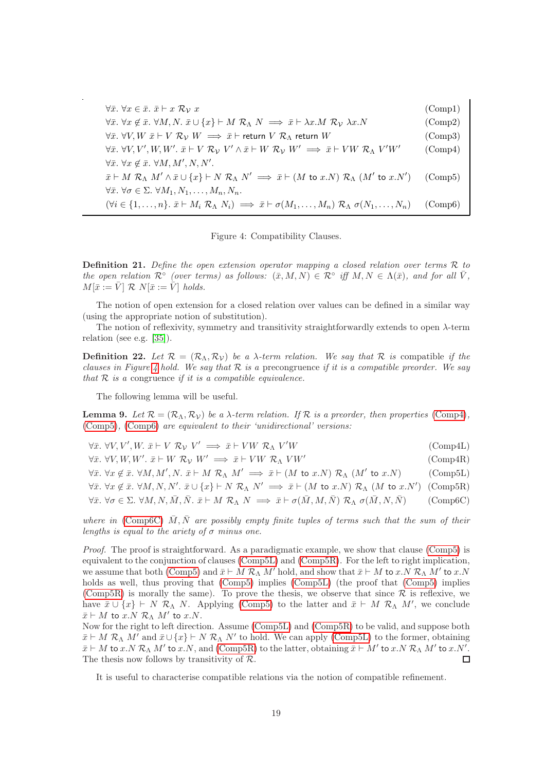$$\forall \bar{x}.\ \forall x \in \bar{x}.\ \bar{x} \vdash x \ \mathcal{R}_{\mathcal{V}}\ x \tag{Comp1}$$

$$\forall \bar{x}.\ \forall x \notin \bar{x}.\ \forall M, N.\ \bar{x} \cup \{x\} \vdash M \ \mathcal{R}_{\Lambda}\ N \implies \bar{x} \vdash \lambda x.M \ \mathcal{R}_{\mathcal{V}}\ \lambda x.N \tag{Comp2}$$

$$\forall \bar{x}.\ \forall V, W\ \bar{x} \vdash V \ \mathcal{R}_{\mathcal{V}}\ W \implies \bar{x} \vdash \mathsf{return}\ V \ \mathcal{R}_{\Lambda}\ \mathsf{return}\ W \tag{Comp3}$$

$$\forall \bar{x}.\ \forall V, V', W, W'.\ \bar{x} \vdash V \ \mathcal{R}_{\mathcal{V}}\ V' \wedge \bar{x} \vdash W \ \mathcal{R}_{\mathcal{V}}\ W' \implies \bar{x} \vdash VW \ \mathcal{R}_{\Lambda}\ V'W' \tag{Comp4}$$

$$\forall \bar{x}.\ \forall x \notin \bar{x}.\ \forall M, M', N, N'.$$
$$\bar{x} \vdash M \ \mathcal{R}_{\Lambda}\ M' \wedge \bar{x} \cup \{x\} \vdash N \ \mathcal{R}_{\Lambda}\ N' \implies \bar{x} \vdash (M\ \mathsf{to}\ x.N) \ \mathcal{R}_{\Lambda}\ (M'\ \mathsf{to}\ x.N') \tag{Comp5}$$

$$\forall \bar{x}.\ \forall \sigma \in \Sigma.\ \forall M_1, N_1, \ldots, M_n, N_n.$$
$$(\forall i \in \{1, \ldots, n\}.\ \bar{x} \vdash M_i \ \mathcal{R}_{\Lambda}\ N_i) \implies \bar{x} \vdash \sigma(M_1, \ldots, M_n) \ \mathcal{R}_{\Lambda}\ \sigma(N_1, \ldots, N_n) \tag{Comp6}$$

Figure 4: Compatibility Clauses.

**Definition 21.** *Define the open extension operator mapping a closed relation over terms $\mathcal{R}$ to the open relation $\mathcal{R}^\circ$ (over terms) as follows: $(\bar{x}, M, N) \in \mathcal{R}^\circ$ iff $M, N \in \Lambda(\bar{x})$, and for all $\bar{V}$, $M[\bar{x} := \bar{V}]\ \mathcal{R}\ N[\bar{x} := \bar{V}]$ holds.*

The notion of open extension for a closed relation over values can be defined in a similar way (using the appropriate notion of substitution).

The notion of reflexivity, symmetry and transitivity straightforwardly extends to open $\lambda$-term relation (see e.g. [35]).

**Definition 22.** *Let $\mathcal{R} = (\mathcal{R}_\Lambda, \mathcal{R}_\mathcal{V})$ be a $\lambda$-term relation. We say that $\mathcal{R}$ is* compatible *if the clauses in Figure 4 hold. We say that $\mathcal{R}$ is a* precongruence *if it is a compatible preorder. We say that $\mathcal{R}$ is a* congruence *if it is a compatible equivalence.*

The following lemma will be useful.

**Lemma 9.** *Let $\mathcal{R} = (\mathcal{R}_\Lambda, \mathcal{R}_\mathcal{V})$ be a $\lambda$-term relation. If $\mathcal{R}$ is a preorder, then properties (Comp4), (Comp5), (Comp6) are equivalent to their 'unidirectional' versions:*

$$\forall \bar{x}.\ \forall V, V', W.\ \bar{x} \vdash V \ \mathcal{R}_{\mathcal{V}}\ V' \implies \bar{x} \vdash VW \ \mathcal{R}_{\Lambda}\ V'W \tag{Comp4L}$$

$$\forall \bar{x}.\ \forall V, W, W'.\ \bar{x} \vdash W \ \mathcal{R}_{\mathcal{V}}\ W' \implies \bar{x} \vdash VW \ \mathcal{R}_{\Lambda}\ VW' \tag{Comp4R}$$

$$\forall \bar{x}.\ \forall x \notin \bar{x}.\ \forall M, M', N.\ \bar{x} \vdash M \ \mathcal{R}_{\Lambda}\ M' \implies \bar{x} \vdash (M\ \mathsf{to}\ x.N) \ \mathcal{R}_{\Lambda}\ (M'\ \mathsf{to}\ x.N) \tag{Comp5L}$$

$$\forall \bar{x}.\ \forall x \notin \bar{x}.\ \forall M, N, N'.\ \bar{x} \cup \{x\} \vdash N \ \mathcal{R}_{\Lambda}\ N' \implies \bar{x} \vdash (M\ \mathsf{to}\ x.N) \ \mathcal{R}_{\Lambda}\ (M\ \mathsf{to}\ x.N') \tag{Comp5R}$$

$$\forall \bar{x}.\ \forall \sigma \in \Sigma.\ \forall M, N, \bar{M}, \bar{N}.\ \bar{x} \vdash M \ \mathcal{R}_{\Lambda}\ N \implies \bar{x} \vdash \sigma(\bar{M}, M, \bar{N}) \ \mathcal{R}_{\Lambda}\ \sigma(\bar{M}, N, \bar{N}) \tag{Comp6C}$$

*where in (Comp6C) $\bar{M}, \bar{N}$ are possibly empty finite tuples of terms such that the sum of their lengths is equal to the ariety of $\sigma$ minus one.*

*Proof.* The proof is straightforward. As a paradigmatic example, we show that clause (Comp5) is equivalent to the conjunction of clauses (Comp5L) and (Comp5R). For the left to right implication, we assume that both (Comp5) and $\bar{x} \vdash M \ \mathcal{R}_\Lambda\ M'$ hold, and show that $\bar{x} \vdash M\ \mathsf{to}\ x.N \ \mathcal{R}_\Lambda\ M'\ \mathsf{to}\ x.N$ holds as well, thus proving that (Comp5) implies (Comp5L) (the proof that (Comp5) implies (Comp5R) is morally the same). To prove the thesis, we observe that since $\mathcal{R}$ is reflexive, we have $\bar{x} \cup \{x\} \vdash N \ \mathcal{R}_\Lambda\ N$. Applying (Comp5) to the latter and $\bar{x} \vdash M \ \mathcal{R}_\Lambda\ M'$, we conclude $\bar{x} \vdash M\ \mathsf{to}\ x.N \ \mathcal{R}_\Lambda\ M'\ \mathsf{to}\ x.N$.
Now for the right to left direction. Assume (Comp5L) and (Comp5R) to be valid, and suppose both $\bar{x} \vdash M \ \mathcal{R}_\Lambda\ M'$ and $\bar{x} \cup \{x\} \vdash N \ \mathcal{R}_\Lambda\ N'$ to hold. We can apply (Comp5L) to the former, obtaining $\bar{x} \vdash M\ \mathsf{to}\ x.N \ \mathcal{R}_\Lambda\ M'\ \mathsf{to}\ x.N$, and (Comp5R) to the latter, obtaining $\bar{x} \vdash M'\ \mathsf{to}\ x.N \ \mathcal{R}_\Lambda\ M'\ \mathsf{to}\ x.N'$. The thesis now follows by transitivity of $\mathcal{R}$. ◻

It is useful to characterise compatible relations via the notion of compatible refinement.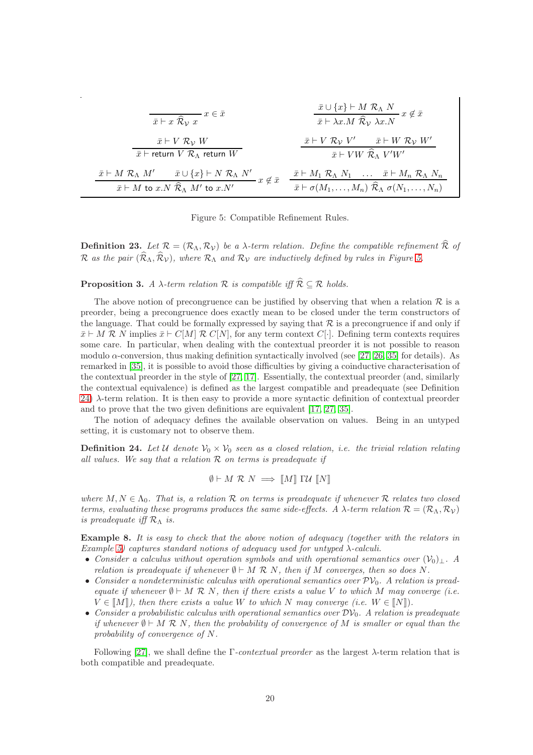$$\frac{}{\bar{x} \vdash x \ \widehat{\mathcal{R}}_{\mathcal{V}} \ x} \ x \in \bar{x} \qquad \frac{\bar{x} \cup \{x\} \vdash M \ \mathcal{R}_{\Lambda} \ N}{\bar{x} \vdash \lambda x.M \ \widehat{\mathcal{R}}_{\mathcal{V}} \ \lambda x.N} \ x \notin \bar{x}$$

$$\frac{\bar{x} \vdash V \ \mathcal{R}_{\mathcal{V}} \ W}{\bar{x} \vdash \mathsf{return} \ V \ \mathcal{R}_{\Lambda} \ \mathsf{return} \ W} \qquad \frac{\bar{x} \vdash V \ \mathcal{R}_{\mathcal{V}} \ V' \qquad \bar{x} \vdash W \ \mathcal{R}_{\mathcal{V}} \ W'}{\bar{x} \vdash VW \ \widehat{\mathcal{R}}_{\Lambda} \ V'W'}$$

$$\frac{\bar{x} \vdash M \ \mathcal{R}_{\Lambda} \ M' \qquad \bar{x} \cup \{x\} \vdash N \ \mathcal{R}_{\Lambda} \ N'}{\bar{x} \vdash M \ \mathsf{to} \ x.N \ \widehat{\mathcal{R}}_{\Lambda} \ M' \ \mathsf{to} \ x.N'} \ x \notin \bar{x} \qquad \frac{\bar{x} \vdash M_1 \ \mathcal{R}_{\Lambda} \ N_1 \quad \dots \quad \bar{x} \vdash M_n \ \mathcal{R}_{\Lambda} \ N_n}{\bar{x} \vdash \sigma(M_1, \dots, M_n) \ \widehat{\mathcal{R}}_{\Lambda} \ \sigma(N_1, \dots, N_n)}$$

Figure 5: Compatible Refinement Rules.

**Definition 23.** *Let $\mathcal{R} = (\mathcal{R}_{\Lambda}, \mathcal{R}_{\mathcal{V}})$ be a $\lambda$-term relation. Define the compatible refinement $\widehat{\mathcal{R}}$ of $\mathcal{R}$ as the pair $(\widehat{\mathcal{R}}_{\Lambda}, \widehat{\mathcal{R}}_{\mathcal{V}})$, where $\mathcal{R}_{\Lambda}$ and $\mathcal{R}_{\mathcal{V}}$ are inductively defined by rules in Figure 5.*

**Proposition 3.** *A $\lambda$-term relation $\mathcal{R}$ is compatible iff $\widehat{\mathcal{R}} \subseteq \mathcal{R}$ holds.*

The above notion of precongruence can be justified by observing that when a relation $\mathcal{R}$ is a preorder, being a precongruence does exactly mean to be closed under the term constructors of the language. That could be formally expressed by saying that $\mathcal{R}$ is a precongruence if and only if $\bar{x} \vdash M \ \mathcal{R} \ N$ implies $\bar{x} \vdash C[M] \ \mathcal{R} \ C[N]$, for any term context $C[\cdot]$. Defining term contexts requires some care. In particular, when dealing with the contextual preorder it is not possible to reason modulo $\alpha$-conversion, thus making definition syntactically involved (see [27, 26, 35] for details). As remarked in [35], it is possible to avoid those difficulties by giving a coinductive characterisation of the contextual preorder in the style of [27, 17]. Essentially, the contextual preorder (and, similarly the contextual equivalence) is defined as the largest compatible and preadequate (see Definition 24) $\lambda$-term relation. It is then easy to provide a more syntactic definition of contextual preorder and to prove that the two given definitions are equivalent [17, 27, 35].

The notion of adequacy defines the available observation on values. Being in an untyped setting, it is customary not to observe them.

**Definition 24.** *Let $\mathcal{U}$ denote $\mathcal{V}_0 \times \mathcal{V}_0$ seen as a closed relation, i.e. the trivial relation relating all values. We say that a relation $\mathcal{R}$ on terms is preadequate if*

$$\emptyset \vdash M \ \mathcal{R} \ N \implies [\![M]\!] \ \Gamma\mathcal{U} \ [\![N]\!]$$

*where $M, N \in \Lambda_0$. That is, a relation $\mathcal{R}$ on terms is preadequate if whenever $\mathcal{R}$ relates two closed terms, evaluating these programs produces the same side-effects. A $\lambda$-term relation $\mathcal{R} = (\mathcal{R}_{\Lambda}, \mathcal{R}_{\mathcal{V}})$ is preadequate iff $\mathcal{R}_{\Lambda}$ is.*

**Example 8.** *It is easy to check that the above notion of adequacy (together with the relators in Example 5) captures standard notions of adequacy used for untyped $\lambda$-calculi.*

- *Consider a calculus without operation symbols and with operational semantics over $(\mathcal{V}_0)_{\perp}$. A relation is preadequate if whenever $\emptyset \vdash M \ \mathcal{R} \ N$, then if $M$ converges, then so does $N$.*
- *Consider a nondeterministic calculus with operational semantics over $\mathcal{P}\mathcal{V}_0$. A relation is preadequate if whenever $\emptyset \vdash M \ \mathcal{R} \ N$, then if there exists a value $V$ to which $M$ may converge (i.e. $V \in [\![M]\!]$), then there exists a value $W$ to which $N$ may converge (i.e. $W \in [\![N]\!]$).*
- *Consider a probabilistic calculus with operational semantics over $\mathcal{D}\mathcal{V}_0$. A relation is preadequate if whenever $\emptyset \vdash M \ \mathcal{R} \ N$, then the probability of convergence of $M$ is smaller or equal than the probability of convergence of $N$.*

Following [27], we shall define the $\Gamma$-*contextual preorder* as the largest $\lambda$-term relation that is both compatible and preadequate.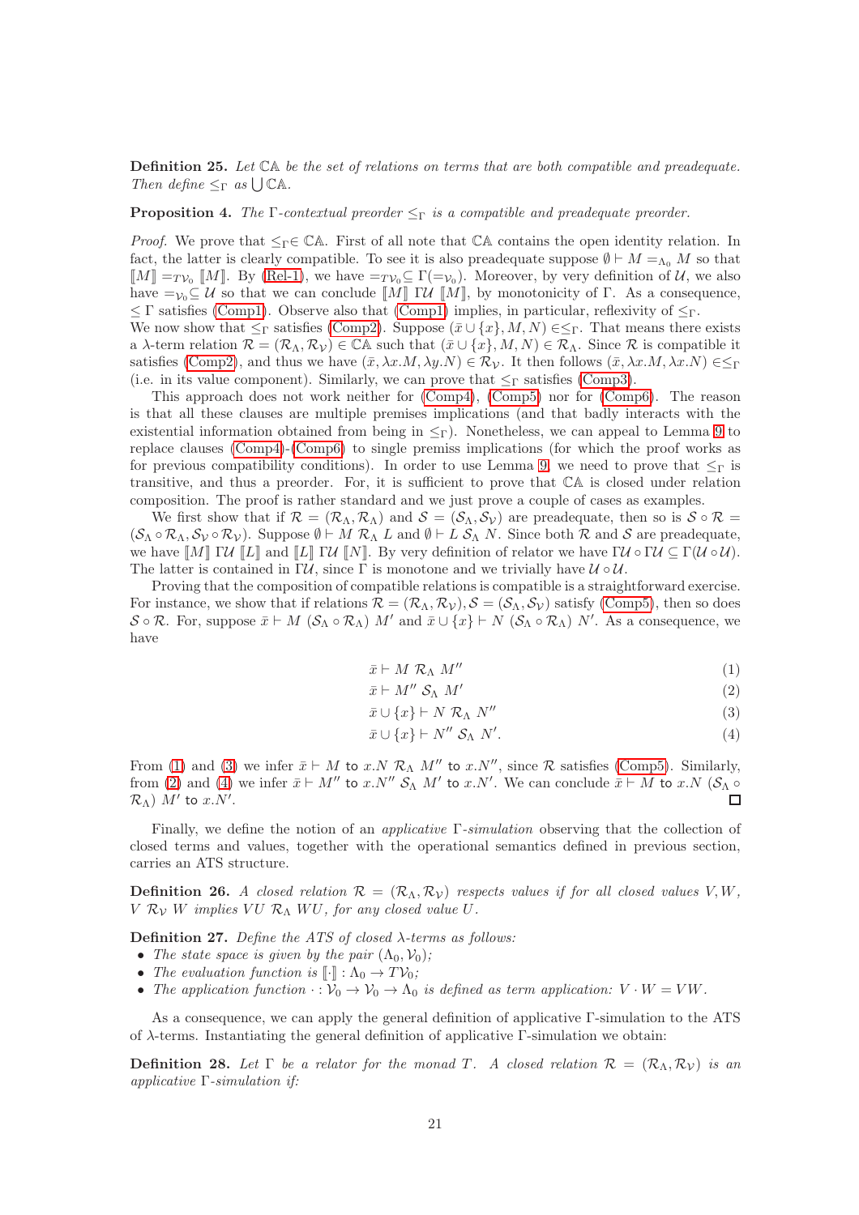**Definition 25.** *Let $\mathbb{CA}$ be the set of relations on terms that are both compatible and preadequate. Then define $\leq_\Gamma$ as $\bigcup \mathbb{CA}$.*

**Proposition 4.** *The $\Gamma$-contextual preorder $\leq_\Gamma$ is a compatible and preadequate preorder.*

*Proof.* We prove that $\leq_\Gamma \in \mathbb{CA}$. First of all note that $\mathbb{CA}$ contains the open identity relation. In fact, the latter is clearly compatible. To see it is also preadequate suppose $\emptyset \vdash M =_{\Lambda_0} M$ so that $[\![M]\!] =_{T\mathcal{V}_0} [\![M]\!]$. By (Rel-1), we have $=_{T\mathcal{V}_0} \subseteq \Gamma(=_{\mathcal{V}_0})$. Moreover, by very definition of $\mathcal{U}$, we also have $=_{\mathcal{V}_0} \subseteq \mathcal{U}$ so that we can conclude $[\![M]\!]\ \Gamma\mathcal{U}\ [\![M]\!]$, by monotonicity of $\Gamma$. As a consequence, $\leq \Gamma$ satisfies (Comp1). Observe also that (Comp1) implies, in particular, reflexivity of $\leq_\Gamma$.
We now show that $\leq_\Gamma$ satisfies (Comp2). Suppose $(\bar{x} \cup \{x\}, M, N) \in \leq_\Gamma$. That means there exists a $\lambda$-term relation $\mathcal{R} = (\mathcal{R}_\Lambda, \mathcal{R}_\mathcal{V}) \in \mathbb{CA}$ such that $(\bar{x} \cup \{x\}, M, N) \in \mathcal{R}_\Lambda$. Since $\mathcal{R}$ is compatible it satisfies (Comp2), and thus we have $(\bar{x}, \lambda x.M, \lambda y.N) \in \mathcal{R}_\mathcal{V}$. It then follows $(\bar{x}, \lambda x.M, \lambda x.N) \in \leq_\Gamma$ (i.e. in its value component). Similarly, we can prove that $\leq_\Gamma$ satisfies (Comp3).

This approach does not work neither for (Comp4), (Comp5) nor for (Comp6). The reason is that all these clauses are multiple premises implications (and that badly interacts with the existential information obtained from being in $\leq_\Gamma$). Nonetheless, we can appeal to Lemma 9 to replace clauses (Comp4)-(Comp6) to single premiss implications (for which the proof works as for previous compatibility conditions). In order to use Lemma 9, we need to prove that $\leq_\Gamma$ is transitive, and thus a preorder. For, it is sufficient to prove that $\mathbb{CA}$ is closed under relation composition. The proof is rather standard and we just prove a couple of cases as examples.

We first show that if $\mathcal{R} = (\mathcal{R}_\Lambda, \mathcal{R}_\Lambda)$ and $\mathcal{S} = (\mathcal{S}_\Lambda, \mathcal{S}_\mathcal{V})$ are preadequate, then so is $\mathcal{S} \circ \mathcal{R} = (\mathcal{S}_\Lambda \circ \mathcal{R}_\Lambda, \mathcal{S}_\mathcal{V} \circ \mathcal{R}_\mathcal{V})$. Suppose $\emptyset \vdash M\ \mathcal{R}_\Lambda\ L$ and $\emptyset \vdash L\ \mathcal{S}_\Lambda\ N$. Since both $\mathcal{R}$ and $\mathcal{S}$ are preadequate, we have $[\![M]\!]\ \Gamma\mathcal{U}\ [\![L]\!]$ and $[\![L]\!]\ \Gamma\mathcal{U}\ [\![N]\!]$. By very definition of we have $\Gamma\mathcal{U} \circ \Gamma\mathcal{U} \subseteq \Gamma(\mathcal{U} \circ \mathcal{U})$. The latter is contained in $\Gamma\mathcal{U}$, since $\Gamma$ is monotone and we trivially have $\mathcal{U} \circ \mathcal{U}$.

Proving that the composition of compatible relations is compatible is a straightforward exercise. For instance, we show that if relations $\mathcal{R} = (\mathcal{R}_\Lambda, \mathcal{R}_\mathcal{V}), \mathcal{S} = (\mathcal{S}_\Lambda, \mathcal{S}_\mathcal{V})$ satisfy (Comp5), then so does $\mathcal{S} \circ \mathcal{R}$. For, suppose $\bar{x} \vdash M\ (\mathcal{S}_\Lambda \circ \mathcal{R}_\Lambda)\ M'$ and $\bar{x} \cup \{x\} \vdash N\ (\mathcal{S}_\Lambda \circ \mathcal{R}_\Lambda)\ N'$. As a consequence, we have

$$\bar{x} \vdash M\ \mathcal{R}_\Lambda\ M'' \tag{1}$$
$$\bar{x} \vdash M''\ \mathcal{S}_\Lambda\ M' \tag{2}$$
$$\bar{x} \cup \{x\} \vdash N\ \mathcal{R}_\Lambda\ N'' \tag{3}$$
$$\bar{x} \cup \{x\} \vdash N''\ \mathcal{S}_\Lambda\ N'. \tag{4}$$

From (1) and (3) we infer $\bar{x} \vdash M \texttt{ to } x.N\ \mathcal{R}_\Lambda\ M'' \texttt{ to } x.N''$, since $\mathcal{R}$ satisfies (Comp5). Similarly, from (2) and (4) we infer $\bar{x} \vdash M'' \texttt{ to } x.N''\ \mathcal{S}_\Lambda\ M' \texttt{ to } x.N'$. We can conclude $\bar{x} \vdash M \texttt{ to } x.N\ (\mathcal{S}_\Lambda \circ \mathcal{R}_\Lambda)\ M' \texttt{ to } x.N'$. ☐

Finally, we define the notion of an *applicative* $\Gamma$*-simulation* observing that the collection of closed terms and values, together with the operational semantics defined in previous section, carries an ATS structure.

**Definition 26.** *A closed relation $\mathcal{R} = (\mathcal{R}_\Lambda, \mathcal{R}_\mathcal{V})$ respects values if for all closed values $V, W$, $V\ \mathcal{R}_\mathcal{V}\ W$ implies $VU\ \mathcal{R}_\Lambda\ WU$, for any closed value $U$.*

**Definition 27.** *Define the ATS of closed $\lambda$-terms as follows:*

- *The state space is given by the pair $(\Lambda_0, \mathcal{V}_0)$;*
- *The evaluation function is $[\![\cdot]\!] : \Lambda_0 \to T\mathcal{V}_0$;*
- *The application function $\cdot : \mathcal{V}_0 \to \mathcal{V}_0 \to \Lambda_0$ is defined as term application: $V \cdot W = VW$.*

As a consequence, we can apply the general definition of applicative $\Gamma$-simulation to the ATS of $\lambda$-terms. Instantiating the general definition of applicative $\Gamma$-simulation we obtain:

**Definition 28.** *Let $\Gamma$ be a relator for the monad $T$. A closed relation $\mathcal{R} = (\mathcal{R}_\Lambda, \mathcal{R}_\mathcal{V})$ is an applicative $\Gamma$-simulation if:*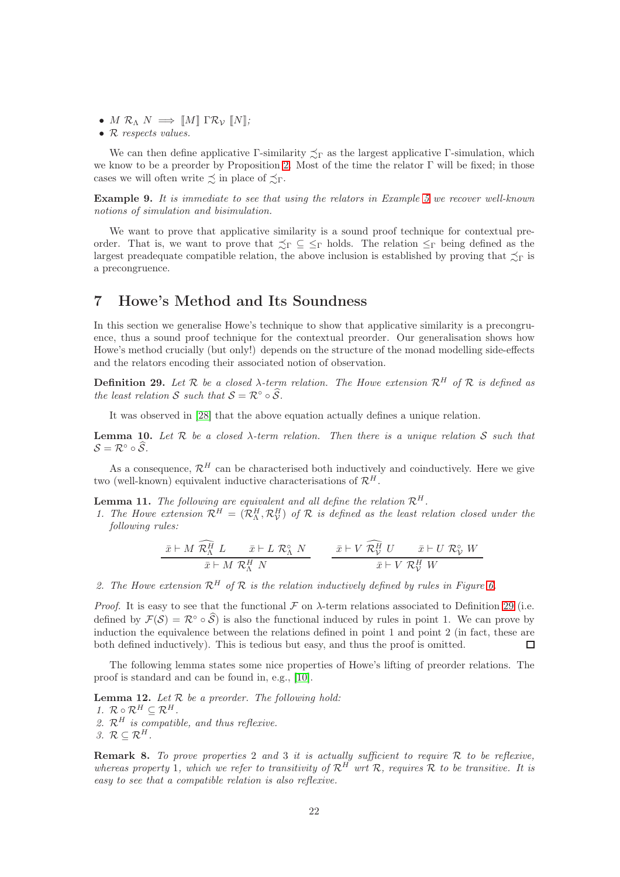- $M \ \mathcal{R}_\Lambda \ N \implies [\![M]\!] \ \Gamma\mathcal{R}_\mathcal{V} \ [\![N]\!]$;
- $\mathcal{R}$ *respects values.*

We can then define applicative Γ-similarity $\precsim_\Gamma$ as the largest applicative Γ-simulation, which we know to be a preorder by Proposition 2. Most of the time the relator Γ will be fixed; in those cases we will often write $\precsim$ in place of $\precsim_\Gamma$.

**Example 9.** *It is immediate to see that using the relators in Example 5 we recover well-known notions of simulation and bisimulation.*

We want to prove that applicative similarity is a sound proof technique for contextual preorder. That is, we want to prove that $\precsim_\Gamma \subseteq \leq_\Gamma$ holds. The relation $\leq_\Gamma$ being defined as the largest preadequate compatible relation, the above inclusion is established by proving that $\precsim_\Gamma$ is a precongruence.

# 7 Howe's Method and Its Soundness

In this section we generalise Howe's technique to show that applicative similarity is a precongruence, thus a sound proof technique for the contextual preorder. Our generalisation shows how Howe's method crucially (but only!) depends on the structure of the monad modelling side-effects and the relators encoding their associated notion of observation.

**Definition 29.** *Let $\mathcal{R}$ be a closed λ-term relation. The Howe extension $\mathcal{R}^H$ of $\mathcal{R}$ is defined as the least relation $\mathcal{S}$ such that $\mathcal{S} = \mathcal{R}^\circ \circ \widehat{\mathcal{S}}$.*

It was observed in [28] that the above equation actually defines a unique relation.

**Lemma 10.** *Let $\mathcal{R}$ be a closed λ-term relation. Then there is a unique relation $\mathcal{S}$ such that $\mathcal{S} = \mathcal{R}^\circ \circ \widehat{\mathcal{S}}$.*

As a consequence, $\mathcal{R}^H$ can be characterised both inductively and coinductively. Here we give two (well-known) equivalent inductive characterisations of $\mathcal{R}^H$.

**Lemma 11.** *The following are equivalent and all define the relation $\mathcal{R}^H$.*

1. *The Howe extension $\mathcal{R}^H = (\mathcal{R}^H_\Lambda, \mathcal{R}^H_\mathcal{V})$ of $\mathcal{R}$ is defined as the least relation closed under the following rules:*

$$\frac{\bar{x} \vdash M \ \widehat{\mathcal{R}^H_\Lambda} \ L \qquad \bar{x} \vdash L \ \mathcal{R}^\circ_\Lambda \ N}{\bar{x} \vdash M \ \mathcal{R}^H_\Lambda \ N} \qquad \frac{\bar{x} \vdash V \ \widehat{\mathcal{R}^H_\mathcal{V}} \ U \qquad \bar{x} \vdash U \ \mathcal{R}^\circ_\mathcal{V} \ W}{\bar{x} \vdash V \ \mathcal{R}^H_\mathcal{V} \ W}$$

2. *The Howe extension $\mathcal{R}^H$ of $\mathcal{R}$ is the relation inductively defined by rules in Figure 6.*

*Proof.* It is easy to see that the functional $\mathcal{F}$ on λ-term relations associated to Definition 29 (i.e. defined by $\mathcal{F}(\mathcal{S}) = \mathcal{R}^\circ \circ \widehat{\mathcal{S}}$) is also the functional induced by rules in point 1. We can prove by induction the equivalence between the relations defined in point 1 and point 2 (in fact, these are both defined inductively). This is tedious but easy, and thus the proof is omitted. □

The following lemma states some nice properties of Howe's lifting of preorder relations. The proof is standard and can be found in, e.g., [10].

**Lemma 12.** *Let $\mathcal{R}$ be a preorder. The following hold:*

1. *$\mathcal{R} \circ \mathcal{R}^H \subseteq \mathcal{R}^H$.*
2. *$\mathcal{R}^H$ is compatible, and thus reflexive.*
3. *$\mathcal{R} \subseteq \mathcal{R}^H$.*

**Remark 8.** *To prove properties 2 and 3 it is actually sufficient to require $\mathcal{R}$ to be reflexive, whereas property 1, which we refer to transitivity of $\mathcal{R}^H$ wrt $\mathcal{R}$, requires $\mathcal{R}$ to be transitive. It is easy to see that a compatible relation is also reflexive.*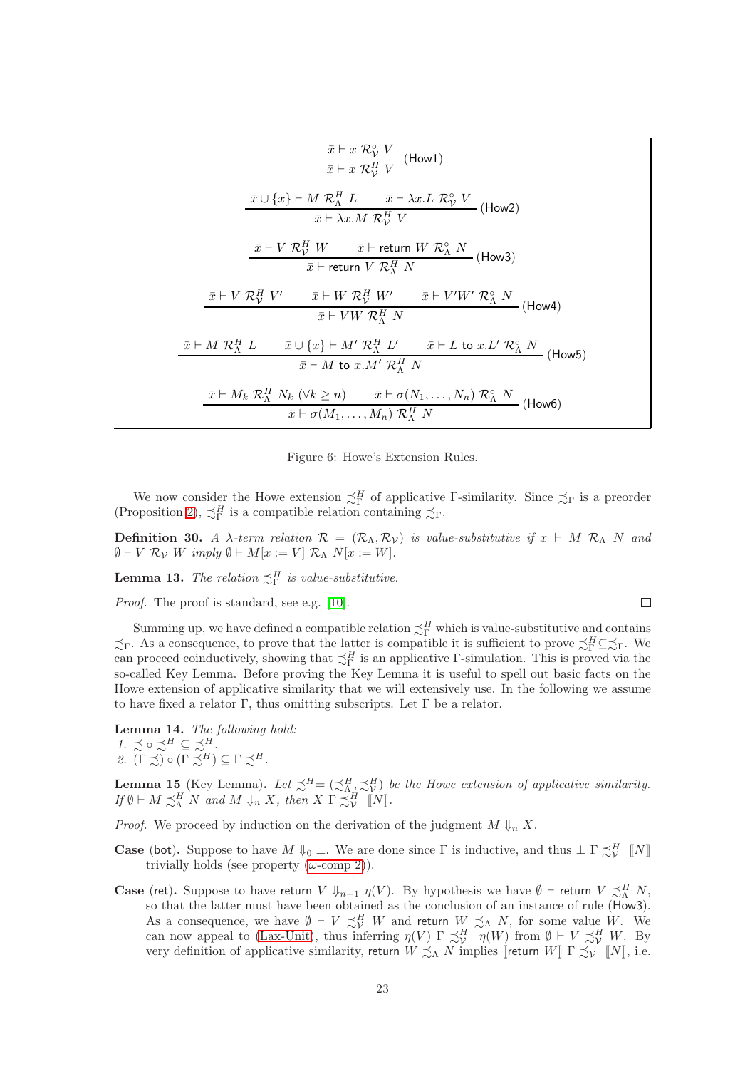$$\frac{\bar{x} \vdash x \; \mathcal{R}^{\circ}_{\mathcal{V}} \; V}{\bar{x} \vdash x \; \mathcal{R}^{H}_{\mathcal{V}} \; V} \; (\mathsf{How1})$$

$$\frac{\bar{x} \cup \{x\} \vdash M \; \mathcal{R}^{H}_{\Lambda} \; L \qquad \bar{x} \vdash \lambda x.L \; \mathcal{R}^{\circ}_{\mathcal{V}} \; V}{\bar{x} \vdash \lambda x.M \; \mathcal{R}^{H}_{\mathcal{V}} \; V} \; (\mathsf{How2})$$

$$\frac{\bar{x} \vdash V \; \mathcal{R}^{H}_{\mathcal{V}} \; W \qquad \bar{x} \vdash \mathsf{return}\; W \; \mathcal{R}^{\circ}_{\Lambda} \; N}{\bar{x} \vdash \mathsf{return}\; V \; \mathcal{R}^{H}_{\Lambda} \; N} \; (\mathsf{How3})$$

$$\frac{\bar{x} \vdash V \; \mathcal{R}^{H}_{\mathcal{V}} \; V' \qquad \bar{x} \vdash W \; \mathcal{R}^{H}_{\mathcal{V}} \; W' \qquad \bar{x} \vdash V'W' \; \mathcal{R}^{\circ}_{\Lambda} \; N}{\bar{x} \vdash VW \; \mathcal{R}^{H}_{\Lambda} \; N} \; (\mathsf{How4})$$

$$\frac{\bar{x} \vdash M \; \mathcal{R}^{H}_{\Lambda} \; L \qquad \bar{x} \cup \{x\} \vdash M' \; \mathcal{R}^{H}_{\Lambda} \; L' \qquad \bar{x} \vdash L \;\mathsf{to}\; x.L' \; \mathcal{R}^{\circ}_{\Lambda} \; N}{\bar{x} \vdash M \;\mathsf{to}\; x.M' \; \mathcal{R}^{H}_{\Lambda} \; N} \; (\mathsf{How5})$$

$$\frac{\bar{x} \vdash M_k \; \mathcal{R}^{H}_{\Lambda} \; N_k \; (\forall k \geq n) \qquad \bar{x} \vdash \sigma(N_1, \ldots, N_n) \; \mathcal{R}^{\circ}_{\Lambda} \; N}{\bar{x} \vdash \sigma(M_1, \ldots, M_n) \; \mathcal{R}^{H}_{\Lambda} \; N} \; (\mathsf{How6})$$

Figure 6: Howe's Extension Rules.

We now consider the Howe extension $\precsim^H_\Gamma$ of applicative $\Gamma$-similarity. Since $\precsim_\Gamma$ is a preorder (Proposition 2), $\precsim^H_\Gamma$ is a compatible relation containing $\precsim_\Gamma$.

**Definition 30.** *A $\lambda$-term relation $\mathcal{R} = (\mathcal{R}_\Lambda, \mathcal{R}_\mathcal{V})$ is value-substitutive if $x \vdash M \; \mathcal{R}_\Lambda \; N$ and $\emptyset \vdash V \; \mathcal{R}_\mathcal{V} \; W$ imply $\emptyset \vdash M[x := V] \; \mathcal{R}_\Lambda \; N[x := W]$.*

**Lemma 13.** *The relation $\precsim^H_\Gamma$ is value-substitutive.*

*Proof.* The proof is standard, see e.g. [10]. □

Summing up, we have defined a compatible relation $\precsim^H_\Gamma$ which is value-substitutive and contains $\precsim_\Gamma$. As a consequence, to prove that the latter is compatible it is sufficient to prove $\precsim^H_\Gamma \subseteq \precsim_\Gamma$. We can proceed coinductively, showing that $\precsim^H_\Gamma$ is an applicative $\Gamma$-simulation. This is proved via the so-called Key Lemma. Before proving the Key Lemma it is useful to spell out basic facts on the Howe extension of applicative similarity that we will extensively use. In the following we assume to have fixed a relator $\Gamma$, thus omitting subscripts. Let $\Gamma$ be a relator.

**Lemma 14.** *The following hold:*
1. $\precsim \circ \precsim^H \subseteq \precsim^H$.
2. $(\Gamma \precsim) \circ (\Gamma \precsim^H) \subseteq \Gamma \precsim^H$.

**Lemma 15** (Key Lemma)**.** *Let $\precsim^H = (\precsim^H_\Lambda, \precsim^H_\mathcal{V})$ be the Howe extension of applicative similarity. If $\emptyset \vdash M \precsim^H_\Lambda N$ and $M \Downarrow_n X$, then $X \; \Gamma \precsim^H_\mathcal{V} \; [\![N]\!]$.*

*Proof.* We proceed by induction on the derivation of the judgment $M \Downarrow_n X$.

**Case** (bot)**.** Suppose to have $M \Downarrow_0 \bot$. We are done since $\Gamma$ is inductive, and thus $\bot \; \Gamma \precsim^H_\mathcal{V} \; [\![N]\!]$ trivially holds (see property ($\omega$-comp 2)).

**Case** (ret)**.** Suppose to have $\mathsf{return}\; V \Downarrow_{n+1} \eta(V)$. By hypothesis we have $\emptyset \vdash \mathsf{return}\; V \precsim^H_\Lambda N$, so that the latter must have been obtained as the conclusion of an instance of rule (How3). As a consequence, we have $\emptyset \vdash V \precsim^H_\mathcal{V} W$ and $\mathsf{return}\; W \precsim_\Lambda N$, for some value $W$. We can now appeal to (Lax-Unit), thus inferring $\eta(V) \; \Gamma \precsim^H_\mathcal{V} \; \eta(W)$ from $\emptyset \vdash V \precsim^H_\mathcal{V} W$. By very definition of applicative similarity, $\mathsf{return}\; W \precsim_\Lambda N$ implies $[\![\mathsf{return}\; W]\!] \; \Gamma \precsim_\mathcal{V} \; [\![N]\!]$, i.e.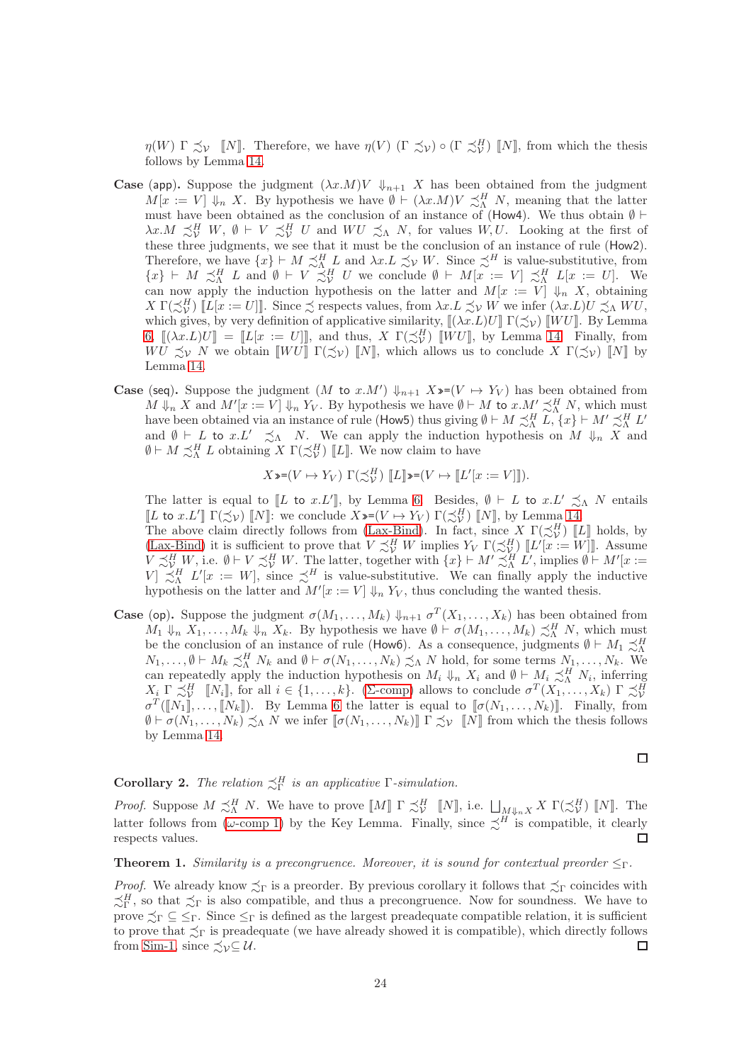$\eta(W)\ \Gamma \precsim_{\mathcal{V}}\ [\![N]\!]$. Therefore, we have $\eta(V)\ (\Gamma \precsim_{\mathcal{V}}) \circ (\Gamma \precsim^H_{\mathcal{V}})\ [\![N]\!]$, from which the thesis follows by Lemma 14.

**Case** (app). Suppose the judgment $(\lambda x.M)V \Downarrow_{n+1} X$ has been obtained from the judgment $M[x := V] \Downarrow_n X$. By hypothesis we have $\emptyset \vdash (\lambda x.M)V \precsim^H_{\Lambda} N$, meaning that the latter must have been obtained as the conclusion of an instance of (How4). We thus obtain $\emptyset \vdash \lambda x.M \precsim^H_{\mathcal{V}} W$, $\emptyset \vdash V \precsim^H_{\mathcal{V}} U$ and $WU \precsim_{\Lambda} N$, for values $W, U$. Looking at the first of these three judgments, we see that it must be the conclusion of an instance of rule (How2). Therefore, we have $\{x\} \vdash M \precsim^H_{\Lambda} L$ and $\lambda x.L \precsim_{\mathcal{V}} W$. Since $\precsim^H$ is value-substitutive, from $\{x\} \vdash M \precsim^H_{\Lambda} L$ and $\emptyset \vdash V \precsim^H_{\mathcal{V}} U$ we conclude $\emptyset \vdash M[x := V] \precsim^H_{\Lambda} L[x := U]$. We can now apply the induction hypothesis on the latter and $M[x := V] \Downarrow_n X$, obtaining $X\ \Gamma(\precsim^H_{\mathcal{V}})\ [\![L[x := U]]\!]$. Since $\precsim$ respects values, from $\lambda x.L \precsim_{\mathcal{V}} W$ we infer $(\lambda x.L)U \precsim_{\Lambda} WU$, which gives, by very definition of applicative similarity, $[\![(\lambda x.L)U]\!]\ \Gamma(\precsim_{\mathcal{V}})\ [\![WU]\!]$. By Lemma 6, $[\![(\lambda x.L)U]\!] = [\![L[x := U]]\!]$, and thus, $X\ \Gamma(\precsim^H_{\mathcal{V}})\ [\![WU]\!]$, by Lemma 14. Finally, from $WU \precsim_{\mathcal{V}} N$ we obtain $[\![WU]\!]\ \Gamma(\precsim_{\mathcal{V}})\ [\![N]\!]$, which allows us to conclude $X\ \Gamma(\precsim_{\mathcal{V}})\ [\![N]\!]$ by Lemma 14.

**Case** (seq). Suppose the judgment $(M \text{ to } x.M') \Downarrow_{n+1} X \gg\!\!= (V \mapsto Y_V)$ has been obtained from $M \Downarrow_n X$ and $M'[x := V] \Downarrow_n Y_V$. By hypothesis we have $\emptyset \vdash M \text{ to } x.M' \precsim^H_{\Lambda} N$, which must have been obtained via an instance of rule (How5) thus giving $\emptyset \vdash M \precsim^H_{\Lambda} L$, $\{x\} \vdash M' \precsim^H_{\Lambda} L'$ and $\emptyset \vdash L \text{ to } x.L' \precsim_{\Lambda} N$. We can apply the induction hypothesis on $M \Downarrow_n X$ and $\emptyset \vdash M \precsim^H_{\Lambda} L$ obtaining $X\ \Gamma(\precsim^H_{\mathcal{V}})\ [\![L]\!]$. We now claim to have

$$X \gg\!\!= (V \mapsto Y_V)\ \Gamma(\precsim^H_{\mathcal{V}})\ [\![L]\!] \gg\!\!= (V \mapsto [\![L'[x := V]]\!]).$$

The latter is equal to $[\![L \text{ to } x.L']\!]$, by Lemma 6. Besides, $\emptyset \vdash L \text{ to } x.L' \precsim_{\Lambda} N$ entails $[\![L \text{ to } x.L']\!]\ \Gamma(\precsim_{\mathcal{V}})\ [\![N]\!]$: we conclude $X \gg\!\!= (V \mapsto Y_V)\ \Gamma(\precsim^H_{\mathcal{V}})\ [\![N]\!]$, by Lemma 14.
The above claim directly follows from (Lax-Bind). In fact, since $X\ \Gamma(\precsim^H_{\mathcal{V}})\ [\![L]\!]$ holds, by (Lax-Bind) it is sufficient to prove that $V \precsim^H_{\mathcal{V}} W$ implies $Y_V\ \Gamma(\precsim^H_{\mathcal{V}})\ [\![L'[x := W]]\!]$. Assume $V \precsim^H_{\mathcal{V}} W$, i.e. $\emptyset \vdash V \precsim^H_{\mathcal{V}} W$. The latter, together with $\{x\} \vdash M' \precsim^H_{\Lambda} L'$, implies $\emptyset \vdash M'[x := V] \precsim^H_{\Lambda} L'[x := W]$, since $\precsim^H$ is value-substitutive. We can finally apply the inductive hypothesis on the latter and $M'[x := V] \Downarrow_n Y_V$, thus concluding the wanted thesis.

**Case** (op). Suppose the judgment $\sigma(M_1, \ldots, M_k) \Downarrow_{n+1} \sigma^T(X_1, \ldots, X_k)$ has been obtained from $M_1 \Downarrow_n X_1, \ldots, M_k \Downarrow_n X_k$. By hypothesis we have $\emptyset \vdash \sigma(M_1, \ldots, M_k) \precsim^H_{\Lambda} N$, which must be the conclusion of an instance of rule (How6). As a consequence, judgments $\emptyset \vdash M_1 \precsim^H_{\Lambda} N_1, \ldots, \emptyset \vdash M_k \precsim^H_{\Lambda} N_k$ and $\emptyset \vdash \sigma(N_1, \ldots, N_k) \precsim_{\Lambda} N$ hold, for some terms $N_1, \ldots, N_k$. We can repeatedly apply the induction hypothesis on $M_i \Downarrow_n X_i$ and $\emptyset \vdash M_i \precsim^H_{\Lambda} N_i$, inferring $X_i\ \Gamma \precsim^H_{\mathcal{V}}\ [\![N_i]\!]$, for all $i \in \{1, \ldots, k\}$. ($\Sigma$-comp) allows to conclude $\sigma^T(X_1, \ldots, X_k)\ \Gamma \precsim^H_{\mathcal{V}}\ \sigma^T([\![N_1]\!], \ldots, [\![N_k]\!])$. By Lemma 6 the latter is equal to $[\![\sigma(N_1, \ldots, N_k)]\!]$. Finally, from $\emptyset \vdash \sigma(N_1, \ldots, N_k) \precsim_{\Lambda} N$ we infer $[\![\sigma(N_1, \ldots, N_k)]\!]\ \Gamma \precsim_{\mathcal{V}}\ [\![N]\!]$ from which the thesis follows by Lemma 14.

□

**Corollary 2.** *The relation $\precsim^H_{\Gamma}$ is an applicative $\Gamma$-simulation.*

*Proof.* Suppose $M \precsim^H_{\Lambda} N$. We have to prove $[\![M]\!]\ \Gamma \precsim^H_{\mathcal{V}}\ [\![N]\!]$, i.e. $\bigsqcup_{M \Downarrow_n X} X\ \Gamma(\precsim^H_{\mathcal{V}})\ [\![N]\!]$. The latter follows from ($\omega$-comp 1) by the Key Lemma. Finally, since $\precsim^H$ is compatible, it clearly respects values. □

**Theorem 1.** *Similarity is a precongruence. Moreover, it is sound for contextual preorder $\leq_{\Gamma}$.*

*Proof.* We already know $\precsim_{\Gamma}$ is a preorder. By previous corollary it follows that $\precsim_{\Gamma}$ coincides with $\precsim^H_{\Gamma}$, so that $\precsim_{\Gamma}$ is also compatible, and thus a precongruence. Now for soundness. We have to prove $\precsim_{\Gamma} \subseteq \leq_{\Gamma}$. Since $\leq_{\Gamma}$ is defined as the largest preadequate compatible relation, it is sufficient to prove that $\precsim_{\Gamma}$ is preadequate (we have already showed it is compatible), which directly follows from Sim-1, since $\precsim_{\mathcal{V}} \subseteq \mathcal{U}$. □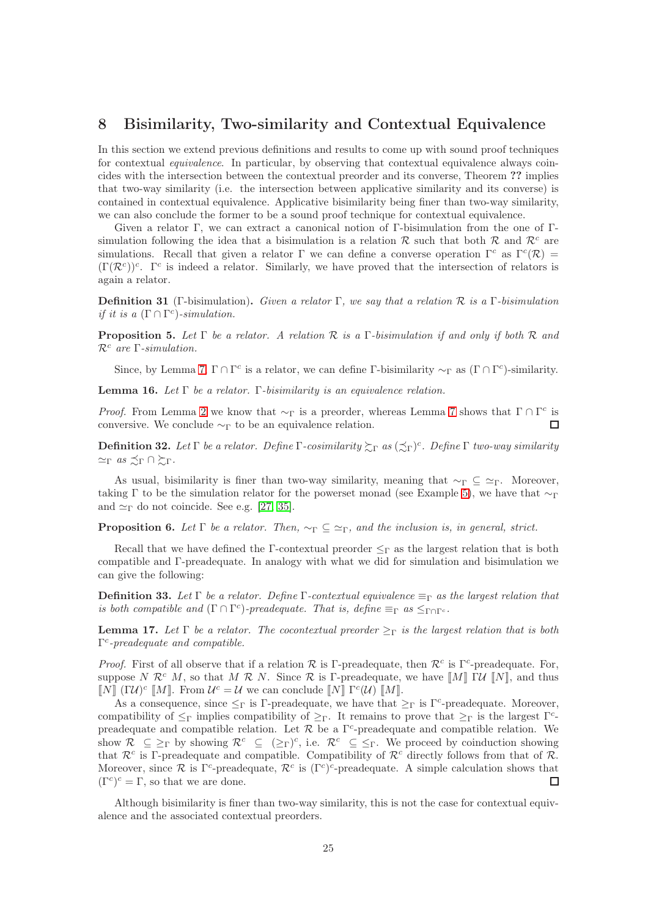## 8 Bisimilarity, Two-similarity and Contextual Equivalence

In this section we extend previous definitions and results to come up with sound proof techniques for contextual *equivalence*. In particular, by observing that contextual equivalence always coincides with the intersection between the contextual preorder and its converse, Theorem **??** implies that two-way similarity (i.e. the intersection between applicative similarity and its converse) is contained in contextual equivalence. Applicative bisimilarity being finer than two-way similarity, we can also conclude the former to be a sound proof technique for contextual equivalence.

Given a relator $\Gamma$, we can extract a canonical notion of $\Gamma$-bisimulation from the one of $\Gamma$-simulation following the idea that a bisimulation is a relation $\mathcal{R}$ such that both $\mathcal{R}$ and $\mathcal{R}^c$ are simulations. Recall that given a relator $\Gamma$ we can define a converse operation $\Gamma^c$ as $\Gamma^c(\mathcal{R}) = (\Gamma(\mathcal{R}^c))^c$. $\Gamma^c$ is indeed a relator. Similarly, we have proved that the intersection of relators is again a relator.

**Definition 31** ($\Gamma$-bisimulation)**.** *Given a relator $\Gamma$, we say that a relation $\mathcal{R}$ is a $\Gamma$-bisimulation if it is a $(\Gamma \cap \Gamma^c)$-simulation.*

**Proposition 5.** *Let $\Gamma$ be a relator. A relation $\mathcal{R}$ is a $\Gamma$-bisimulation if and only if both $\mathcal{R}$ and $\mathcal{R}^c$ are $\Gamma$-simulation.*

Since, by Lemma 7, $\Gamma \cap \Gamma^c$ is a relator, we can define $\Gamma$-bisimilarity $\sim_\Gamma$ as $(\Gamma \cap \Gamma^c)$-similarity.

**Lemma 16.** *Let $\Gamma$ be a relator. $\Gamma$-bisimilarity is an equivalence relation.*

*Proof.* From Lemma 2 we know that $\sim_\Gamma$ is a preorder, whereas Lemma 7 shows that $\Gamma \cap \Gamma^c$ is conversive. We conclude $\sim_\Gamma$ to be an equivalence relation. ∎

**Definition 32.** *Let $\Gamma$ be a relator. Define $\Gamma$-cosimilarity $\succsim_\Gamma$ as $(\precsim_\Gamma)^c$. Define $\Gamma$ two-way similarity $\simeq_\Gamma$ as $\precsim_\Gamma \cap \succsim_\Gamma$.*

As usual, bisimilarity is finer than two-way similarity, meaning that $\sim_\Gamma \subseteq \simeq_\Gamma$. Moreover, taking $\Gamma$ to be the simulation relator for the powerset monad (see Example 5), we have that $\sim_\Gamma$ and $\simeq_\Gamma$ do not coincide. See e.g. [27, 35].

**Proposition 6.** *Let $\Gamma$ be a relator. Then, $\sim_\Gamma \subseteq \simeq_\Gamma$, and the inclusion is, in general, strict.*

Recall that we have defined the $\Gamma$-contextual preorder $\leq_\Gamma$ as the largest relation that is both compatible and $\Gamma$-preadequate. In analogy with what we did for simulation and bisimulation we can give the following:

**Definition 33.** *Let $\Gamma$ be a relator. Define $\Gamma$-contextual equivalence $\equiv_\Gamma$ as the largest relation that is both compatible and $(\Gamma \cap \Gamma^c)$-preadequate. That is, define $\equiv_\Gamma$ as $\leq_{\Gamma\cap\Gamma^c}$.*

**Lemma 17.** *Let $\Gamma$ be a relator. The cocontextual preorder $\geq_\Gamma$ is the largest relation that is both $\Gamma^c$-preadequate and compatible.*

*Proof.* First of all observe that if a relation $\mathcal{R}$ is $\Gamma$-preadequate, then $\mathcal{R}^c$ is $\Gamma^c$-preadequate. For, suppose $N \; \mathcal{R}^c \; M$, so that $M \; \mathcal{R} \; N$. Since $\mathcal{R}$ is $\Gamma$-preadequate, we have $[\![M]\!] \; \Gamma\mathcal{U} \; [\![N]\!]$, and thus $[\![N]\!] \; (\Gamma\mathcal{U})^c \; [\![M]\!]$. From $\mathcal{U}^c = \mathcal{U}$ we can conclude $[\![N]\!] \; \Gamma^c(\mathcal{U}) \; [\![M]\!]$.

As a consequence, since $\leq_\Gamma$ is $\Gamma$-preadequate, we have that $\geq_\Gamma$ is $\Gamma^c$-preadequate. Moreover, compatibility of $\leq_\Gamma$ implies compatibility of $\geq_\Gamma$. It remains to prove that $\geq_\Gamma$ is the largest $\Gamma^c$-preadequate and compatible relation. Let $\mathcal{R}$ be a $\Gamma^c$-preadequate and compatible relation. We show $\mathcal{R} \subseteq \geq_\Gamma$ by showing $\mathcal{R}^c \subseteq (\geq_\Gamma)^c$, i.e. $\mathcal{R}^c \subseteq \leq_\Gamma$. We proceed by coinduction showing that $\mathcal{R}^c$ is $\Gamma$-preadequate and compatible. Compatibility of $\mathcal{R}^c$ directly follows from that of $\mathcal{R}$. Moreover, since $\mathcal{R}$ is $\Gamma^c$-preadequate, $\mathcal{R}^c$ is $(\Gamma^c)^c$-preadequate. A simple calculation shows that $(\Gamma^c)^c = \Gamma$, so that we are done. ∎

Although bisimilarity is finer than two-way similarity, this is not the case for contextual equivalence and the associated contextual preorders.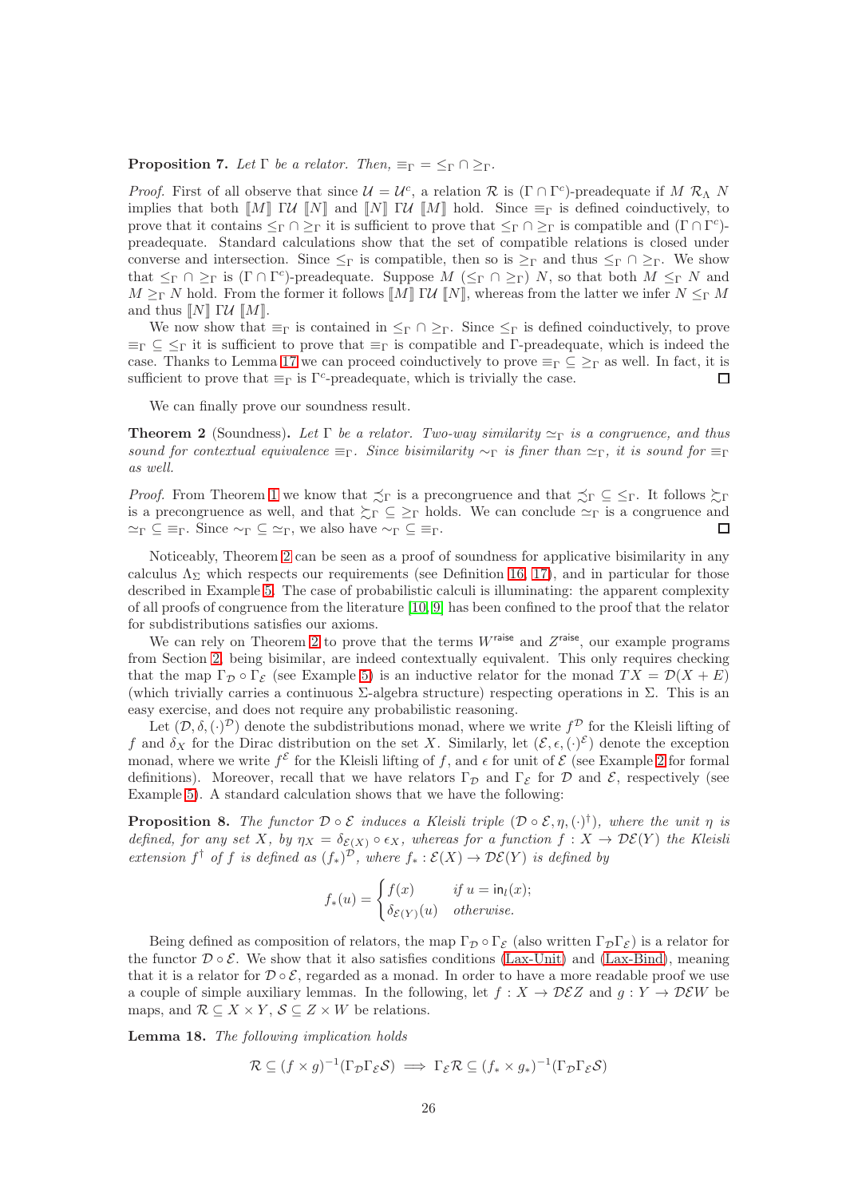**Proposition 7.** *Let $\Gamma$ be a relator. Then, $\equiv_\Gamma = \leq_\Gamma \cap \geq_\Gamma$.*

*Proof.* First of all observe that since $\mathcal{U} = \mathcal{U}^c$, a relation $\mathcal{R}$ is $(\Gamma \cap \Gamma^c)$-preadequate if $M \; \mathcal{R}_\Lambda \; N$ implies that both $[\![M]\!] \; \Gamma\mathcal{U} \; [\![N]\!]$ and $[\![N]\!] \; \Gamma\mathcal{U} \; [\![M]\!]$ hold. Since $\equiv_\Gamma$ is defined coinductively, to prove that it contains $\leq_\Gamma \cap \geq_\Gamma$ it is sufficient to prove that $\leq_\Gamma \cap \geq_\Gamma$ is compatible and $(\Gamma \cap \Gamma^c)$-preadequate. Standard calculations show that the set of compatible relations is closed under converse and intersection. Since $\leq_\Gamma$ is compatible, then so is $\geq_\Gamma$ and thus $\leq_\Gamma \cap \geq_\Gamma$. We show that $\leq_\Gamma \cap \geq_\Gamma$ is $(\Gamma \cap \Gamma^c)$-preadequate. Suppose $M \; (\leq_\Gamma \cap \geq_\Gamma) \; N$, so that both $M \leq_\Gamma N$ and $M \geq_\Gamma N$ hold. From the former it follows $[\![M]\!] \; \Gamma\mathcal{U} \; [\![N]\!]$, whereas from the latter we infer $N \leq_\Gamma M$ and thus $[\![N]\!] \; \Gamma\mathcal{U} \; [\![M]\!]$.

We now show that $\equiv_\Gamma$ is contained in $\leq_\Gamma \cap \geq_\Gamma$. Since $\leq_\Gamma$ is defined coinductively, to prove $\equiv_\Gamma \subseteq \leq_\Gamma$ it is sufficient to prove that $\equiv_\Gamma$ is compatible and $\Gamma$-preadequate, which is indeed the case. Thanks to Lemma 17 we can proceed coinductively to prove $\equiv_\Gamma \subseteq \geq_\Gamma$ as well. In fact, it is sufficient to prove that $\equiv_\Gamma$ is $\Gamma^c$-preadequate, which is trivially the case. ◻

We can finally prove our soundness result.

**Theorem 2** (Soundness)**.** *Let $\Gamma$ be a relator. Two-way similarity $\simeq_\Gamma$ is a congruence, and thus sound for contextual equivalence $\equiv_\Gamma$. Since bisimilarity $\sim_\Gamma$ is finer than $\simeq_\Gamma$, it is sound for $\equiv_\Gamma$ as well.*

*Proof.* From Theorem 1 we know that $\precsim_\Gamma$ is a precongruence and that $\precsim_\Gamma \subseteq \leq_\Gamma$. It follows $\succsim_\Gamma$ is a precongruence as well, and that $\succsim_\Gamma \subseteq \geq_\Gamma$ holds. We can conclude $\simeq_\Gamma$ is a congruence and $\simeq_\Gamma \subseteq \equiv_\Gamma$. Since $\sim_\Gamma \subseteq \simeq_\Gamma$, we also have $\sim_\Gamma \subseteq \equiv_\Gamma$. ◻

Noticeably, Theorem 2 can be seen as a proof of soundness for applicative bisimilarity in any calculus $\Lambda_\Sigma$ which respects our requirements (see Definition 16, 17), and in particular for those described in Example 5. The case of probabilistic calculi is illuminating: the apparent complexity of all proofs of congruence from the literature [10, 9] has been confined to the proof that the relator for subdistributions satisfies our axioms.

We can rely on Theorem 2 to prove that the terms $W^{\mathsf{raise}}$ and $Z^{\mathsf{raise}}$, our example programs from Section 2, being bisimilar, are indeed contextually equivalent. This only requires checking that the map $\Gamma_{\mathcal{D}} \circ \Gamma_{\mathcal{E}}$ (see Example 5) is an inductive relator for the monad $TX = \mathcal{D}(X + E)$ (which trivially carries a continuous $\Sigma$-algebra structure) respecting operations in $\Sigma$. This is an easy exercise, and does not require any probabilistic reasoning.

Let $(\mathcal{D}, \delta, (\cdot)^{\mathcal{D}})$ denote the subdistributions monad, where we write $f^{\mathcal{D}}$ for the Kleisli lifting of $f$ and $\delta_X$ for the Dirac distribution on the set $X$. Similarly, let $(\mathcal{E}, \epsilon, (\cdot)^{\mathcal{E}})$ denote the exception monad, where we write $f^{\mathcal{E}}$ for the Kleisli lifting of $f$, and $\epsilon$ for unit of $\mathcal{E}$ (see Example 2 for formal definitions). Moreover, recall that we have relators $\Gamma_{\mathcal{D}}$ and $\Gamma_{\mathcal{E}}$ for $\mathcal{D}$ and $\mathcal{E}$, respectively (see Example 5). A standard calculation shows that we have the following:

**Proposition 8.** *The functor $\mathcal{D} \circ \mathcal{E}$ induces a Kleisli triple $(\mathcal{D} \circ \mathcal{E}, \eta, (\cdot)^\dagger)$, where the unit $\eta$ is defined, for any set $X$, by $\eta_X = \delta_{\mathcal{E}(X)} \circ \epsilon_X$, whereas for a function $f : X \to \mathcal{D}\mathcal{E}(Y)$ the Kleisli extension $f^\dagger$ of $f$ is defined as $(f_*)^{\mathcal{D}}$, where $f_* : \mathcal{E}(X) \to \mathcal{D}\mathcal{E}(Y)$ is defined by*

$$f_*(u) = \begin{cases} f(x) & \text{if } u = \mathsf{in}_l(x); \\ \delta_{\mathcal{E}(Y)}(u) & \text{otherwise.} \end{cases}$$

Being defined as composition of relators, the map $\Gamma_{\mathcal{D}} \circ \Gamma_{\mathcal{E}}$ (also written $\Gamma_{\mathcal{D}}\Gamma_{\mathcal{E}}$) is a relator for the functor $\mathcal{D} \circ \mathcal{E}$. We show that it also satisfies conditions (Lax-Unit) and (Lax-Bind), meaning that it is a relator for $\mathcal{D} \circ \mathcal{E}$, regarded as a monad. In order to have a more readable proof we use a couple of simple auxiliary lemmas. In the following, let $f : X \to \mathcal{D}\mathcal{E}Z$ and $g : Y \to \mathcal{D}\mathcal{E}W$ be maps, and $\mathcal{R} \subseteq X \times Y$, $\mathcal{S} \subseteq Z \times W$ be relations.

**Lemma 18.** *The following implication holds*

$$\mathcal{R} \subseteq (f \times g)^{-1}(\Gamma_{\mathcal{D}}\Gamma_{\mathcal{E}}\mathcal{S}) \implies \Gamma_{\mathcal{E}}\mathcal{R} \subseteq (f_* \times g_*)^{-1}(\Gamma_{\mathcal{D}}\Gamma_{\mathcal{E}}\mathcal{S})$$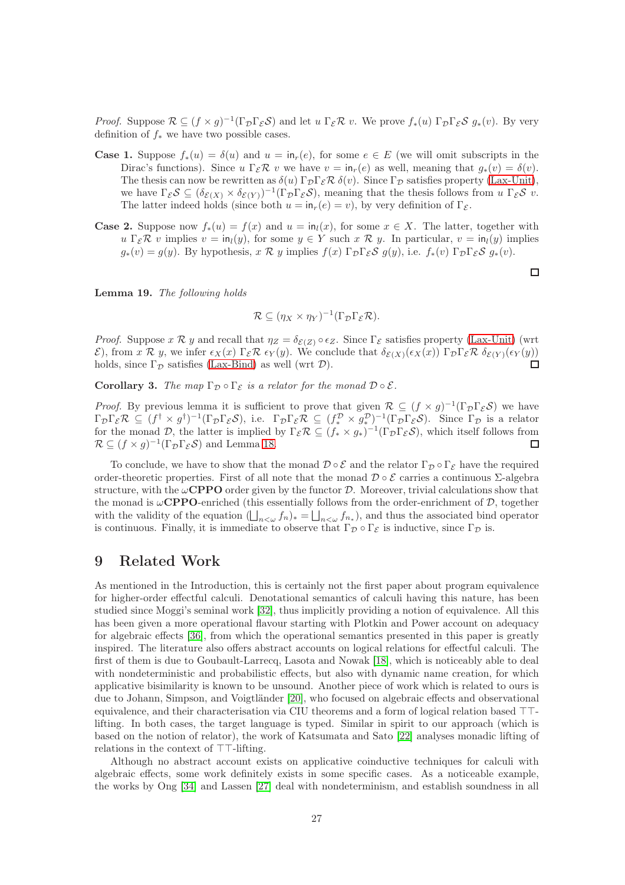*Proof.* Suppose $\mathcal{R} \subseteq (f \times g)^{-1}(\Gamma_{\mathcal{D}}\Gamma_{\mathcal{E}}\mathcal{S})$ and let $u\ \Gamma_{\mathcal{E}}\mathcal{R}\ v$. We prove $f_*(u)\ \Gamma_{\mathcal{D}}\Gamma_{\mathcal{E}}\mathcal{S}\ g_*(v)$. By very definition of $f_*$ we have two possible cases.

**Case 1.** Suppose $f_*(u) = \delta(u)$ and $u = \mathsf{in}_r(e)$, for some $e \in E$ (we will omit subscripts in the Dirac's functions). Since $u\ \Gamma_{\mathcal{E}}\mathcal{R}\ v$ we have $v = \mathsf{in}_r(e)$ as well, meaning that $g_*(v) = \delta(v)$. The thesis can now be rewritten as $\delta(u)\ \Gamma_{\mathcal{D}}\Gamma_{\mathcal{E}}\mathcal{R}\ \delta(v)$. Since $\Gamma_{\mathcal{D}}$ satisfies property (Lax-Unit), we have $\Gamma_{\mathcal{E}}\mathcal{S} \subseteq (\delta_{\mathcal{E}(X)} \times \delta_{\mathcal{E}(Y)})^{-1}(\Gamma_{\mathcal{D}}\Gamma_{\mathcal{E}}\mathcal{S})$, meaning that the thesis follows from $u\ \Gamma_{\mathcal{E}}\mathcal{S}\ v$. The latter indeed holds (since both $u = \mathsf{in}_r(e) = v$), by very definition of $\Gamma_{\mathcal{E}}$.

**Case 2.** Suppose now $f_*(u) = f(x)$ and $u = \mathsf{in}_l(x)$, for some $x \in X$. The latter, together with $u\ \Gamma_{\mathcal{E}}\mathcal{R}\ v$ implies $v = \mathsf{in}_l(y)$, for some $y \in Y$ such $x\ \mathcal{R}\ y$. In particular, $v = \mathsf{in}_l(y)$ implies $g_*(v) = g(y)$. By hypothesis, $x\ \mathcal{R}\ y$ implies $f(x)\ \Gamma_{\mathcal{D}}\Gamma_{\mathcal{E}}\mathcal{S}\ g(y)$, i.e. $f_*(v)\ \Gamma_{\mathcal{D}}\Gamma_{\mathcal{E}}\mathcal{S}\ g_*(v)$.

∎

**Lemma 19.** *The following holds*

$$\mathcal{R} \subseteq (\eta_X \times \eta_Y)^{-1}(\Gamma_{\mathcal{D}}\Gamma_{\mathcal{E}}\mathcal{R}).$$

*Proof.* Suppose $x\ \mathcal{R}\ y$ and recall that $\eta_Z = \delta_{\mathcal{E}(Z)} \circ \epsilon_Z$. Since $\Gamma_{\mathcal{E}}$ satisfies property (Lax-Unit) (wrt $\mathcal{E}$), from $x\ \mathcal{R}\ y$, we infer $\epsilon_X(x)\ \Gamma_{\mathcal{E}}\mathcal{R}\ \epsilon_Y(y)$. We conclude that $\delta_{\mathcal{E}(X)}(\epsilon_X(x))\ \Gamma_{\mathcal{D}}\Gamma_{\mathcal{E}}\mathcal{R}\ \delta_{\mathcal{E}(Y)}(\epsilon_Y(y))$ holds, since $\Gamma_{\mathcal{D}}$ satisfies (Lax-Bind) as well (wrt $\mathcal{D}$). ∎

**Corollary 3.** *The map $\Gamma_{\mathcal{D}} \circ \Gamma_{\mathcal{E}}$ is a relator for the monad $\mathcal{D} \circ \mathcal{E}$.*

*Proof.* By previous lemma it is sufficient to prove that given $\mathcal{R} \subseteq (f \times g)^{-1}(\Gamma_{\mathcal{D}}\Gamma_{\mathcal{E}}\mathcal{S})$ we have $\Gamma_{\mathcal{D}}\Gamma_{\mathcal{E}}\mathcal{R} \subseteq (f^{\dagger} \times g^{\dagger})^{-1}(\Gamma_{\mathcal{D}}\Gamma_{\mathcal{E}}\mathcal{S})$, i.e. $\Gamma_{\mathcal{D}}\Gamma_{\mathcal{E}}\mathcal{R} \subseteq (f_*^{\mathcal{D}} \times g_*^{\mathcal{D}})^{-1}(\Gamma_{\mathcal{D}}\Gamma_{\mathcal{E}}\mathcal{S})$. Since $\Gamma_{\mathcal{D}}$ is a relator for the monad $\mathcal{D}$, the latter is implied by $\Gamma_{\mathcal{E}}\mathcal{R} \subseteq (f_* \times g_*)^{-1}(\Gamma_{\mathcal{D}}\Gamma_{\mathcal{E}}\mathcal{S})$, which itself follows from $\mathcal{R} \subseteq (f \times g)^{-1}(\Gamma_{\mathcal{D}}\Gamma_{\mathcal{E}}\mathcal{S})$ and Lemma 18. ∎

To conclude, we have to show that the monad $\mathcal{D} \circ \mathcal{E}$ and the relator $\Gamma_{\mathcal{D}} \circ \Gamma_{\mathcal{E}}$ have the required order-theoretic properties. First of all note that the monad $\mathcal{D} \circ \mathcal{E}$ carries a continuous $\Sigma$-algebra structure, with the $\omega$**CPPO** order given by the functor $\mathcal{D}$. Moreover, trivial calculations show that the monad is $\omega$**CPPO**-enriched (this essentially follows from the order-enrichment of $\mathcal{D}$, together with the validity of the equation $(\bigsqcup_{n<\omega} f_n)_* = \bigsqcup_{n<\omega} f_{n_*}$), and thus the associated bind operator is continuous. Finally, it is immediate to observe that $\Gamma_{\mathcal{D}} \circ \Gamma_{\mathcal{E}}$ is inductive, since $\Gamma_{\mathcal{D}}$ is.

# 9 Related Work

As mentioned in the Introduction, this is certainly not the first paper about program equivalence for higher-order effectful calculi. Denotational semantics of calculi having this nature, has been studied since Moggi's seminal work [32], thus implicitly providing a notion of equivalence. All this has been given a more operational flavour starting with Plotkin and Power account on adequacy for algebraic effects [36], from which the operational semantics presented in this paper is greatly inspired. The literature also offers abstract accounts on logical relations for effectful calculi. The first of them is due to Goubault-Larrecq, Lasota and Nowak [18], which is noticeably able to deal with nondeterministic and probabilistic effects, but also with dynamic name creation, for which applicative bisimilarity is known to be unsound. Another piece of work which is related to ours is due to Johann, Simpson, and Voigtländer [20], who focused on algebraic effects and observational equivalence, and their characterisation via CIU theorems and a form of logical relation based ⊤⊤-lifting. In both cases, the target language is typed. Similar in spirit to our approach (which is based on the notion of relator), the work of Katsumata and Sato [22] analyses monadic lifting of relations in the context of ⊤⊤-lifting.

Although no abstract account exists on applicative coinductive techniques for calculi with algebraic effects, some work definitely exists in some specific cases. As a noticeable example, the works by Ong [34] and Lassen [27] deal with nondeterminism, and establish soundness in all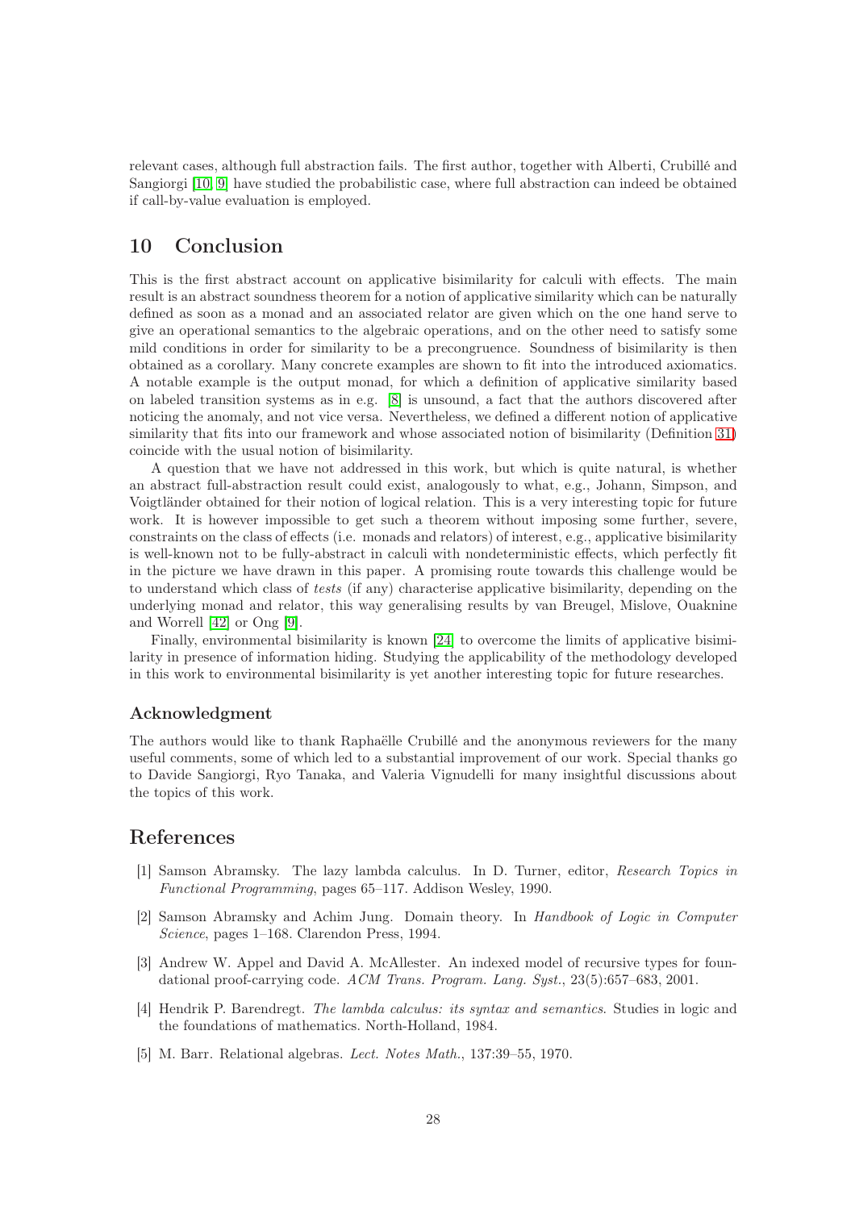relevant cases, although full abstraction fails. The first author, together with Alberti, Crubillé and Sangiorgi [10, 9] have studied the probabilistic case, where full abstraction can indeed be obtained if call-by-value evaluation is employed.

## 10 Conclusion

This is the first abstract account on applicative bisimilarity for calculi with effects. The main result is an abstract soundness theorem for a notion of applicative similarity which can be naturally defined as soon as a monad and an associated relator are given which on the one hand serve to give an operational semantics to the algebraic operations, and on the other need to satisfy some mild conditions in order for similarity to be a precongruence. Soundness of bisimilarity is then obtained as a corollary. Many concrete examples are shown to fit into the introduced axiomatics. A notable example is the output monad, for which a definition of applicative similarity based on labeled transition systems as in e.g. [8] is unsound, a fact that the authors discovered after noticing the anomaly, and not vice versa. Nevertheless, we defined a different notion of applicative similarity that fits into our framework and whose associated notion of bisimilarity (Definition 31) coincide with the usual notion of bisimilarity.

A question that we have not addressed in this work, but which is quite natural, is whether an abstract full-abstraction result could exist, analogously to what, e.g., Johann, Simpson, and Voigtländer obtained for their notion of logical relation. This is a very interesting topic for future work. It is however impossible to get such a theorem without imposing some further, severe, constraints on the class of effects (i.e. monads and relators) of interest, e.g., applicative bisimilarity is well-known not to be fully-abstract in calculi with nondeterministic effects, which perfectly fit in the picture we have drawn in this paper. A promising route towards this challenge would be to understand which class of *tests* (if any) characterise applicative bisimilarity, depending on the underlying monad and relator, this way generalising results by van Breugel, Mislove, Ouaknine and Worrell [42] or Ong [9].

Finally, environmental bisimilarity is known [24] to overcome the limits of applicative bisimilarity in presence of information hiding. Studying the applicability of the methodology developed in this work to environmental bisimilarity is yet another interesting topic for future researches.

### Acknowledgment

The authors would like to thank Raphaëlle Crubillé and the anonymous reviewers for the many useful comments, some of which led to a substantial improvement of our work. Special thanks go to Davide Sangiorgi, Ryo Tanaka, and Valeria Vignudelli for many insightful discussions about the topics of this work.

## References

[1] Samson Abramsky. The lazy lambda calculus. In D. Turner, editor, *Research Topics in Functional Programming*, pages 65–117. Addison Wesley, 1990.

[2] Samson Abramsky and Achim Jung. Domain theory. In *Handbook of Logic in Computer Science*, pages 1–168. Clarendon Press, 1994.

[3] Andrew W. Appel and David A. McAllester. An indexed model of recursive types for foundational proof-carrying code. *ACM Trans. Program. Lang. Syst.*, 23(5):657–683, 2001.

[4] Hendrik P. Barendregt. *The lambda calculus: its syntax and semantics*. Studies in logic and the foundations of mathematics. North-Holland, 1984.

[5] M. Barr. Relational algebras. *Lect. Notes Math.*, 137:39–55, 1970.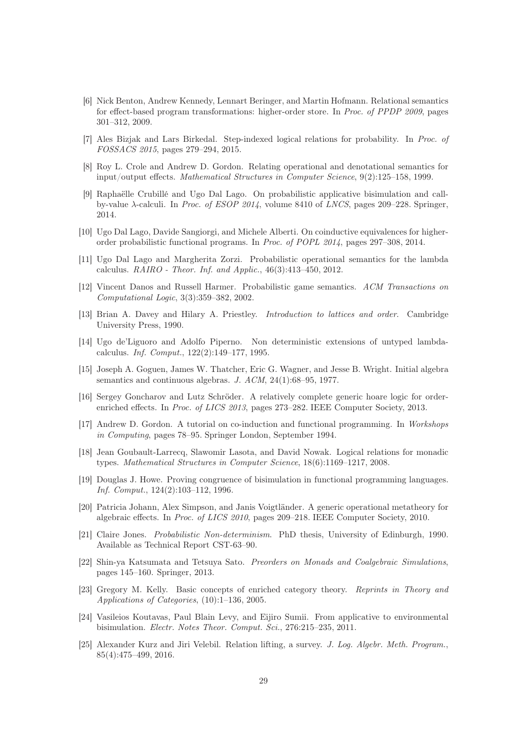[6] Nick Benton, Andrew Kennedy, Lennart Beringer, and Martin Hofmann. Relational semantics for effect-based program transformations: higher-order store. In *Proc. of PPDP 2009*, pages 301–312, 2009.

[7] Ales Bizjak and Lars Birkedal. Step-indexed logical relations for probability. In *Proc. of FOSSACS 2015*, pages 279–294, 2015.

[8] Roy L. Crole and Andrew D. Gordon. Relating operational and denotational semantics for input/output effects. *Mathematical Structures in Computer Science*, 9(2):125–158, 1999.

[9] Raphaëlle Crubillé and Ugo Dal Lago. On probabilistic applicative bisimulation and call-by-value $\lambda$-calculi. In *Proc. of ESOP 2014*, volume 8410 of *LNCS*, pages 209–228. Springer, 2014.

[10] Ugo Dal Lago, Davide Sangiorgi, and Michele Alberti. On coinductive equivalences for higher-order probabilistic functional programs. In *Proc. of POPL 2014*, pages 297–308, 2014.

[11] Ugo Dal Lago and Margherita Zorzi. Probabilistic operational semantics for the lambda calculus. *RAIRO - Theor. Inf. and Applic.*, 46(3):413–450, 2012.

[12] Vincent Danos and Russell Harmer. Probabilistic game semantics. *ACM Transactions on Computational Logic*, 3(3):359–382, 2002.

[13] Brian A. Davey and Hilary A. Priestley. *Introduction to lattices and order*. Cambridge University Press, 1990.

[14] Ugo de'Liguoro and Adolfo Piperno. Non deterministic extensions of untyped lambda-calculus. *Inf. Comput.*, 122(2):149–177, 1995.

[15] Joseph A. Goguen, James W. Thatcher, Eric G. Wagner, and Jesse B. Wright. Initial algebra semantics and continuous algebras. *J. ACM*, 24(1):68–95, 1977.

[16] Sergey Goncharov and Lutz Schröder. A relatively complete generic hoare logic for order-enriched effects. In *Proc. of LICS 2013*, pages 273–282. IEEE Computer Society, 2013.

[17] Andrew D. Gordon. A tutorial on co-induction and functional programming. In *Workshops in Computing*, pages 78–95. Springer London, September 1994.

[18] Jean Goubault-Larrecq, Slawomir Lasota, and David Nowak. Logical relations for monadic types. *Mathematical Structures in Computer Science*, 18(6):1169–1217, 2008.

[19] Douglas J. Howe. Proving congruence of bisimulation in functional programming languages. *Inf. Comput.*, 124(2):103–112, 1996.

[20] Patricia Johann, Alex Simpson, and Janis Voigtländer. A generic operational metatheory for algebraic effects. In *Proc. of LICS 2010*, pages 209–218. IEEE Computer Society, 2010.

[21] Claire Jones. *Probabilistic Non-determinism*. PhD thesis, University of Edinburgh, 1990. Available as Technical Report CST-63–90.

[22] Shin-ya Katsumata and Tetsuya Sato. *Preorders on Monads and Coalgebraic Simulations*, pages 145–160. Springer, 2013.

[23] Gregory M. Kelly. Basic concepts of enriched category theory. *Reprints in Theory and Applications of Categories*, (10):1–136, 2005.

[24] Vasileios Koutavas, Paul Blain Levy, and Eijiro Sumii. From applicative to environmental bisimulation. *Electr. Notes Theor. Comput. Sci.*, 276:215–235, 2011.

[25] Alexander Kurz and Jiri Velebil. Relation lifting, a survey. *J. Log. Algebr. Meth. Program.*, 85(4):475–499, 2016.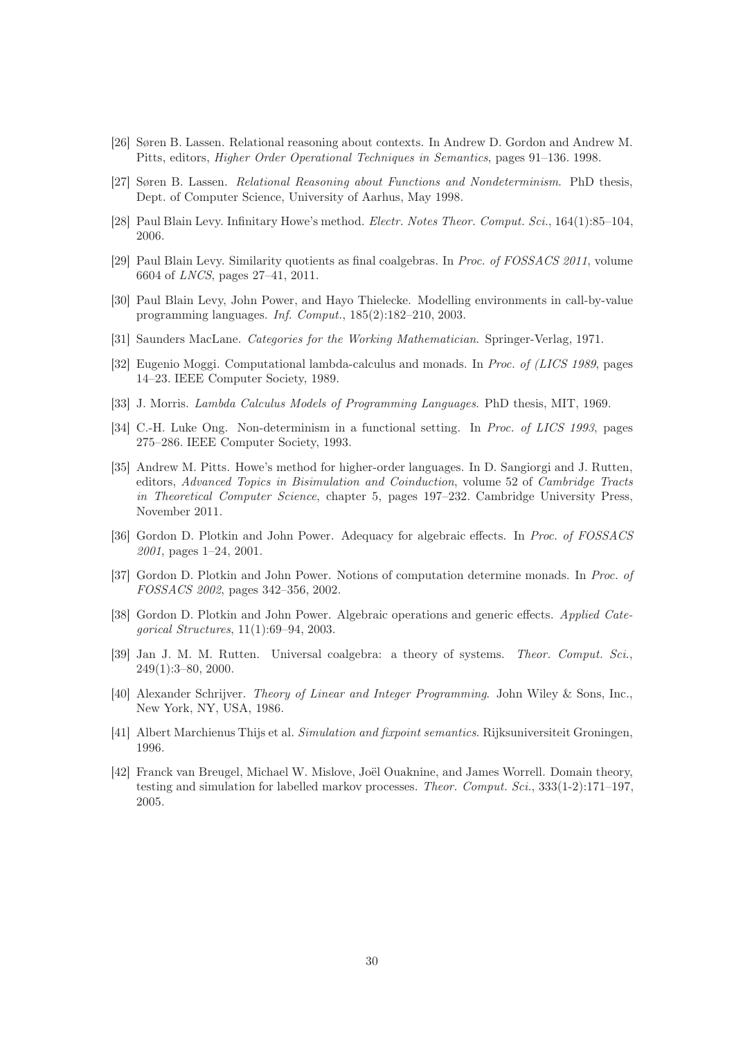[26] Søren B. Lassen. Relational reasoning about contexts. In Andrew D. Gordon and Andrew M. Pitts, editors, *Higher Order Operational Techniques in Semantics*, pages 91–136. 1998.

[27] Søren B. Lassen. *Relational Reasoning about Functions and Nondeterminism*. PhD thesis, Dept. of Computer Science, University of Aarhus, May 1998.

[28] Paul Blain Levy. Infinitary Howe's method. *Electr. Notes Theor. Comput. Sci.*, 164(1):85–104, 2006.

[29] Paul Blain Levy. Similarity quotients as final coalgebras. In *Proc. of FOSSACS 2011*, volume 6604 of *LNCS*, pages 27–41, 2011.

[30] Paul Blain Levy, John Power, and Hayo Thielecke. Modelling environments in call-by-value programming languages. *Inf. Comput.*, 185(2):182–210, 2003.

[31] Saunders MacLane. *Categories for the Working Mathematician*. Springer-Verlag, 1971.

[32] Eugenio Moggi. Computational lambda-calculus and monads. In *Proc. of (LICS 1989*, pages 14–23. IEEE Computer Society, 1989.

[33] J. Morris. *Lambda Calculus Models of Programming Languages*. PhD thesis, MIT, 1969.

[34] C.-H. Luke Ong. Non-determinism in a functional setting. In *Proc. of LICS 1993*, pages 275–286. IEEE Computer Society, 1993.

[35] Andrew M. Pitts. Howe's method for higher-order languages. In D. Sangiorgi and J. Rutten, editors, *Advanced Topics in Bisimulation and Coinduction*, volume 52 of *Cambridge Tracts in Theoretical Computer Science*, chapter 5, pages 197–232. Cambridge University Press, November 2011.

[36] Gordon D. Plotkin and John Power. Adequacy for algebraic effects. In *Proc. of FOSSACS 2001*, pages 1–24, 2001.

[37] Gordon D. Plotkin and John Power. Notions of computation determine monads. In *Proc. of FOSSACS 2002*, pages 342–356, 2002.

[38] Gordon D. Plotkin and John Power. Algebraic operations and generic effects. *Applied Categorical Structures*, 11(1):69–94, 2003.

[39] Jan J. M. M. Rutten. Universal coalgebra: a theory of systems. *Theor. Comput. Sci.*, 249(1):3–80, 2000.

[40] Alexander Schrijver. *Theory of Linear and Integer Programming*. John Wiley & Sons, Inc., New York, NY, USA, 1986.

[41] Albert Marchienus Thijs et al. *Simulation and fixpoint semantics*. Rijksuniversiteit Groningen, 1996.

[42] Franck van Breugel, Michael W. Mislove, Joël Ouaknine, and James Worrell. Domain theory, testing and simulation for labelled markov processes. *Theor. Comput. Sci.*, 333(1-2):171–197, 2005.